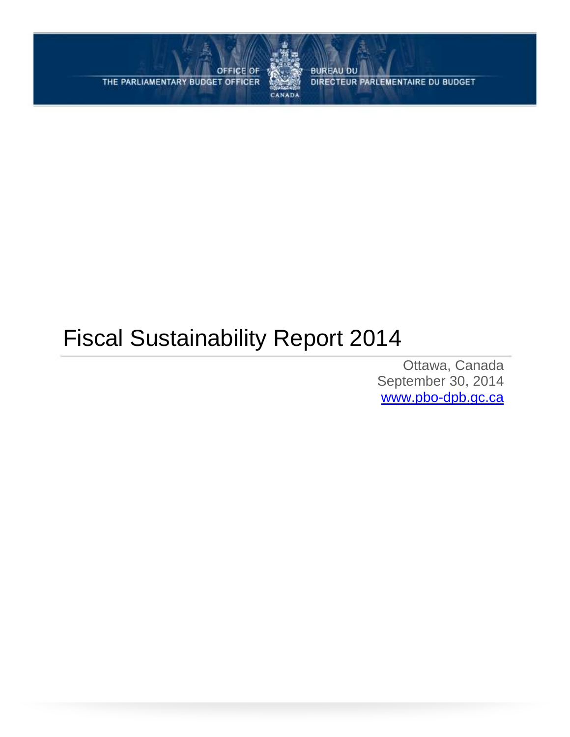OFFICE OF THE PARLIAMENTARY BUDGET OFFICER

BUREAU DU DIRECTEUR PARLEMENTAIRE DU BUDGET

CANADA

# Fiscal Sustainability Report 2014

Ottawa, Canada
September 30, 2014
www.pbo-dpb.gc.ca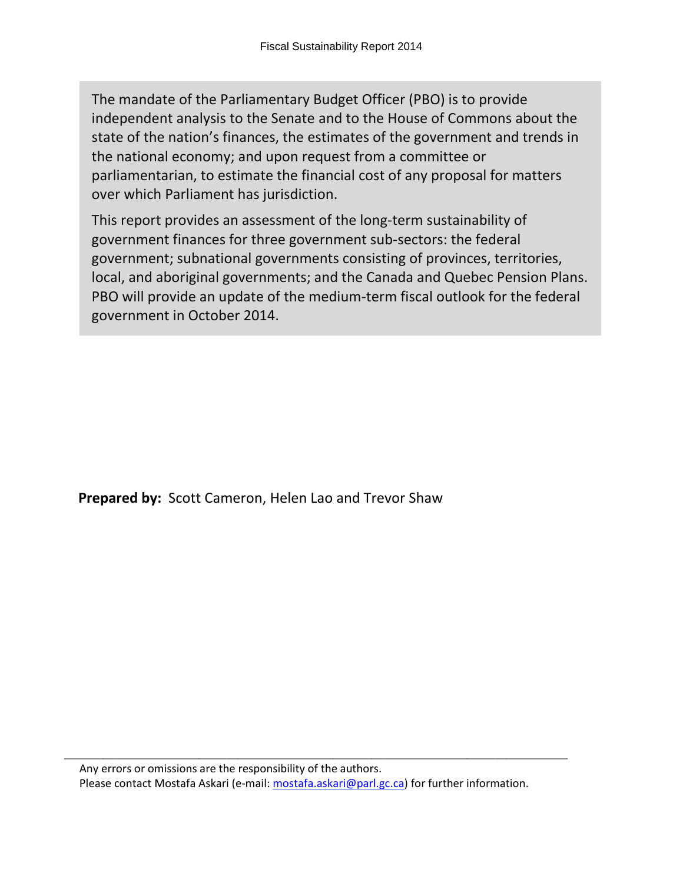The mandate of the Parliamentary Budget Officer (PBO) is to provide independent analysis to the Senate and to the House of Commons about the state of the nation's finances, the estimates of the government and trends in the national economy; and upon request from a committee or parliamentarian, to estimate the financial cost of any proposal for matters over which Parliament has jurisdiction.

This report provides an assessment of the long-term sustainability of government finances for three government sub-sectors: the federal government; subnational governments consisting of provinces, territories, local, and aboriginal governments; and the Canada and Quebec Pension Plans. PBO will provide an update of the medium-term fiscal outlook for the federal government in October 2014.

**Prepared by:** Scott Cameron, Helen Lao and Trevor Shaw

---

Any errors or omissions are the responsibility of the authors.
Please contact Mostafa Askari (e-mail: mostafa.askari@parl.gc.ca) for further information.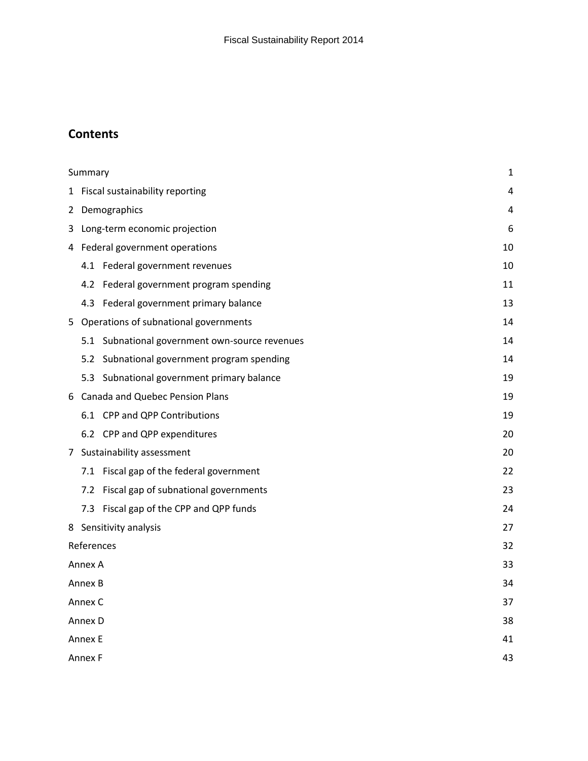## Contents

| | |
|---|---|
| Summary | 1 |
| 1 Fiscal sustainability reporting | 4 |
| 2 Demographics | 4 |
| 3 Long-term economic projection | 6 |
| 4 Federal government operations | 10 |
| 4.1 Federal government revenues | 10 |
| 4.2 Federal government program spending | 11 |
| 4.3 Federal government primary balance | 13 |
| 5 Operations of subnational governments | 14 |
| 5.1 Subnational government own-source revenues | 14 |
| 5.2 Subnational government program spending | 14 |
| 5.3 Subnational government primary balance | 19 |
| 6 Canada and Quebec Pension Plans | 19 |
| 6.1 CPP and QPP Contributions | 19 |
| 6.2 CPP and QPP expenditures | 20 |
| 7 Sustainability assessment | 20 |
| 7.1 Fiscal gap of the federal government | 22 |
| 7.2 Fiscal gap of subnational governments | 23 |
| 7.3 Fiscal gap of the CPP and QPP funds | 24 |
| 8 Sensitivity analysis | 27 |
| References | 32 |
| Annex A | 33 |
| Annex B | 34 |
| Annex C | 37 |
| Annex D | 38 |
| Annex E | 41 |
| Annex F | 43 |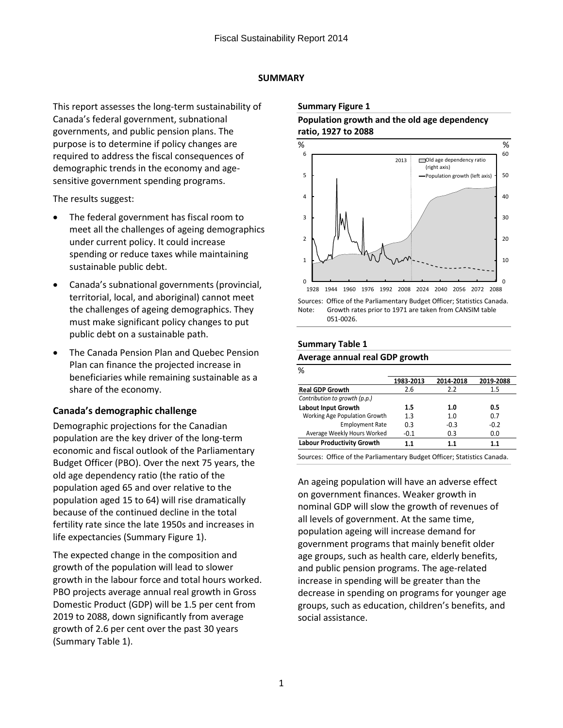## SUMMARY

This report assesses the long-term sustainability of Canada's federal government, subnational governments, and public pension plans. The purpose is to determine if policy changes are required to address the fiscal consequences of demographic trends in the economy and age-sensitive government spending programs.

The results suggest:

- The federal government has fiscal room to meet all the challenges of ageing demographics under current policy. It could increase spending or reduce taxes while maintaining sustainable public debt.
- Canada's subnational governments (provincial, territorial, local, and aboriginal) cannot meet the challenges of ageing demographics. They must make significant policy changes to put public debt on a sustainable path.
- The Canada Pension Plan and Quebec Pension Plan can finance the projected increase in beneficiaries while remaining sustainable as a share of the economy.

### Canada's demographic challenge

Demographic projections for the Canadian population are the key driver of the long-term economic and fiscal outlook of the Parliamentary Budget Officer (PBO). Over the next 75 years, the old age dependency ratio (the ratio of the population aged 65 and over relative to the population aged 15 to 64) will rise dramatically because of the continued decline in the total fertility rate since the late 1950s and increases in life expectancies (Summary Figure 1).

The expected change in the composition and growth of the population will lead to slower growth in the labour force and total hours worked. PBO projects average annual real growth in Gross Domestic Product (GDP) will be 1.5 per cent from 2019 to 2088, down significantly from average growth of 2.6 per cent over the past 30 years (Summary Table 1).

**Summary Figure 1**

**Population growth and the old age dependency ratio, 1927 to 2088**

%
%
6
5
4
3
2
1
0
60
50
40
30
20
10
0
2013
Old age dependency ratio (right axis)
Population growth (left axis)
1928 1944 1960 1976 1992 2008 2024 2040 2056 2072 2088

Sources: Office of the Parliamentary Budget Officer; Statistics Canada.
Note: Growth rates prior to 1971 are taken from CANSIM table 051-0026.

**Summary Table 1**

**Average annual real GDP growth**

| % | 1983-2013 | 2014-2018 | 2019-2088 |
|---|---|---|---|
| **Real GDP Growth** | 2.6 | 2.2 | 1.5 |
| *Contribution to growth (p.p.)* | | | |
| **Labout Input Growth** | **1.5** | **1.0** | **0.5** |
| Working Age Population Growth | 1.3 | 1.0 | 0.7 |
| Employment Rate | 0.3 | -0.3 | -0.2 |
| Average Weekly Hours Worked | -0.1 | 0.3 | 0.0 |
| **Labour Productivity Growth** | **1.1** | **1.1** | **1.1** |

Sources: Office of the Parliamentary Budget Officer; Statistics Canada.

An ageing population will have an adverse effect on government finances. Weaker growth in nominal GDP will slow the growth of revenues of all levels of government. At the same time, population ageing will increase demand for government programs that mainly benefit older age groups, such as health care, elderly benefits, and public pension programs. The age-related increase in spending will be greater than the decrease in spending on programs for younger age groups, such as education, children's benefits, and social assistance.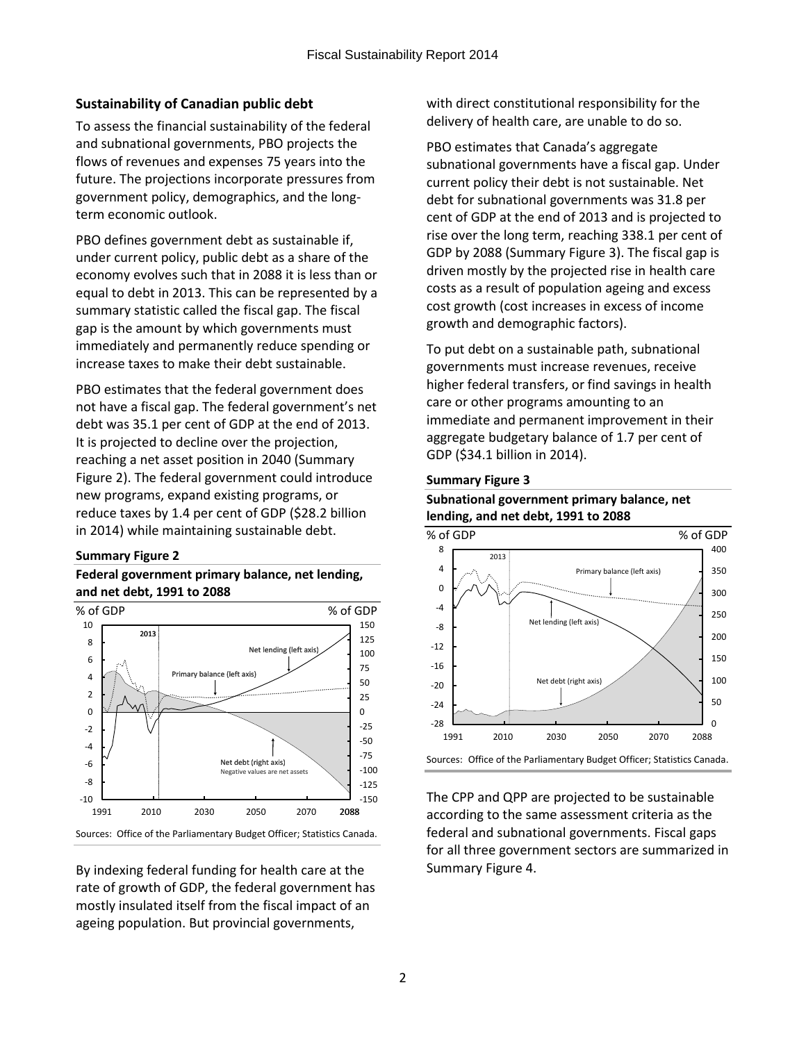## Sustainability of Canadian public debt

To assess the financial sustainability of the federal and subnational governments, PBO projects the flows of revenues and expenses 75 years into the future. The projections incorporate pressures from government policy, demographics, and the long-term economic outlook.

PBO defines government debt as sustainable if, under current policy, public debt as a share of the economy evolves such that in 2088 it is less than or equal to debt in 2013. This can be represented by a summary statistic called the fiscal gap. The fiscal gap is the amount by which governments must immediately and permanently reduce spending or increase taxes to make their debt sustainable.

PBO estimates that the federal government does not have a fiscal gap. The federal government's net debt was 35.1 per cent of GDP at the end of 2013. It is projected to decline over the projection, reaching a net asset position in 2040 (Summary Figure 2). The federal government could introduce new programs, expand existing programs, or reduce taxes by 1.4 per cent of GDP ($28.2 billion in 2014) while maintaining sustainable debt.

**Summary Figure 2**

**Federal government primary balance, net lending, and net debt, 1991 to 2088**

% of GDP
% of GDP
10
8
6
4
2
0
-2
-4
-6
-8
-10
150
125
100
75
50
25
0
-25
-50
-75
-100
-125
-150
2013
Net lending (left axis)
Primary balance (left axis)
Net debt (right axis)
Negative values are net assets
1991
2010
2030
2050
2070
2088

Sources: Office of the Parliamentary Budget Officer; Statistics Canada.

By indexing federal funding for health care at the rate of growth of GDP, the federal government has mostly insulated itself from the fiscal impact of an ageing population. But provincial governments, with direct constitutional responsibility for the delivery of health care, are unable to do so.

PBO estimates that Canada's aggregate subnational governments have a fiscal gap. Under current policy their debt is not sustainable. Net debt for subnational governments was 31.8 per cent of GDP at the end of 2013 and is projected to rise over the long term, reaching 338.1 per cent of GDP by 2088 (Summary Figure 3). The fiscal gap is driven mostly by the projected rise in health care costs as a result of population ageing and excess cost growth (cost increases in excess of income growth and demographic factors).

To put debt on a sustainable path, subnational governments must increase revenues, receive higher federal transfers, or find savings in health care or other programs amounting to an immediate and permanent improvement in their aggregate budgetary balance of 1.7 per cent of GDP ($34.1 billion in 2014).

**Summary Figure 3**

**Subnational government primary balance, net lending, and net debt, 1991 to 2088**

% of GDP
% of GDP
8
4
0
-4
-8
-12
-16
-20
-24
-28
400
350
300
250
200
150
100
50
0
2013
Primary balance (left axis)
Net lending (left axis)
Net debt (right axis)
1991
2010
2030
2050
2070
2088

Sources: Office of the Parliamentary Budget Officer; Statistics Canada.

The CPP and QPP are projected to be sustainable according to the same assessment criteria as the federal and subnational governments. Fiscal gaps for all three government sectors are summarized in Summary Figure 4.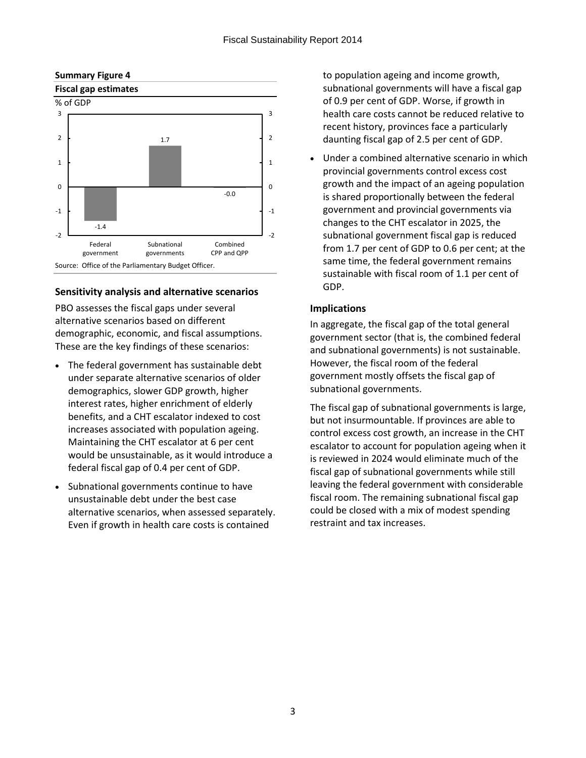**Summary Figure 4**

**Fiscal gap estimates**

% of GDP

3
2
1
0
-1
-2

1.7
-0.0
-1.4

Federal government
Subnational governments
Combined CPP and QPP

Source: Office of the Parliamentary Budget Officer.

### Sensitivity analysis and alternative scenarios

PBO assesses the fiscal gaps under several alternative scenarios based on different demographic, economic, and fiscal assumptions. These are the key findings of these scenarios:

- The federal government has sustainable debt under separate alternative scenarios of older demographics, slower GDP growth, higher interest rates, higher enrichment of elderly benefits, and a CHT escalator indexed to cost increases associated with population ageing. Maintaining the CHT escalator at 6 per cent would be unsustainable, as it would introduce a federal fiscal gap of 0.4 per cent of GDP.
- Subnational governments continue to have unsustainable debt under the best case alternative scenarios, when assessed separately. Even if growth in health care costs is contained to population ageing and income growth, subnational governments will have a fiscal gap of 0.9 per cent of GDP. Worse, if growth in health care costs cannot be reduced relative to recent history, provinces face a particularly daunting fiscal gap of 2.5 per cent of GDP.
- Under a combined alternative scenario in which provincial governments control excess cost growth and the impact of an ageing population is shared proportionally between the federal government and provincial governments via changes to the CHT escalator in 2025, the subnational government fiscal gap is reduced from 1.7 per cent of GDP to 0.6 per cent; at the same time, the federal government remains sustainable with fiscal room of 1.1 per cent of GDP.

### Implications

In aggregate, the fiscal gap of the total general government sector (that is, the combined federal and subnational governments) is not sustainable. However, the fiscal room of the federal government mostly offsets the fiscal gap of subnational governments.

The fiscal gap of subnational governments is large, but not insurmountable. If provinces are able to control excess cost growth, an increase in the CHT escalator to account for population ageing when it is reviewed in 2024 would eliminate much of the fiscal gap of subnational governments while still leaving the federal government with considerable fiscal room. The remaining subnational fiscal gap could be closed with a mix of modest spending restraint and tax increases.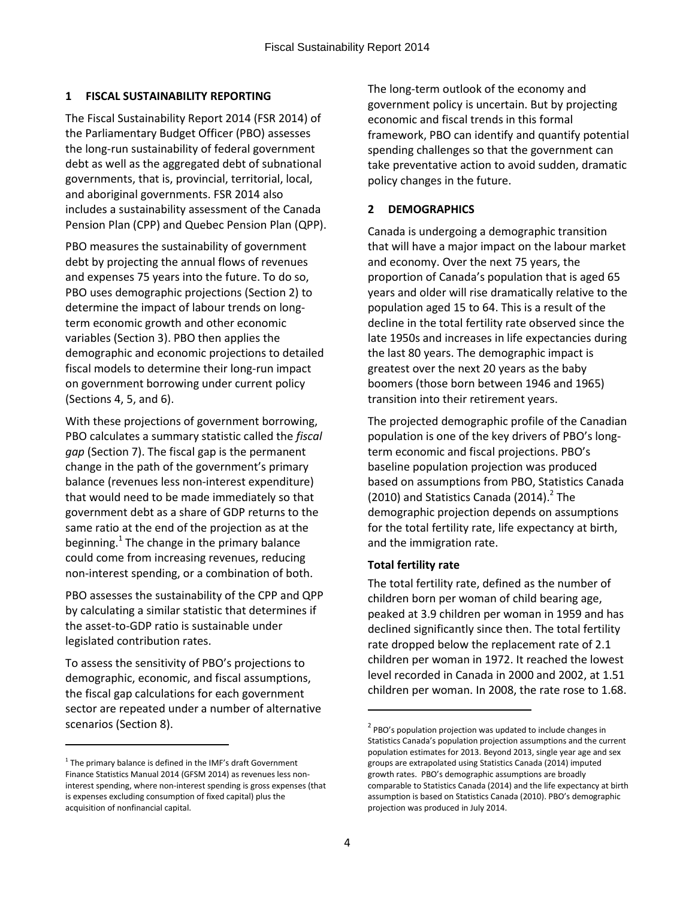## 1 FISCAL SUSTAINABILITY REPORTING

The Fiscal Sustainability Report 2014 (FSR 2014) of the Parliamentary Budget Officer (PBO) assesses the long-run sustainability of federal government debt as well as the aggregated debt of subnational governments, that is, provincial, territorial, local, and aboriginal governments. FSR 2014 also includes a sustainability assessment of the Canada Pension Plan (CPP) and Quebec Pension Plan (QPP).

PBO measures the sustainability of government debt by projecting the annual flows of revenues and expenses 75 years into the future. To do so, PBO uses demographic projections (Section 2) to determine the impact of labour trends on long-term economic growth and other economic variables (Section 3). PBO then applies the demographic and economic projections to detailed fiscal models to determine their long-run impact on government borrowing under current policy (Sections 4, 5, and 6).

With these projections of government borrowing, PBO calculates a summary statistic called the *fiscal gap* (Section 7). The fiscal gap is the permanent change in the path of the government's primary balance (revenues less non-interest expenditure) that would need to be made immediately so that government debt as a share of GDP returns to the same ratio at the end of the projection as at the beginning.[1] The change in the primary balance could come from increasing revenues, reducing non-interest spending, or a combination of both.

PBO assesses the sustainability of the CPP and QPP by calculating a similar statistic that determines if the asset-to-GDP ratio is sustainable under legislated contribution rates.

To assess the sensitivity of PBO's projections to demographic, economic, and fiscal assumptions, the fiscal gap calculations for each government sector are repeated under a number of alternative scenarios (Section 8).

The long-term outlook of the economy and government policy is uncertain. But by projecting economic and fiscal trends in this formal framework, PBO can identify and quantify potential spending challenges so that the government can take preventative action to avoid sudden, dramatic policy changes in the future.

## 2 DEMOGRAPHICS

Canada is undergoing a demographic transition that will have a major impact on the labour market and economy. Over the next 75 years, the proportion of Canada's population that is aged 65 years and older will rise dramatically relative to the population aged 15 to 64. This is a result of the decline in the total fertility rate observed since the late 1950s and increases in life expectancies during the last 80 years. The demographic impact is greatest over the next 20 years as the baby boomers (those born between 1946 and 1965) transition into their retirement years.

The projected demographic profile of the Canadian population is one of the key drivers of PBO's long-term economic and fiscal projections. PBO's baseline population projection was produced based on assumptions from PBO, Statistics Canada (2010) and Statistics Canada (2014).[2] The demographic projection depends on assumptions for the total fertility rate, life expectancy at birth, and the immigration rate.

### Total fertility rate

The total fertility rate, defined as the number of children born per woman of child bearing age, peaked at 3.9 children per woman in 1959 and has declined significantly since then. The total fertility rate dropped below the replacement rate of 2.1 children per woman in 1972. It reached the lowest level recorded in Canada in 2000 and 2002, at 1.51 children per woman. In 2008, the rate rose to 1.68.

---

[1] The primary balance is defined in the IMF's draft Government Finance Statistics Manual 2014 (GFSM 2014) as revenues less non-interest spending, where non-interest spending is gross expenses (that is expenses excluding consumption of fixed capital) plus the acquisition of nonfinancial capital.

[2] PBO's population projection was updated to include changes in Statistics Canada's population projection assumptions and the current population estimates for 2013. Beyond 2013, single year age and sex groups are extrapolated using Statistics Canada (2014) imputed growth rates. PBO's demographic assumptions are broadly comparable to Statistics Canada (2014) and the life expectancy at birth assumption is based on Statistics Canada (2010). PBO's demographic projection was produced in July 2014.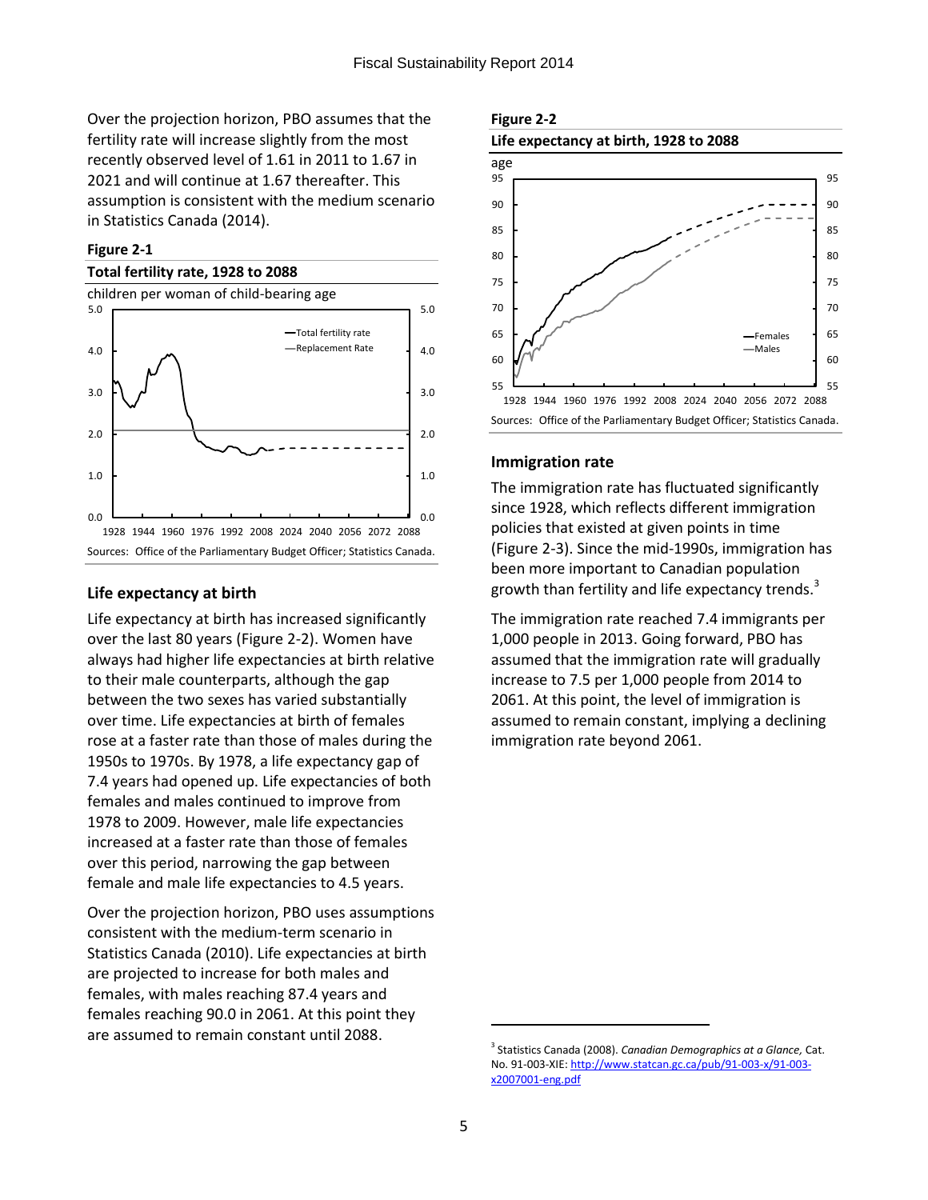Over the projection horizon, PBO assumes that the fertility rate will increase slightly from the most recently observed level of 1.61 in 2011 to 1.67 in 2021 and will continue at 1.67 thereafter. This assumption is consistent with the medium scenario in Statistics Canada (2014).

**Figure 2-1**

**Total fertility rate, 1928 to 2088**

children per woman of child-bearing age

5.0
4.0
3.0
2.0
1.0
0.0

Total fertility rate
Replacement Rate

1928 1944 1960 1976 1992 2008 2024 2040 2056 2072 2088

Sources: Office of the Parliamentary Budget Officer; Statistics Canada.

### Life expectancy at birth

Life expectancy at birth has increased significantly over the last 80 years (Figure 2-2). Women have always had higher life expectancies at birth relative to their male counterparts, although the gap between the two sexes has varied substantially over time. Life expectancies at birth of females rose at a faster rate than those of males during the 1950s to 1970s. By 1978, a life expectancy gap of 7.4 years had opened up. Life expectancies of both females and males continued to improve from 1978 to 2009. However, male life expectancies increased at a faster rate than those of females over this period, narrowing the gap between female and male life expectancies to 4.5 years.

Over the projection horizon, PBO uses assumptions consistent with the medium-term scenario in Statistics Canada (2010). Life expectancies at birth are projected to increase for both males and females, with males reaching 87.4 years and females reaching 90.0 in 2061. At this point they are assumed to remain constant until 2088.

**Figure 2-2**

**Life expectancy at birth, 1928 to 2088**

age

95
90
85
80
75
70
65
60
55

Females
Males

1928 1944 1960 1976 1992 2008 2024 2040 2056 2072 2088

Sources: Office of the Parliamentary Budget Officer; Statistics Canada.

### Immigration rate

The immigration rate has fluctuated significantly since 1928, which reflects different immigration policies that existed at given points in time (Figure 2-3). Since the mid-1990s, immigration has been more important to Canadian population growth than fertility and life expectancy trends.[3]

The immigration rate reached 7.4 immigrants per 1,000 people in 2013. Going forward, PBO has assumed that the immigration rate will gradually increase to 7.5 per 1,000 people from 2014 to 2061. At this point, the level of immigration is assumed to remain constant, implying a declining immigration rate beyond 2061.

[3] Statistics Canada (2008). *Canadian Demographics at a Glance,* Cat. No. 91-003-XIE: http://www.statcan.gc.ca/pub/91-003-x/91-003-x2007001-eng.pdf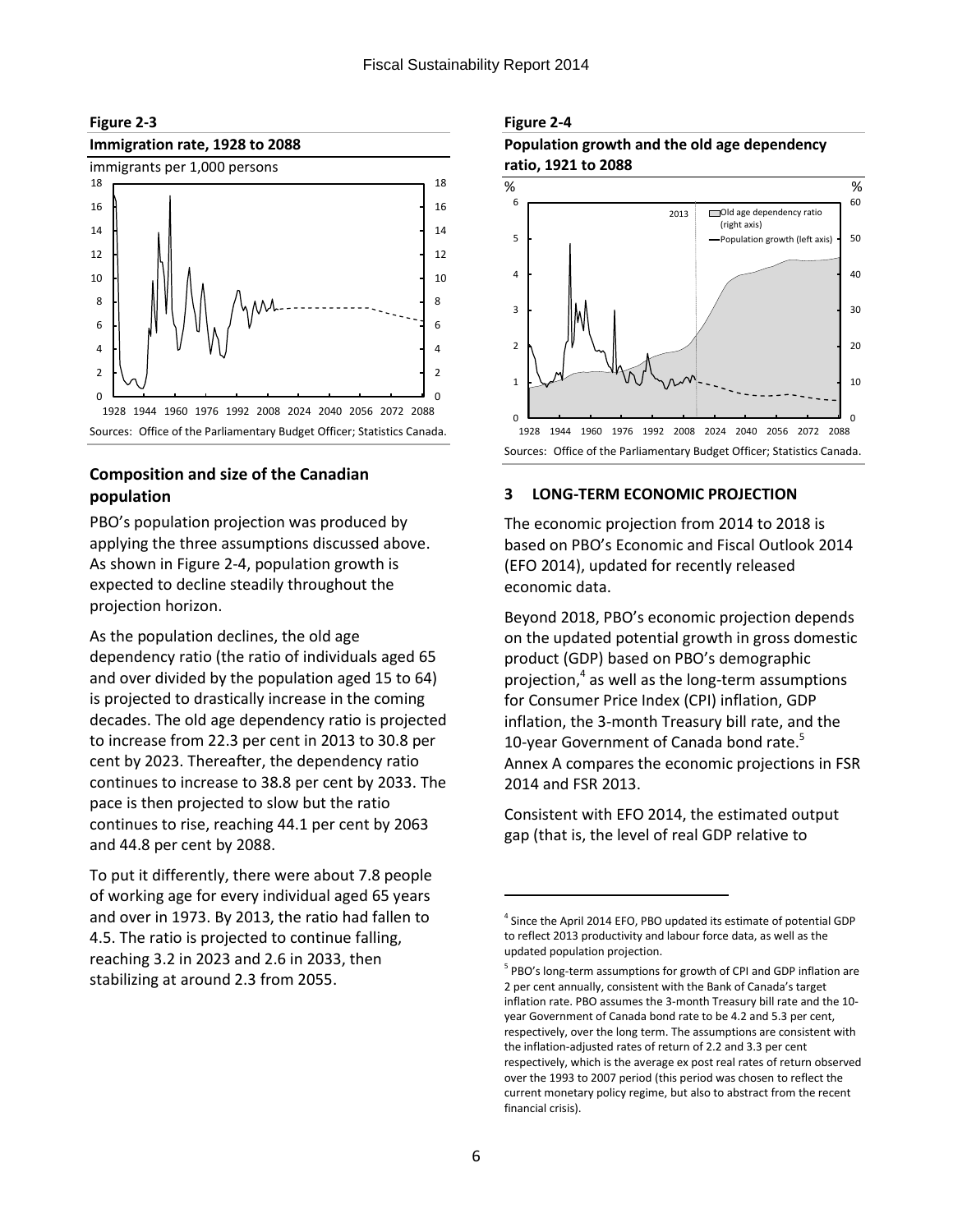**Figure 2-3**

**Immigration rate, 1928 to 2088**

Sources: Office of the Parliamentary Budget Officer; Statistics Canada.

## Composition and size of the Canadian population

PBO's population projection was produced by applying the three assumptions discussed above. As shown in Figure 2-4, population growth is expected to decline steadily throughout the projection horizon.

As the population declines, the old age dependency ratio (the ratio of individuals aged 65 and over divided by the population aged 15 to 64) is projected to drastically increase in the coming decades. The old age dependency ratio is projected to increase from 22.3 per cent in 2013 to 30.8 per cent by 2023. Thereafter, the dependency ratio continues to increase to 38.8 per cent by 2033. The pace is then projected to slow but the ratio continues to rise, reaching 44.1 per cent by 2063 and 44.8 per cent by 2088.

To put it differently, there were about 7.8 people of working age for every individual aged 65 years and over in 1973. By 2013, the ratio had fallen to 4.5. The ratio is projected to continue falling, reaching 3.2 in 2023 and 2.6 in 2033, then stabilizing at around 2.3 from 2055.

**Figure 2-4**

**Population growth and the old age dependency ratio, 1921 to 2088**

Sources: Office of the Parliamentary Budget Officer; Statistics Canada.

## 3 LONG-TERM ECONOMIC PROJECTION

The economic projection from 2014 to 2018 is based on PBO's Economic and Fiscal Outlook 2014 (EFO 2014), updated for recently released economic data.

Beyond 2018, PBO's economic projection depends on the updated potential growth in gross domestic product (GDP) based on PBO's demographic projection,[4] as well as the long-term assumptions for Consumer Price Index (CPI) inflation, GDP inflation, the 3-month Treasury bill rate, and the 10-year Government of Canada bond rate.[5] Annex A compares the economic projections in FSR 2014 and FSR 2013.

Consistent with EFO 2014, the estimated output gap (that is, the level of real GDP relative to

---

[4] Since the April 2014 EFO, PBO updated its estimate of potential GDP to reflect 2013 productivity and labour force data, as well as the updated population projection.

[5] PBO's long-term assumptions for growth of CPI and GDP inflation are 2 per cent annually, consistent with the Bank of Canada's target inflation rate. PBO assumes the 3-month Treasury bill rate and the 10-year Government of Canada bond rate to be 4.2 and 5.3 per cent, respectively, over the long term. The assumptions are consistent with the inflation-adjusted rates of return of 2.2 and 3.3 per cent respectively, which is the average ex post real rates of return observed over the 1993 to 2007 period (this period was chosen to reflect the current monetary policy regime, but also to abstract from the recent financial crisis).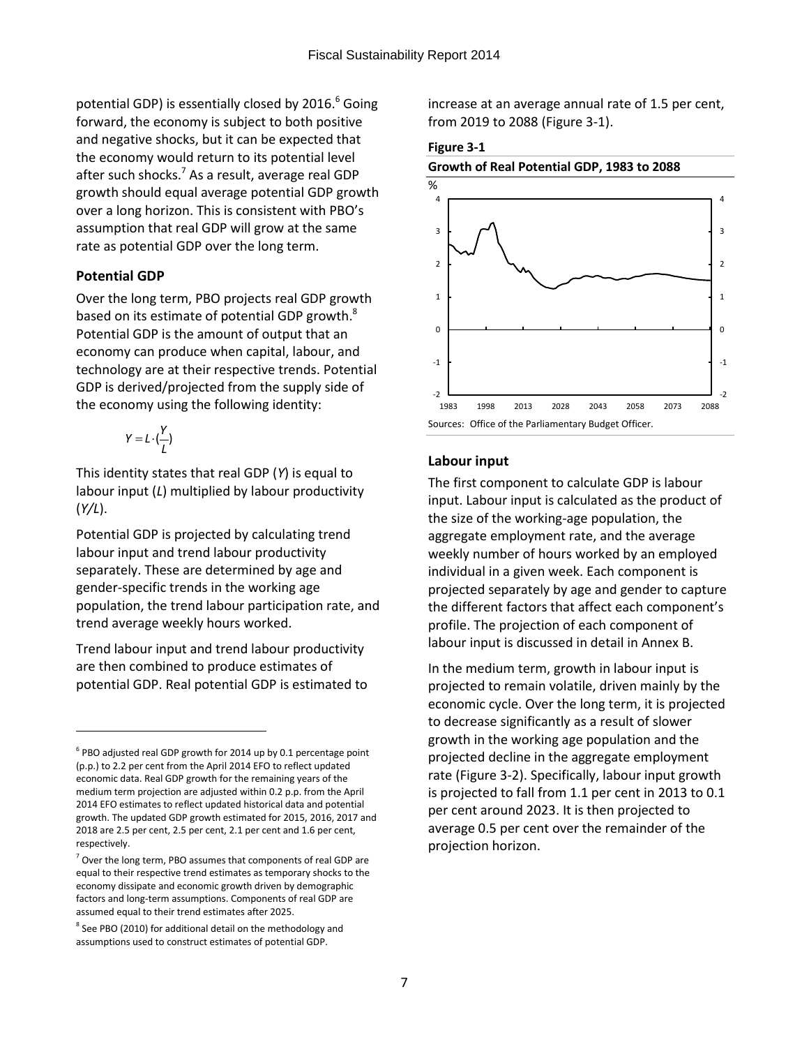potential GDP) is essentially closed by 2016.[6] Going forward, the economy is subject to both positive and negative shocks, but it can be expected that the economy would return to its potential level after such shocks.[7] As a result, average real GDP growth should equal average potential GDP growth over a long horizon. This is consistent with PBO's assumption that real GDP will grow at the same rate as potential GDP over the long term.

### Potential GDP

Over the long term, PBO projects real GDP growth based on its estimate of potential GDP growth.[8] Potential GDP is the amount of output that an economy can produce when capital, labour, and technology are at their respective trends. Potential GDP is derived/projected from the supply side of the economy using the following identity:

$$Y = L \cdot (\frac{Y}{L})$$

This identity states that real GDP ($Y$) is equal to labour input ($L$) multiplied by labour productivity ($Y/L$).

Potential GDP is projected by calculating trend labour input and trend labour productivity separately. These are determined by age and gender-specific trends in the working age population, the trend labour participation rate, and trend average weekly hours worked.

Trend labour input and trend labour productivity are then combined to produce estimates of potential GDP. Real potential GDP is estimated to increase at an average annual rate of 1.5 per cent, from 2019 to 2088 (Figure 3-1).

**Figure 3-1**

**Growth of Real Potential GDP, 1983 to 2088**

%

4, 3, 2, 1, 0, -1, -2

1983 1998 2013 2028 2043 2058 2073 2088

Sources: Office of the Parliamentary Budget Officer.

### Labour input

The first component to calculate GDP is labour input. Labour input is calculated as the product of the size of the working-age population, the aggregate employment rate, and the average weekly number of hours worked by an employed individual in a given week. Each component is projected separately by age and gender to capture the different factors that affect each component's profile. The projection of each component of labour input is discussed in detail in Annex B.

In the medium term, growth in labour input is projected to remain volatile, driven mainly by the economic cycle. Over the long term, it is projected to decrease significantly as a result of slower growth in the working age population and the projected decline in the aggregate employment rate (Figure 3-2). Specifically, labour input growth is projected to fall from 1.1 per cent in 2013 to 0.1 per cent around 2023. It is then projected to average 0.5 per cent over the remainder of the projection horizon.

---

[6] PBO adjusted real GDP growth for 2014 up by 0.1 percentage point (p.p.) to 2.2 per cent from the April 2014 EFO to reflect updated economic data. Real GDP growth for the remaining years of the medium term projection are adjusted within 0.2 p.p. from the April 2014 EFO estimates to reflect updated historical data and potential growth. The updated GDP growth estimated for 2015, 2016, 2017 and 2018 are 2.5 per cent, 2.5 per cent, 2.1 per cent and 1.6 per cent, respectively.

[7] Over the long term, PBO assumes that components of real GDP are equal to their respective trend estimates as temporary shocks to the economy dissipate and economic growth driven by demographic factors and long-term assumptions. Components of real GDP are assumed equal to their trend estimates after 2025.

[8] See PBO (2010) for additional detail on the methodology and assumptions used to construct estimates of potential GDP.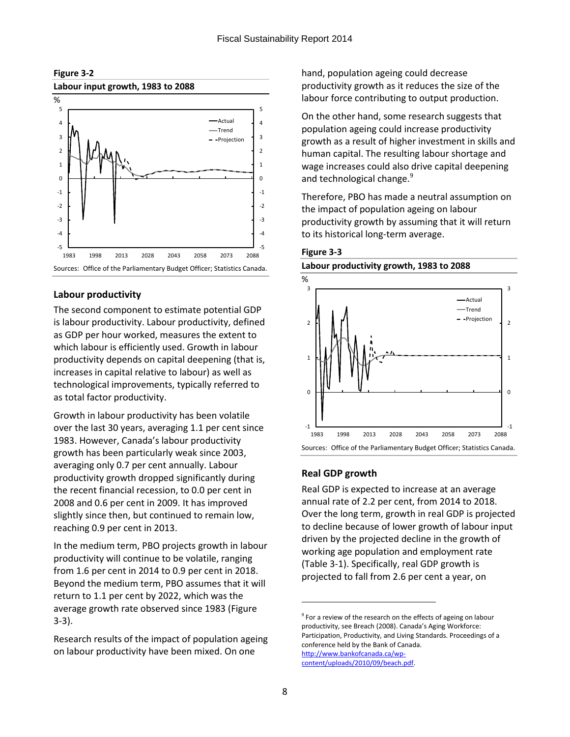**Figure 3-2**

**Labour input growth, 1983 to 2088**

%

5
4
3
2
1
0
-1
-2
-3
-4
-5

1983 1998 2013 2028 2043 2058 2073 2088

Actual
Trend
Projection

Sources: Office of the Parliamentary Budget Officer; Statistics Canada.

### Labour productivity

The second component to estimate potential GDP is labour productivity. Labour productivity, defined as GDP per hour worked, measures the extent to which labour is efficiently used. Growth in labour productivity depends on capital deepening (that is, increases in capital relative to labour) as well as technological improvements, typically referred to as total factor productivity.

Growth in labour productivity has been volatile over the last 30 years, averaging 1.1 per cent since 1983. However, Canada's labour productivity growth has been particularly weak since 2003, averaging only 0.7 per cent annually. Labour productivity growth dropped significantly during the recent financial recession, to 0.0 per cent in 2008 and 0.6 per cent in 2009. It has improved slightly since then, but continued to remain low, reaching 0.9 per cent in 2013.

In the medium term, PBO projects growth in labour productivity will continue to be volatile, ranging from 1.6 per cent in 2014 to 0.9 per cent in 2018. Beyond the medium term, PBO assumes that it will return to 1.1 per cent by 2022, which was the average growth rate observed since 1983 (Figure 3-3).

Research results of the impact of population ageing on labour productivity have been mixed. On one hand, population ageing could decrease productivity growth as it reduces the size of the labour force contributing to output production.

On the other hand, some research suggests that population ageing could increase productivity growth as a result of higher investment in skills and human capital. The resulting labour shortage and wage increases could also drive capital deepening and technological change.[9]

Therefore, PBO has made a neutral assumption on the impact of population ageing on labour productivity growth by assuming that it will return to its historical long-term average.

**Figure 3-3**

**Labour productivity growth, 1983 to 2088**

%

3
2
1
0
-1

1983 1998 2013 2028 2043 2058 2073 2088

Actual
Trend
Projection

Sources: Office of the Parliamentary Budget Officer; Statistics Canada.

### Real GDP growth

Real GDP is expected to increase at an average annual rate of 2.2 per cent, from 2014 to 2018. Over the long term, growth in real GDP is projected to decline because of lower growth of labour input driven by the projected decline in the growth of working age population and employment rate (Table 3-1). Specifically, real GDP growth is projected to fall from 2.6 per cent a year, on

[9] For a review of the research on the effects of ageing on labour productivity, see Breach (2008). Canada's Aging Workforce: Participation, Productivity, and Living Standards. Proceedings of a conference held by the Bank of Canada. http://www.bankofcanada.ca/wp-content/uploads/2010/09/beach.pdf.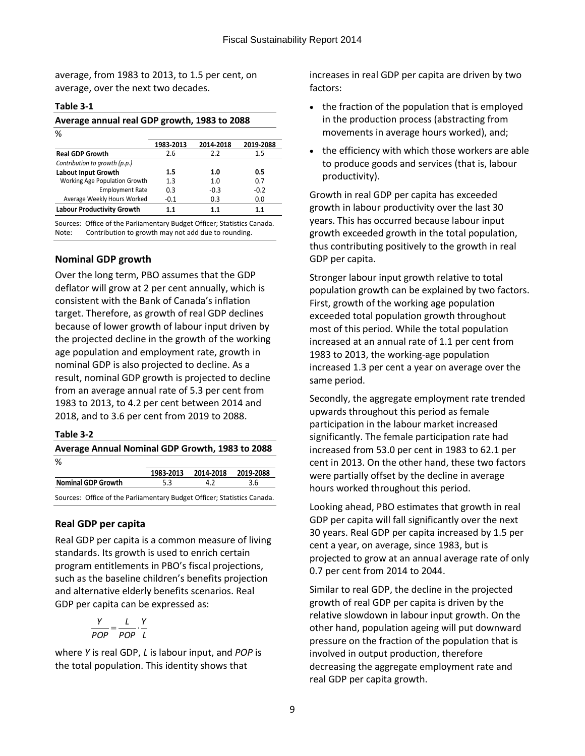average, from 1983 to 2013, to 1.5 per cent, on average, over the next two decades.

**Table 3-1**

**Average annual real GDP growth, 1983 to 2088**

| % | 1983-2013 | 2014-2018 | 2019-2088 |
|---|---|---|---|
| **Real GDP Growth** | 2.6 | 2.2 | 1.5 |
| *Contribution to growth (p.p.)* | | | |
| **Labout Input Growth** | **1.5** | **1.0** | **0.5** |
| Working Age Population Growth | 1.3 | 1.0 | 0.7 |
| Employment Rate | 0.3 | -0.3 | -0.2 |
| Average Weekly Hours Worked | -0.1 | 0.3 | 0.0 |
| **Labour Productivity Growth** | **1.1** | **1.1** | **1.1** |

Sources: Office of the Parliamentary Budget Officer; Statistics Canada.
Note: Contribution to growth may not add due to rounding.

### Nominal GDP growth

Over the long term, PBO assumes that the GDP deflator will grow at 2 per cent annually, which is consistent with the Bank of Canada's inflation target. Therefore, as growth of real GDP declines because of lower growth of labour input driven by the projected decline in the growth of the working age population and employment rate, growth in nominal GDP is also projected to decline. As a result, nominal GDP growth is projected to decline from an average annual rate of 5.3 per cent from 1983 to 2013, to 4.2 per cent between 2014 and 2018, and to 3.6 per cent from 2019 to 2088.

**Table 3-2**

**Average Annual Nominal GDP Growth, 1983 to 2088**

| % | 1983-2013 | 2014-2018 | 2019-2088 |
|---|---|---|---|
| **Nominal GDP Growth** | 5.3 | 4.2 | 3.6 |

Sources: Office of the Parliamentary Budget Officer; Statistics Canada.

### Real GDP per capita

Real GDP per capita is a common measure of living standards. Its growth is used to enrich certain program entitlements in PBO's fiscal projections, such as the baseline children's benefits projection and alternative elderly benefits scenarios. Real GDP per capita can be expressed as:

$$\frac{Y}{POP} = \frac{L}{POP} \cdot \frac{Y}{L}$$

where $Y$ is real GDP, $L$ is labour input, and $POP$ is the total population. This identity shows that increases in real GDP per capita are driven by two factors:

- the fraction of the population that is employed in the production process (abstracting from movements in average hours worked), and;
- the efficiency with which those workers are able to produce goods and services (that is, labour productivity).

Growth in real GDP per capita has exceeded growth in labour productivity over the last 30 years. This has occurred because labour input growth exceeded growth in the total population, thus contributing positively to the growth in real GDP per capita.

Stronger labour input growth relative to total population growth can be explained by two factors. First, growth of the working age population exceeded total population growth throughout most of this period. While the total population increased at an annual rate of 1.1 per cent from 1983 to 2013, the working-age population increased 1.3 per cent a year on average over the same period.

Secondly, the aggregate employment rate trended upwards throughout this period as female participation in the labour market increased significantly. The female participation rate had increased from 53.0 per cent in 1983 to 62.1 per cent in 2013. On the other hand, these two factors were partially offset by the decline in average hours worked throughout this period.

Looking ahead, PBO estimates that growth in real GDP per capita will fall significantly over the next 30 years. Real GDP per capita increased by 1.5 per cent a year, on average, since 1983, but is projected to grow at an annual average rate of only 0.7 per cent from 2014 to 2044.

Similar to real GDP, the decline in the projected growth of real GDP per capita is driven by the relative slowdown in labour input growth. On the other hand, population ageing will put downward pressure on the fraction of the population that is involved in output production, therefore decreasing the aggregate employment rate and real GDP per capita growth.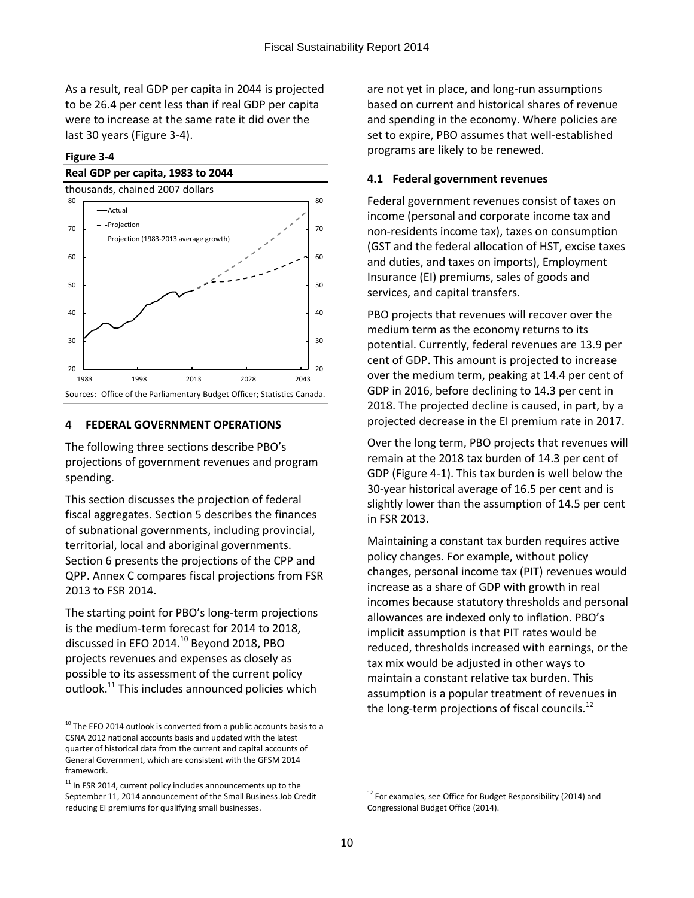As a result, real GDP per capita in 2044 is projected to be 26.4 per cent less than if real GDP per capita were to increase at the same rate it did over the last 30 years (Figure 3-4).

**Figure 3-4**

**Real GDP per capita, 1983 to 2044**

thousands, chained 2007 dollars

80 80
70 70
60 60
50 50
40 40
30 30
20 20

1983 1998 2013 2028 2043

Actual
Projection
Projection (1983-2013 average growth)

Sources: Office of the Parliamentary Budget Officer; Statistics Canada.

## 4 FEDERAL GOVERNMENT OPERATIONS

The following three sections describe PBO's projections of government revenues and program spending.

This section discusses the projection of federal fiscal aggregates. Section 5 describes the finances of subnational governments, including provincial, territorial, local and aboriginal governments. Section 6 presents the projections of the CPP and QPP. Annex C compares fiscal projections from FSR 2013 to FSR 2014.

The starting point for PBO's long-term projections is the medium-term forecast for 2014 to 2018, discussed in EFO 2014.[10] Beyond 2018, PBO projects revenues and expenses as closely as possible to its assessment of the current policy outlook.[11] This includes announced policies which are not yet in place, and long-run assumptions based on current and historical shares of revenue and spending in the economy. Where policies are set to expire, PBO assumes that well-established programs are likely to be renewed.

### 4.1 Federal government revenues

Federal government revenues consist of taxes on income (personal and corporate income tax and non-residents income tax), taxes on consumption (GST and the federal allocation of HST, excise taxes and duties, and taxes on imports), Employment Insurance (EI) premiums, sales of goods and services, and capital transfers.

PBO projects that revenues will recover over the medium term as the economy returns to its potential. Currently, federal revenues are 13.9 per cent of GDP. This amount is projected to increase over the medium term, peaking at 14.4 per cent of GDP in 2016, before declining to 14.3 per cent in 2018. The projected decline is caused, in part, by a projected decrease in the EI premium rate in 2017.

Over the long term, PBO projects that revenues will remain at the 2018 tax burden of 14.3 per cent of GDP (Figure 4-1). This tax burden is well below the 30-year historical average of 16.5 per cent and is slightly lower than the assumption of 14.5 per cent in FSR 2013.

Maintaining a constant tax burden requires active policy changes. For example, without policy changes, personal income tax (PIT) revenues would increase as a share of GDP with growth in real incomes because statutory thresholds and personal allowances are indexed only to inflation. PBO's implicit assumption is that PIT rates would be reduced, thresholds increased with earnings, or the tax mix would be adjusted in other ways to maintain a constant relative tax burden. This assumption is a popular treatment of revenues in the long-term projections of fiscal councils.[12]

---

[10] The EFO 2014 outlook is converted from a public accounts basis to a CSNA 2012 national accounts basis and updated with the latest quarter of historical data from the current and capital accounts of General Government, which are consistent with the GFSM 2014 framework.

[11] In FSR 2014, current policy includes announcements up to the September 11, 2014 announcement of the Small Business Job Credit reducing EI premiums for qualifying small businesses.

[12] For examples, see Office for Budget Responsibility (2014) and Congressional Budget Office (2014).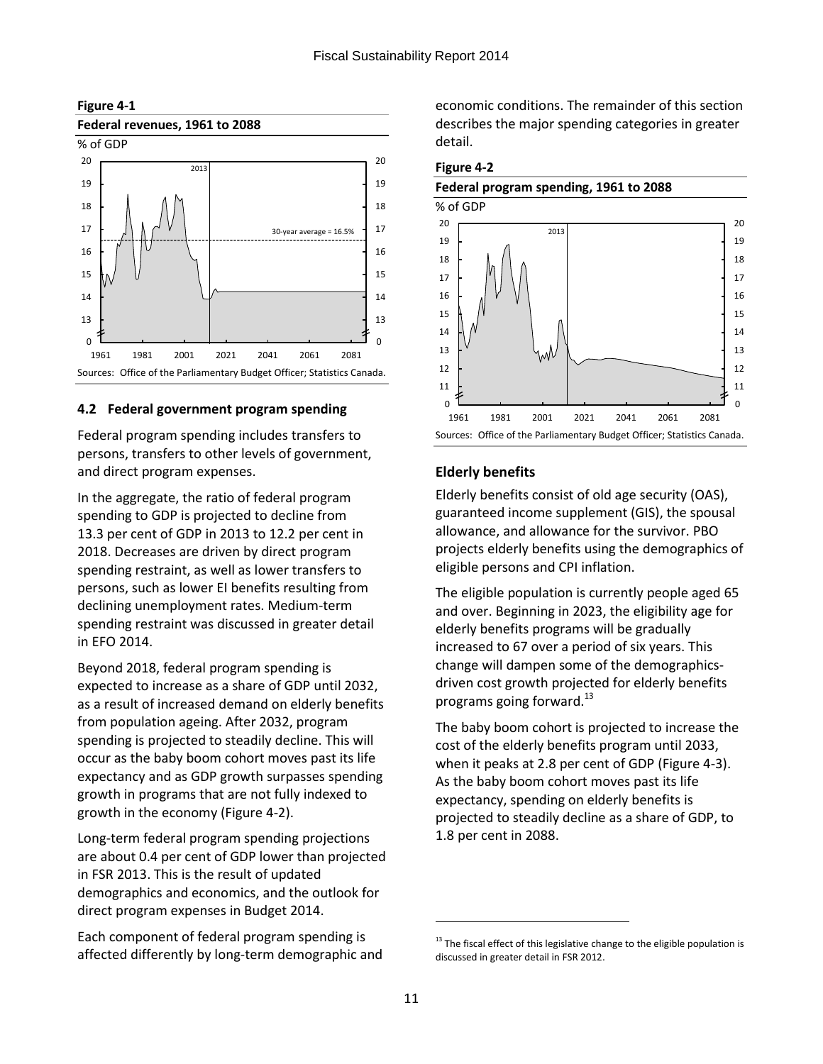**Figure 4-1**

**Federal revenues, 1961 to 2088**

Sources: Office of the Parliamentary Budget Officer; Statistics Canada.

## 4.2 Federal government program spending

Federal program spending includes transfers to persons, transfers to other levels of government, and direct program expenses.

In the aggregate, the ratio of federal program spending to GDP is projected to decline from 13.3 per cent of GDP in 2013 to 12.2 per cent in 2018. Decreases are driven by direct program spending restraint, as well as lower transfers to persons, such as lower EI benefits resulting from declining unemployment rates. Medium-term spending restraint was discussed in greater detail in EFO 2014.

Beyond 2018, federal program spending is expected to increase as a share of GDP until 2032, as a result of increased demand on elderly benefits from population ageing. After 2032, program spending is projected to steadily decline. This will occur as the baby boom cohort moves past its life expectancy and as GDP growth surpasses spending growth in programs that are not fully indexed to growth in the economy (Figure 4-2).

Long-term federal program spending projections are about 0.4 per cent of GDP lower than projected in FSR 2013. This is the result of updated demographics and economics, and the outlook for direct program expenses in Budget 2014.

Each component of federal program spending is affected differently by long-term demographic and economic conditions. The remainder of this section describes the major spending categories in greater detail.

**Figure 4-2**

**Federal program spending, 1961 to 2088**

Sources: Office of the Parliamentary Budget Officer; Statistics Canada.

### Elderly benefits

Elderly benefits consist of old age security (OAS), guaranteed income supplement (GIS), the spousal allowance, and allowance for the survivor. PBO projects elderly benefits using the demographics of eligible persons and CPI inflation.

The eligible population is currently people aged 65 and over. Beginning in 2023, the eligibility age for elderly benefits programs will be gradually increased to 67 over a period of six years. This change will dampen some of the demographics-driven cost growth projected for elderly benefits programs going forward.[13]

The baby boom cohort is projected to increase the cost of the elderly benefits program until 2033, when it peaks at 2.8 per cent of GDP (Figure 4-3). As the baby boom cohort moves past its life expectancy, spending on elderly benefits is projected to steadily decline as a share of GDP, to 1.8 per cent in 2088.

[13] The fiscal effect of this legislative change to the eligible population is discussed in greater detail in FSR 2012.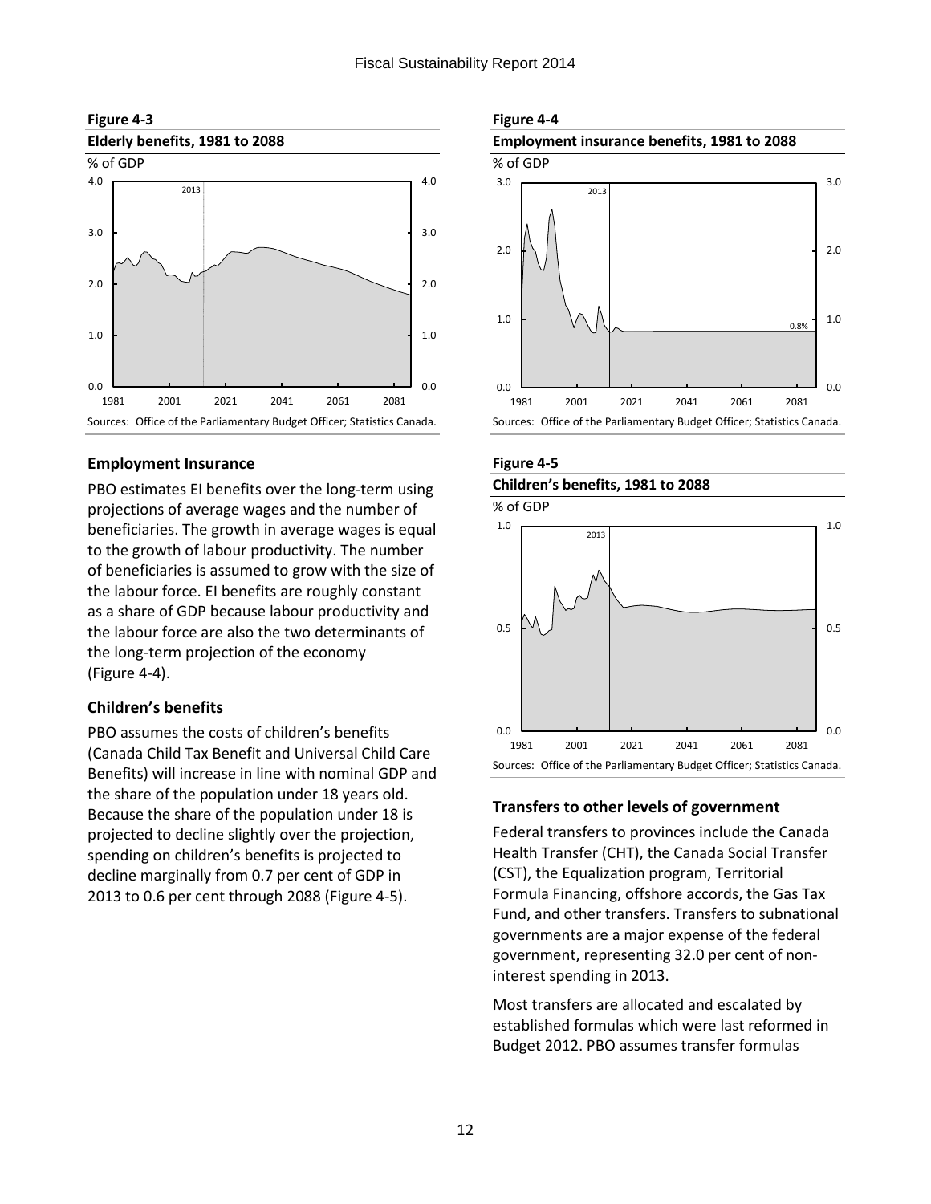**Figure 4-3**

**Elderly benefits, 1981 to 2088**

% of GDP

4.0
3.0
2.0
1.0
0.0

2013

1981 2001 2021 2041 2061 2081

Sources: Office of the Parliamentary Budget Officer; Statistics Canada.

## Employment Insurance

PBO estimates EI benefits over the long-term using projections of average wages and the number of beneficiaries. The growth in average wages is equal to the growth of labour productivity. The number of beneficiaries is assumed to grow with the size of the labour force. EI benefits are roughly constant as a share of GDP because labour productivity and the labour force are also the two determinants of the long-term projection of the economy (Figure 4-4).

## Children's benefits

PBO assumes the costs of children's benefits (Canada Child Tax Benefit and Universal Child Care Benefits) will increase in line with nominal GDP and the share of the population under 18 years old. Because the share of the population under 18 is projected to decline slightly over the projection, spending on children's benefits is projected to decline marginally from 0.7 per cent of GDP in 2013 to 0.6 per cent through 2088 (Figure 4-5).

**Figure 4-4**

**Employment insurance benefits, 1981 to 2088**

% of GDP

3.0
2.0
1.0
0.0

2013

0.8%

1981 2001 2021 2041 2061 2081

Sources: Office of the Parliamentary Budget Officer; Statistics Canada.

**Figure 4-5**

**Children's benefits, 1981 to 2088**

% of GDP

1.0
0.5
0.0

2013

1981 2001 2021 2041 2061 2081

Sources: Office of the Parliamentary Budget Officer; Statistics Canada.

## Transfers to other levels of government

Federal transfers to provinces include the Canada Health Transfer (CHT), the Canada Social Transfer (CST), the Equalization program, Territorial Formula Financing, offshore accords, the Gas Tax Fund, and other transfers. Transfers to subnational governments are a major expense of the federal government, representing 32.0 per cent of non-interest spending in 2013.

Most transfers are allocated and escalated by established formulas which were last reformed in Budget 2012. PBO assumes transfer formulas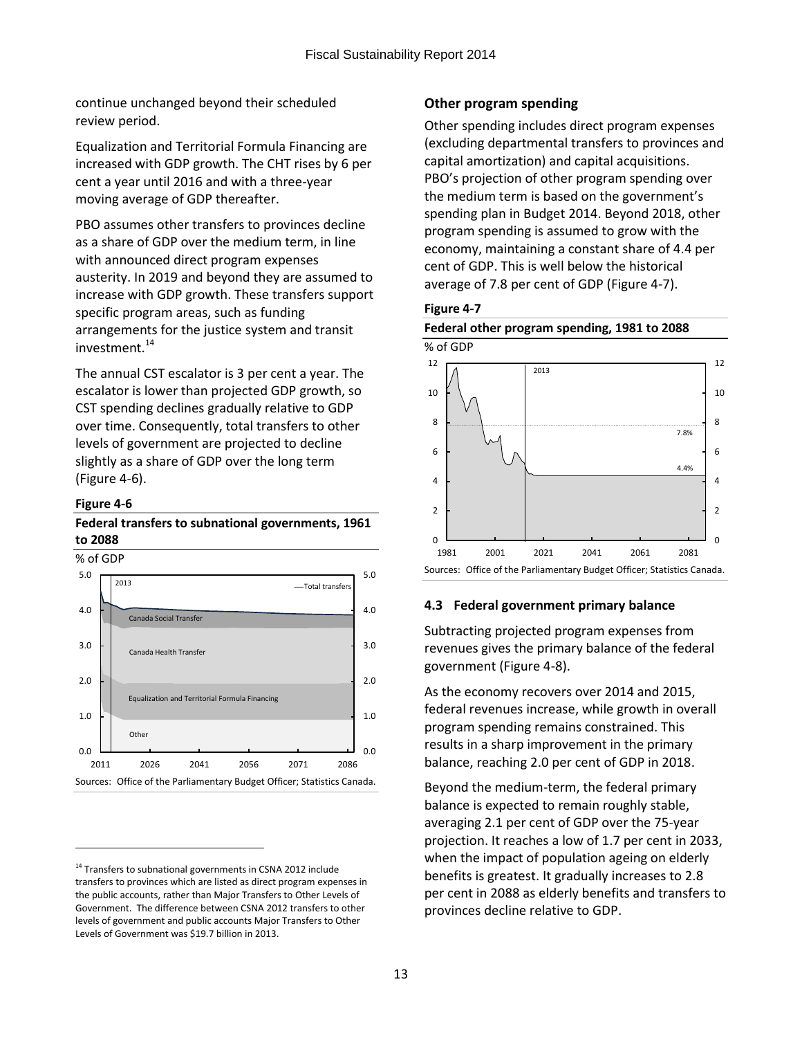continue unchanged beyond their scheduled review period.

Equalization and Territorial Formula Financing are increased with GDP growth. The CHT rises by 6 per cent a year until 2016 and with a three-year moving average of GDP thereafter.

PBO assumes other transfers to provinces decline as a share of GDP over the medium term, in line with announced direct program expenses austerity. In 2019 and beyond they are assumed to increase with GDP growth. These transfers support specific program areas, such as funding arrangements for the justice system and transit investment.[14]

The annual CST escalator is 3 per cent a year. The escalator is lower than projected GDP growth, so CST spending declines gradually relative to GDP over time. Consequently, total transfers to other levels of government are projected to decline slightly as a share of GDP over the long term (Figure 4-6).

**Figure 4-6**

**Federal transfers to subnational governments, 1961 to 2088**

% of GDP

5.0
4.0
3.0
2.0
1.0
0.0

2013

Total transfers

Canada Social Transfer

Canada Health Transfer

Equalization and Territorial Formula Financing

Other

2011 2026 2041 2056 2071 2086

Sources: Office of the Parliamentary Budget Officer; Statistics Canada.

**Other program spending**

Other spending includes direct program expenses (excluding departmental transfers to provinces and capital amortization) and capital acquisitions. PBO's projection of other program spending over the medium term is based on the government's spending plan in Budget 2014. Beyond 2018, other program spending is assumed to grow with the economy, maintaining a constant share of 4.4 per cent of GDP. This is well below the historical average of 7.8 per cent of GDP (Figure 4-7).

**Figure 4-7**

**Federal other program spending, 1981 to 2088**

% of GDP

12
10
8
6
4
2
0

2013

7.8%

4.4%

1981 2001 2021 2041 2061 2081

Sources: Office of the Parliamentary Budget Officer; Statistics Canada.

## 4.3 Federal government primary balance

Subtracting projected program expenses from revenues gives the primary balance of the federal government (Figure 4-8).

As the economy recovers over 2014 and 2015, federal revenues increase, while growth in overall program spending remains constrained. This results in a sharp improvement in the primary balance, reaching 2.0 per cent of GDP in 2018.

Beyond the medium-term, the federal primary balance is expected to remain roughly stable, averaging 2.1 per cent of GDP over the 75-year projection. It reaches a low of 1.7 per cent in 2033, when the impact of population ageing on elderly benefits is greatest. It gradually increases to 2.8 per cent in 2088 as elderly benefits and transfers to provinces decline relative to GDP.

[14] Transfers to subnational governments in CSNA 2012 include transfers to provinces which are listed as direct program expenses in the public accounts, rather than Major Transfers to Other Levels of Government. The difference between CSNA 2012 transfers to other levels of government and public accounts Major Transfers to Other Levels of Government was $19.7 billion in 2013.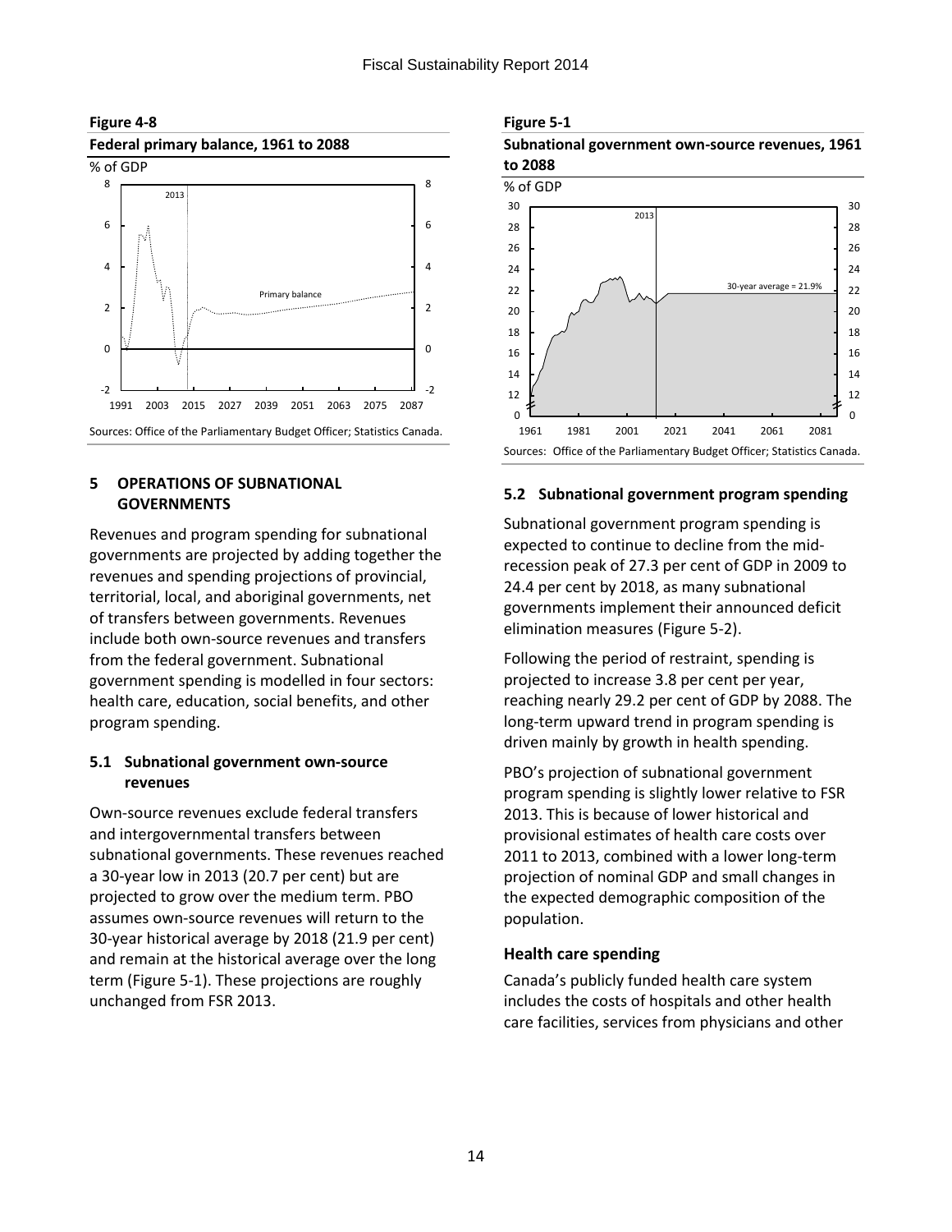**Figure 4-8**

**Federal primary balance, 1961 to 2088**

% of GDP

8 6 4 2 0 -2

2013

Primary balance

1991 2003 2015 2027 2039 2051 2063 2075 2087

Sources: Office of the Parliamentary Budget Officer; Statistics Canada.

## 5 OPERATIONS OF SUBNATIONAL GOVERNMENTS

Revenues and program spending for subnational governments are projected by adding together the revenues and spending projections of provincial, territorial, local, and aboriginal governments, net of transfers between governments. Revenues include both own-source revenues and transfers from the federal government. Subnational government spending is modelled in four sectors: health care, education, social benefits, and other program spending.

### 5.1 Subnational government own-source revenues

Own-source revenues exclude federal transfers and intergovernmental transfers between subnational governments. These revenues reached a 30-year low in 2013 (20.7 per cent) but are projected to grow over the medium term. PBO assumes own-source revenues will return to the 30-year historical average by 2018 (21.9 per cent) and remain at the historical average over the long term (Figure 5-1). These projections are roughly unchanged from FSR 2013.

**Figure 5-1**

**Subnational government own-source revenues, 1961 to 2088**

% of GDP

30 28 26 24 22 20 18 16 14 12 0

2013

30-year average = 21.9%

1961 1981 2001 2021 2041 2061 2081

Sources: Office of the Parliamentary Budget Officer; Statistics Canada.

### 5.2 Subnational government program spending

Subnational government program spending is expected to continue to decline from the mid-recession peak of 27.3 per cent of GDP in 2009 to 24.4 per cent by 2018, as many subnational governments implement their announced deficit elimination measures (Figure 5-2).

Following the period of restraint, spending is projected to increase 3.8 per cent per year, reaching nearly 29.2 per cent of GDP by 2088. The long-term upward trend in program spending is driven mainly by growth in health spending.

PBO's projection of subnational government program spending is slightly lower relative to FSR 2013. This is because of lower historical and provisional estimates of health care costs over 2011 to 2013, combined with a lower long-term projection of nominal GDP and small changes in the expected demographic composition of the population.

#### Health care spending

Canada's publicly funded health care system includes the costs of hospitals and other health care facilities, services from physicians and other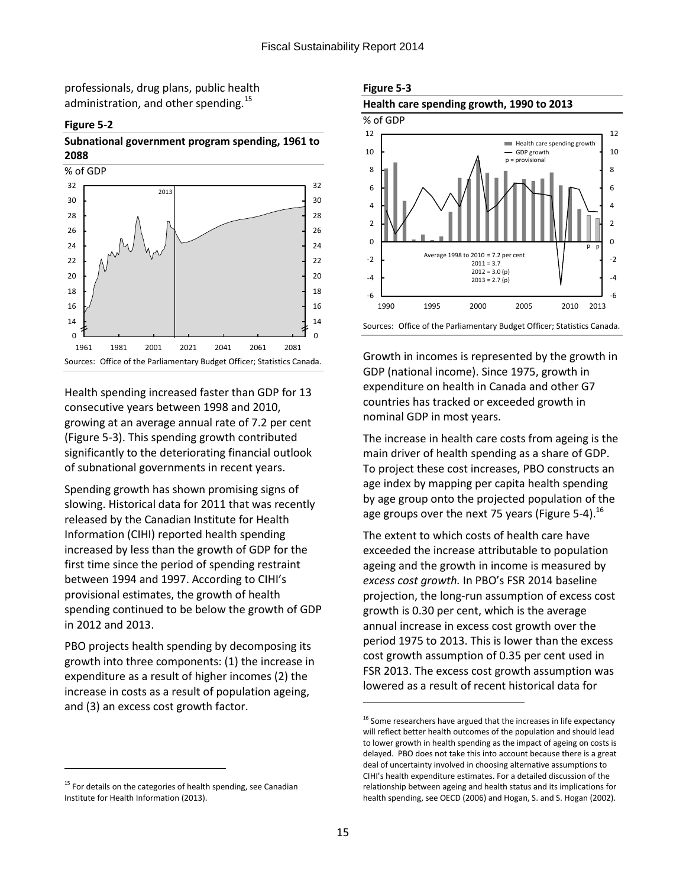professionals, drug plans, public health administration, and other spending.[15]

**Figure 5-2**

**Subnational government program spending, 1961 to 2088**

% of GDP

32
30
28
26
24
22
20
18
16
14
0

2013

1961 1981 2001 2021 2041 2061 2081

Sources: Office of the Parliamentary Budget Officer; Statistics Canada.

Health spending increased faster than GDP for 13 consecutive years between 1998 and 2010, growing at an average annual rate of 7.2 per cent (Figure 5-3). This spending growth contributed significantly to the deteriorating financial outlook of subnational governments in recent years.

Spending growth has shown promising signs of slowing. Historical data for 2011 that was recently released by the Canadian Institute for Health Information (CIHI) reported health spending increased by less than the growth of GDP for the first time since the period of spending restraint between 1994 and 1997. According to CIHI's provisional estimates, the growth of health spending continued to be below the growth of GDP in 2012 and 2013.

PBO projects health spending by decomposing its growth into three components: (1) the increase in expenditure as a result of higher incomes (2) the increase in costs as a result of population ageing, and (3) an excess cost growth factor.

**Figure 5-3**

**Health care spending growth, 1990 to 2013**

% of GDP

12
10
8
6
4
2
0
-2
-4
-6

Health care spending growth
GDP growth
p = provisional

Average 1998 to 2010 = 7.2 per cent
2011 = 3.7
2012 = 3.0 (p)
2013 = 2.7 (p)

p p

1990 1995 2000 2005 2010 2013

Sources: Office of the Parliamentary Budget Officer; Statistics Canada.

Growth in incomes is represented by the growth in GDP (national income). Since 1975, growth in expenditure on health in Canada and other G7 countries has tracked or exceeded growth in nominal GDP in most years.

The increase in health care costs from ageing is the main driver of health spending as a share of GDP. To project these cost increases, PBO constructs an age index by mapping per capita health spending by age group onto the projected population of the age groups over the next 75 years (Figure 5-4).[16]

The extent to which costs of health care have exceeded the increase attributable to population ageing and the growth in income is measured by *excess cost growth.* In PBO's FSR 2014 baseline projection, the long-run assumption of excess cost growth is 0.30 per cent, which is the average annual increase in excess cost growth over the period 1975 to 2013. This is lower than the excess cost growth assumption of 0.35 per cent used in FSR 2013. The excess cost growth assumption was lowered as a result of recent historical data for

[15] For details on the categories of health spending, see Canadian Institute for Health Information (2013).

[16] Some researchers have argued that the increases in life expectancy will reflect better health outcomes of the population and should lead to lower growth in health spending as the impact of ageing on costs is delayed. PBO does not take this into account because there is a great deal of uncertainty involved in choosing alternative assumptions to CIHI's health expenditure estimates. For a detailed discussion of the relationship between ageing and health status and its implications for health spending, see OECD (2006) and Hogan, S. and S. Hogan (2002).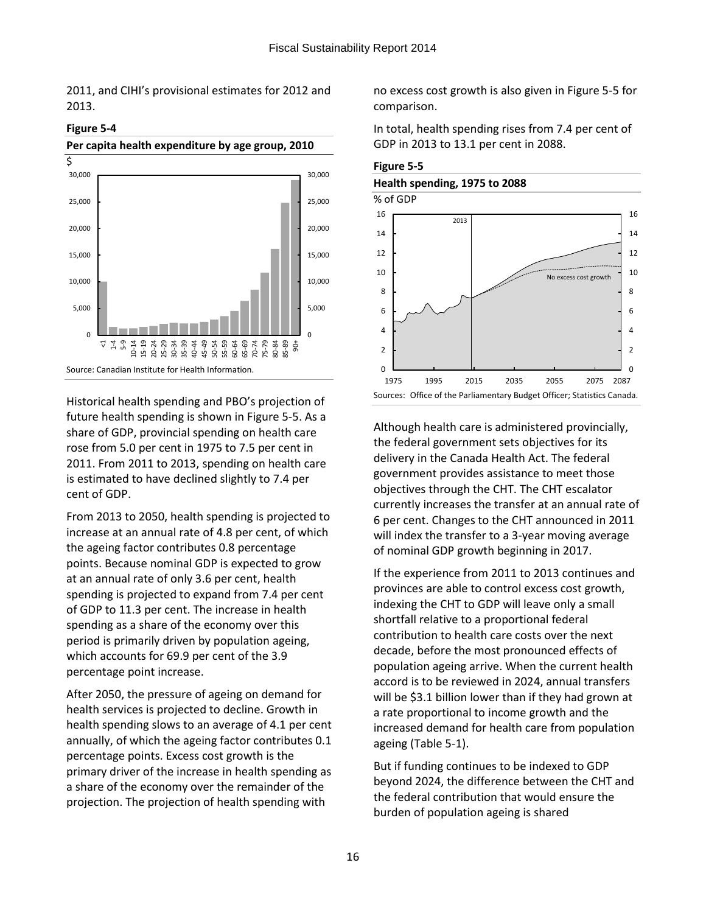2011, and CIHI's provisional estimates for 2012 and 2013.

**Figure 5-4**

**Per capita health expenditure by age group, 2010**

$

30,000
25,000
20,000
15,000
10,000
5,000
0

<1 1-4 5-9 10-14 15-19 20-24 25-29 30-34 35-39 40-44 45-49 50-54 55-59 60-64 65-69 70-74 75-79 80-84 85-89 90+

Source: Canadian Institute for Health Information.

Historical health spending and PBO's projection of future health spending is shown in Figure 5-5. As a share of GDP, provincial spending on health care rose from 5.0 per cent in 1975 to 7.5 per cent in 2011. From 2011 to 2013, spending on health care is estimated to have declined slightly to 7.4 per cent of GDP.

From 2013 to 2050, health spending is projected to increase at an annual rate of 4.8 per cent, of which the ageing factor contributes 0.8 percentage points. Because nominal GDP is expected to grow at an annual rate of only 3.6 per cent, health spending is projected to expand from 7.4 per cent of GDP to 11.3 per cent. The increase in health spending as a share of the economy over this period is primarily driven by population ageing, which accounts for 69.9 per cent of the 3.9 percentage point increase.

After 2050, the pressure of ageing on demand for health services is projected to decline. Growth in health spending slows to an average of 4.1 per cent annually, of which the ageing factor contributes 0.1 percentage points. Excess cost growth is the primary driver of the increase in health spending as a share of the economy over the remainder of the projection. The projection of health spending with no excess cost growth is also given in Figure 5-5 for comparison.

In total, health spending rises from 7.4 per cent of GDP in 2013 to 13.1 per cent in 2088.

**Figure 5-5**

**Health spending, 1975 to 2088**

% of GDP

16
14
12
10
8
6
4
2
0

2013

No excess cost growth

1975 1995 2015 2035 2055 2075 2087

Sources: Office of the Parliamentary Budget Officer; Statistics Canada.

Although health care is administered provincially, the federal government sets objectives for its delivery in the Canada Health Act. The federal government provides assistance to meet those objectives through the CHT. The CHT escalator currently increases the transfer at an annual rate of 6 per cent. Changes to the CHT announced in 2011 will index the transfer to a 3-year moving average of nominal GDP growth beginning in 2017.

If the experience from 2011 to 2013 continues and provinces are able to control excess cost growth, indexing the CHT to GDP will leave only a small shortfall relative to a proportional federal contribution to health care costs over the next decade, before the most pronounced effects of population ageing arrive. When the current health accord is to be reviewed in 2024, annual transfers will be $3.1 billion lower than if they had grown at a rate proportional to income growth and the increased demand for health care from population ageing (Table 5-1).

But if funding continues to be indexed to GDP beyond 2024, the difference between the CHT and the federal contribution that would ensure the burden of population ageing is shared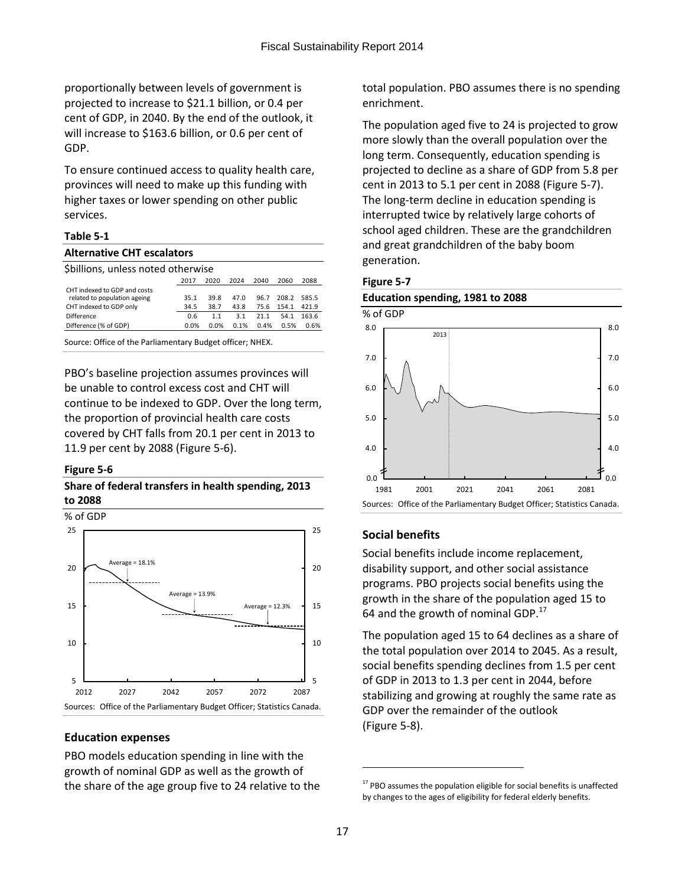proportionally between levels of government is projected to increase to $21.1 billion, or 0.4 per cent of GDP, in 2040. By the end of the outlook, it will increase to $163.6 billion, or 0.6 per cent of GDP.

To ensure continued access to quality health care, provinces will need to make up this funding with higher taxes or lower spending on other public services.

**Table 5-1**

**Alternative CHT escalators**

$billions, unless noted otherwise

| | 2017 | 2020 | 2024 | 2040 | 2060 | 2088 |
|---|---|---|---|---|---|---|
| CHT indexed to GDP and costs related to population ageing | 35.1 | 39.8 | 47.0 | 96.7 | 208.2 | 585.5 |
| CHT indexed to GDP only | 34.5 | 38.7 | 43.8 | 75.6 | 154.1 | 421.9 |
| Difference | 0.6 | 1.1 | 3.1 | 21.1 | 54.1 | 163.6 |
| Difference (% of GDP) | 0.0% | 0.0% | 0.1% | 0.4% | 0.5% | 0.6% |

Source: Office of the Parliamentary Budget officer; NHEX.

PBO's baseline projection assumes provinces will be unable to control excess cost and CHT will continue to be indexed to GDP. Over the long term, the proportion of provincial health care costs covered by CHT falls from 20.1 per cent in 2013 to 11.9 per cent by 2088 (Figure 5-6).

**Figure 5-6**

**Share of federal transfers in health spending, 2013 to 2088**

% of GDP

25
20
15
10
5

2012 2027 2042 2057 2072 2087

Average = 18.1%
Average = 13.9%
Average = 12.3%

Sources: Office of the Parliamentary Budget Officer; Statistics Canada.

### Education expenses

PBO models education spending in line with the growth of nominal GDP as well as the growth of the share of the age group five to 24 relative to the total population. PBO assumes there is no spending enrichment.

The population aged five to 24 is projected to grow more slowly than the overall population over the long term. Consequently, education spending is projected to decline as a share of GDP from 5.8 per cent in 2013 to 5.1 per cent in 2088 (Figure 5-7). The long-term decline in education spending is interrupted twice by relatively large cohorts of school aged children. These are the grandchildren and great grandchildren of the baby boom generation.

**Figure 5-7**

**Education spending, 1981 to 2088**

% of GDP

8.0
7.0
6.0
5.0
4.0
0.0

2013

1981 2001 2021 2041 2061 2081

Sources: Office of the Parliamentary Budget Officer; Statistics Canada.

### Social benefits

Social benefits include income replacement, disability support, and other social assistance programs. PBO projects social benefits using the growth in the share of the population aged 15 to 64 and the growth of nominal GDP.[17]

The population aged 15 to 64 declines as a share of the total population over 2014 to 2045. As a result, social benefits spending declines from 1.5 per cent of GDP in 2013 to 1.3 per cent in 2044, before stabilizing and growing at roughly the same rate as GDP over the remainder of the outlook (Figure 5-8).

[17] PBO assumes the population eligible for social benefits is unaffected by changes to the ages of eligibility for federal elderly benefits.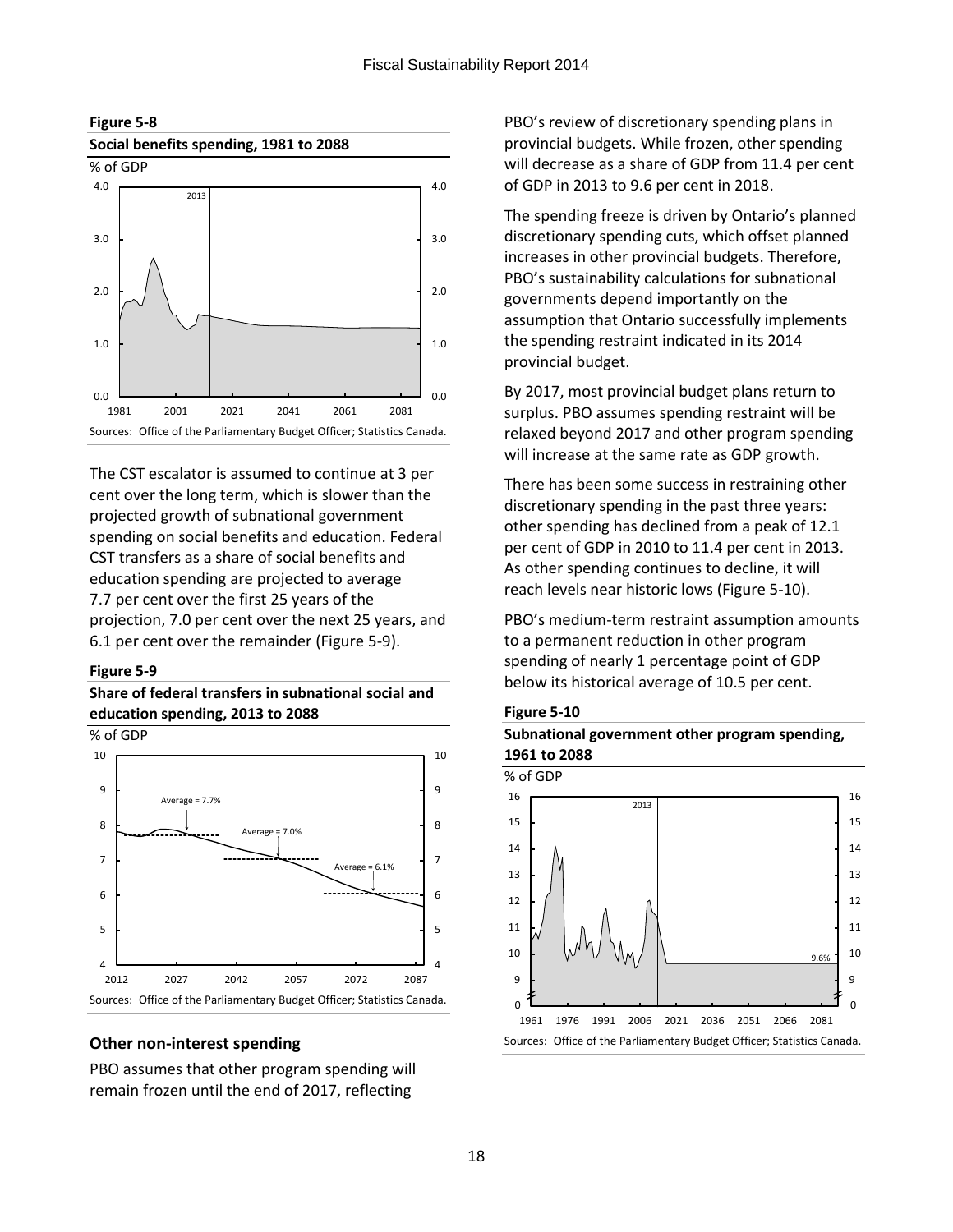**Figure 5-8**

**Social benefits spending, 1981 to 2088**

% of GDP

4.0
3.0
2.0
1.0
0.0

2013

1981 2001 2021 2041 2061 2081

Sources: Office of the Parliamentary Budget Officer; Statistics Canada.

The CST escalator is assumed to continue at 3 per cent over the long term, which is slower than the projected growth of subnational government spending on social benefits and education. Federal CST transfers as a share of social benefits and education spending are projected to average 7.7 per cent over the first 25 years of the projection, 7.0 per cent over the next 25 years, and 6.1 per cent over the remainder (Figure 5-9).

**Figure 5-9**

**Share of federal transfers in subnational social and education spending, 2013 to 2088**

% of GDP

10
9
8
7
6
5
4

Average = 7.7%
Average = 7.0%
Average = 6.1%

2012 2027 2042 2057 2072 2087

Sources: Office of the Parliamentary Budget Officer; Statistics Canada.

### Other non-interest spending

PBO assumes that other program spending will remain frozen until the end of 2017, reflecting PBO's review of discretionary spending plans in provincial budgets. While frozen, other spending will decrease as a share of GDP from 11.4 per cent of GDP in 2013 to 9.6 per cent in 2018.

The spending freeze is driven by Ontario's planned discretionary spending cuts, which offset planned increases in other provincial budgets. Therefore, PBO's sustainability calculations for subnational governments depend importantly on the assumption that Ontario successfully implements the spending restraint indicated in its 2014 provincial budget.

By 2017, most provincial budget plans return to surplus. PBO assumes spending restraint will be relaxed beyond 2017 and other program spending will increase at the same rate as GDP growth.

There has been some success in restraining other discretionary spending in the past three years: other spending has declined from a peak of 12.1 per cent of GDP in 2010 to 11.4 per cent in 2013. As other spending continues to decline, it will reach levels near historic lows (Figure 5-10).

PBO's medium-term restraint assumption amounts to a permanent reduction in other program spending of nearly 1 percentage point of GDP below its historical average of 10.5 per cent.

**Figure 5-10**

**Subnational government other program spending, 1961 to 2088**

% of GDP

16
15
14
13
12
11
10
9
0

2013

9.6%

1961 1976 1991 2006 2021 2036 2051 2066 2081

Sources: Office of the Parliamentary Budget Officer; Statistics Canada.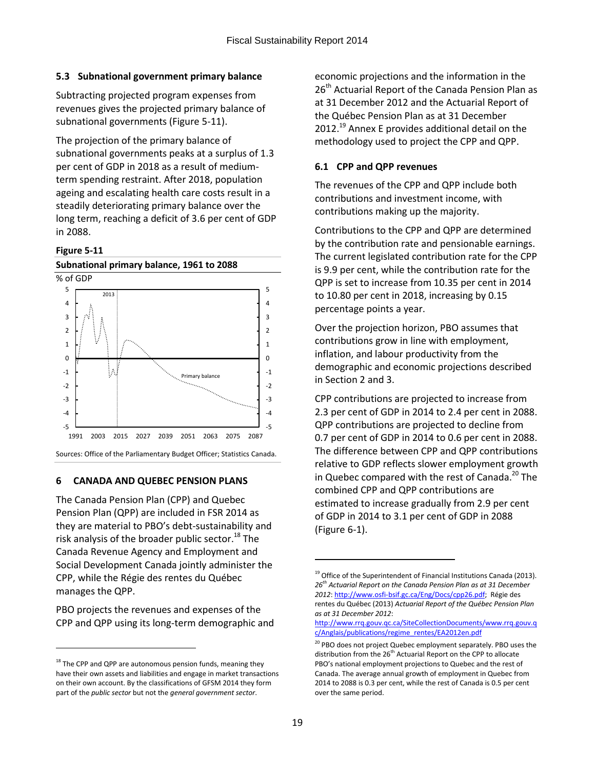### 5.3 Subnational government primary balance

Subtracting projected program expenses from revenues gives the projected primary balance of subnational governments (Figure 5-11).

The projection of the primary balance of subnational governments peaks at a surplus of 1.3 per cent of GDP in 2018 as a result of medium-term spending restraint. After 2018, population ageing and escalating health care costs result in a steadily deteriorating primary balance over the long term, reaching a deficit of 3.6 per cent of GDP in 2088.

**Figure 5-11**

**Subnational primary balance, 1961 to 2088**

% of GDP

5
4
3
2
1
0
-1
-2
-3
-4
-5

2013

Primary balance

1991 2003 2015 2027 2039 2051 2063 2075 2087

Sources: Office of the Parliamentary Budget Officer; Statistics Canada.

## 6 CANADA AND QUEBEC PENSION PLANS

The Canada Pension Plan (CPP) and Quebec Pension Plan (QPP) are included in FSR 2014 as they are material to PBO's debt-sustainability and risk analysis of the broader public sector.[18] The Canada Revenue Agency and Employment and Social Development Canada jointly administer the CPP, while the Régie des rentes du Québec manages the QPP.

PBO projects the revenues and expenses of the CPP and QPP using its long-term demographic and economic projections and the information in the 26th Actuarial Report of the Canada Pension Plan as at 31 December 2012 and the Actuarial Report of the Québec Pension Plan as at 31 December 2012.[19] Annex E provides additional detail on the methodology used to project the CPP and QPP.

### 6.1 CPP and QPP revenues

The revenues of the CPP and QPP include both contributions and investment income, with contributions making up the majority.

Contributions to the CPP and QPP are determined by the contribution rate and pensionable earnings. The current legislated contribution rate for the CPP is 9.9 per cent, while the contribution rate for the QPP is set to increase from 10.35 per cent in 2014 to 10.80 per cent in 2018, increasing by 0.15 percentage points a year.

Over the projection horizon, PBO assumes that contributions grow in line with employment, inflation, and labour productivity from the demographic and economic projections described in Section 2 and 3.

CPP contributions are projected to increase from 2.3 per cent of GDP in 2014 to 2.4 per cent in 2088. QPP contributions are projected to decline from 0.7 per cent of GDP in 2014 to 0.6 per cent in 2088. The difference between CPP and QPP contributions relative to GDP reflects slower employment growth in Quebec compared with the rest of Canada.[20] The combined CPP and QPP contributions are estimated to increase gradually from 2.9 per cent of GDP in 2014 to 3.1 per cent of GDP in 2088 (Figure 6-1).

---

[18] The CPP and QPP are autonomous pension funds, meaning they have their own assets and liabilities and engage in market transactions on their own account. By the classifications of GFSM 2014 they form part of the *public sector* but not the *general government sector*.

[19] Office of the Superintendent of Financial Institutions Canada (2013). *26th Actuarial Report on the Canada Pension Plan as at 31 December 2012*: http://www.osfi-bsif.gc.ca/Eng/Docs/cpp26.pdf; Régie des rentes du Québec (2013) *Actuarial Report of the Québec Pension Plan as at 31 December 2012*: http://www.rrq.gouv.qc.ca/SiteCollectionDocuments/www.rrq.gouv.qc/Anglais/publications/regime_rentes/EA2012en.pdf

[20] PBO does not project Quebec employment separately. PBO uses the distribution from the 26th Actuarial Report on the CPP to allocate PBO's national employment projections to Quebec and the rest of Canada. The average annual growth of employment in Quebec from 2014 to 2088 is 0.3 per cent, while the rest of Canada is 0.5 per cent over the same period.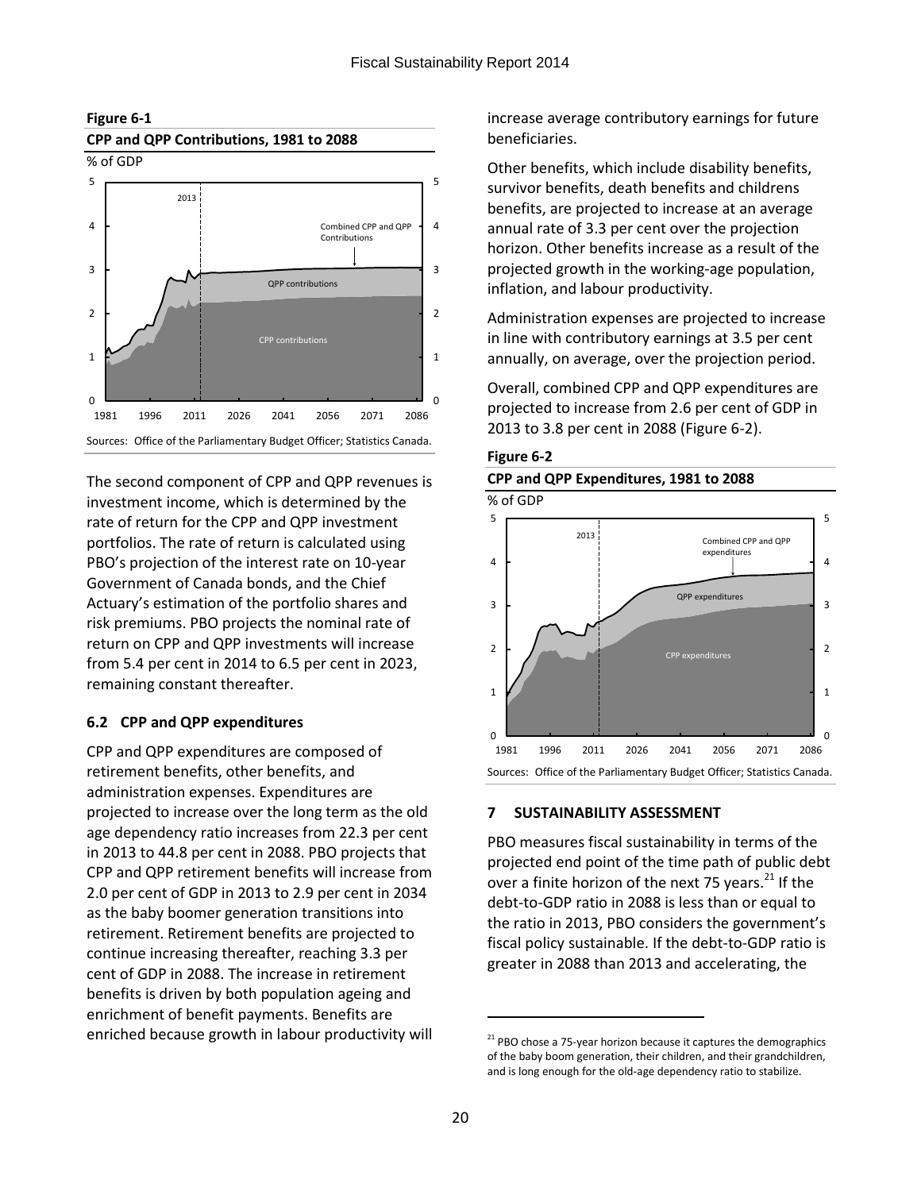**Figure 6-1**

**CPP and QPP Contributions, 1981 to 2088**

% of GDP

5
4
3
2
1
0

2013

Combined CPP and QPP Contributions

QPP contributions

CPP contributions

1981 1996 2011 2026 2041 2056 2071 2086

Sources: Office of the Parliamentary Budget Officer; Statistics Canada.

The second component of CPP and QPP revenues is investment income, which is determined by the rate of return for the CPP and QPP investment portfolios. The rate of return is calculated using PBO's projection of the interest rate on 10-year Government of Canada bonds, and the Chief Actuary's estimation of the portfolio shares and risk premiums. PBO projects the nominal rate of return on CPP and QPP investments will increase from 5.4 per cent in 2014 to 6.5 per cent in 2023, remaining constant thereafter.

### 6.2 CPP and QPP expenditures

CPP and QPP expenditures are composed of retirement benefits, other benefits, and administration expenses. Expenditures are projected to increase over the long term as the old age dependency ratio increases from 22.3 per cent in 2013 to 44.8 per cent in 2088. PBO projects that CPP and QPP retirement benefits will increase from 2.0 per cent of GDP in 2013 to 2.9 per cent in 2034 as the baby boomer generation transitions into retirement. Retirement benefits are projected to continue increasing thereafter, reaching 3.3 per cent of GDP in 2088. The increase in retirement benefits is driven by both population ageing and enrichment of benefit payments. Benefits are enriched because growth in labour productivity will increase average contributory earnings for future beneficiaries.

Other benefits, which include disability benefits, survivor benefits, death benefits and childrens benefits, are projected to increase at an average annual rate of 3.3 per cent over the projection horizon. Other benefits increase as a result of the projected growth in the working-age population, inflation, and labour productivity.

Administration expenses are projected to increase in line with contributory earnings at 3.5 per cent annually, on average, over the projection period.

Overall, combined CPP and QPP expenditures are projected to increase from 2.6 per cent of GDP in 2013 to 3.8 per cent in 2088 (Figure 6-2).

**Figure 6-2**

**CPP and QPP Expenditures, 1981 to 2088**

% of GDP

5
4
3
2
1
0

2013

Combined CPP and QPP expenditures

QPP expenditures

CPP expenditures

1981 1996 2011 2026 2041 2056 2071 2086

Sources: Office of the Parliamentary Budget Officer; Statistics Canada.

## 7 SUSTAINABILITY ASSESSMENT

PBO measures fiscal sustainability in terms of the projected end point of the time path of public debt over a finite horizon of the next 75 years.[21] If the debt-to-GDP ratio in 2088 is less than or equal to the ratio in 2013, PBO considers the government's fiscal policy sustainable. If the debt-to-GDP ratio is greater in 2088 than 2013 and accelerating, the

[21] PBO chose a 75-year horizon because it captures the demographics of the baby boom generation, their children, and their grandchildren, and is long enough for the old-age dependency ratio to stabilize.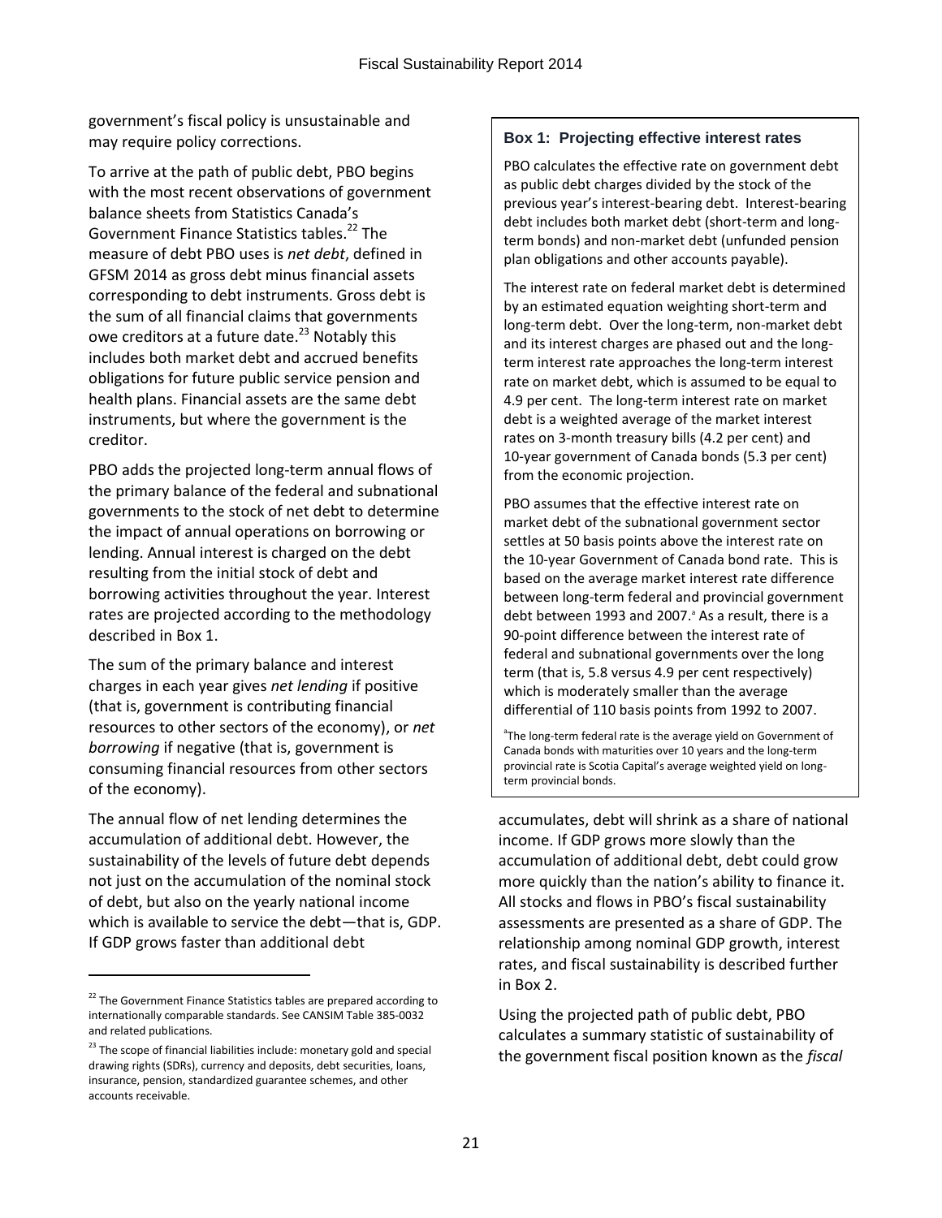government's fiscal policy is unsustainable and may require policy corrections.

To arrive at the path of public debt, PBO begins with the most recent observations of government balance sheets from Statistics Canada's Government Finance Statistics tables.[22] The measure of debt PBO uses is *net debt*, defined in GFSM 2014 as gross debt minus financial assets corresponding to debt instruments. Gross debt is the sum of all financial claims that governments owe creditors at a future date.[23] Notably this includes both market debt and accrued benefits obligations for future public service pension and health plans. Financial assets are the same debt instruments, but where the government is the creditor.

PBO adds the projected long-term annual flows of the primary balance of the federal and subnational governments to the stock of net debt to determine the impact of annual operations on borrowing or lending. Annual interest is charged on the debt resulting from the initial stock of debt and borrowing activities throughout the year. Interest rates are projected according to the methodology described in Box 1.

The sum of the primary balance and interest charges in each year gives *net lending* if positive (that is, government is contributing financial resources to other sectors of the economy), or *net borrowing* if negative (that is, government is consuming financial resources from other sectors of the economy).

The annual flow of net lending determines the accumulation of additional debt. However, the sustainability of the levels of future debt depends not just on the accumulation of the nominal stock of debt, but also on the yearly national income which is available to service the debt—that is, GDP. If GDP grows faster than additional debt accumulates, debt will shrink as a share of national income. If GDP grows more slowly than the accumulation of additional debt, debt could grow more quickly than the nation's ability to finance it. All stocks and flows in PBO's fiscal sustainability assessments are presented as a share of GDP. The relationship among nominal GDP growth, interest rates, and fiscal sustainability is described further in Box 2.

Using the projected path of public debt, PBO calculates a summary statistic of sustainability of the government fiscal position known as the *fiscal*

### Box 1: Projecting effective interest rates

PBO calculates the effective rate on government debt as public debt charges divided by the stock of the previous year's interest-bearing debt. Interest-bearing debt includes both market debt (short-term and long-term bonds) and non-market debt (unfunded pension plan obligations and other accounts payable).

The interest rate on federal market debt is determined by an estimated equation weighting short-term and long-term debt. Over the long-term, non-market debt and its interest charges are phased out and the long-term interest rate approaches the long-term interest rate on market debt, which is assumed to be equal to 4.9 per cent. The long-term interest rate on market debt is a weighted average of the market interest rates on 3-month treasury bills (4.2 per cent) and 10-year government of Canada bonds (5.3 per cent) from the economic projection.

PBO assumes that the effective interest rate on market debt of the subnational government sector settles at 50 basis points above the interest rate on the 10-year Government of Canada bond rate. This is based on the average market interest rate difference between long-term federal and provincial government debt between 1993 and 2007.[a] As a result, there is a 90-point difference between the interest rate of federal and subnational governments over the long term (that is, 5.8 versus 4.9 per cent respectively) which is moderately smaller than the average differential of 110 basis points from 1992 to 2007.

[a] The long-term federal rate is the average yield on Government of Canada bonds with maturities over 10 years and the long-term provincial rate is Scotia Capital's average weighted yield on long-term provincial bonds.

---

[22] The Government Finance Statistics tables are prepared according to internationally comparable standards. See CANSIM Table 385-0032 and related publications.

[23] The scope of financial liabilities include: monetary gold and special drawing rights (SDRs), currency and deposits, debt securities, loans, insurance, pension, standardized guarantee schemes, and other accounts receivable.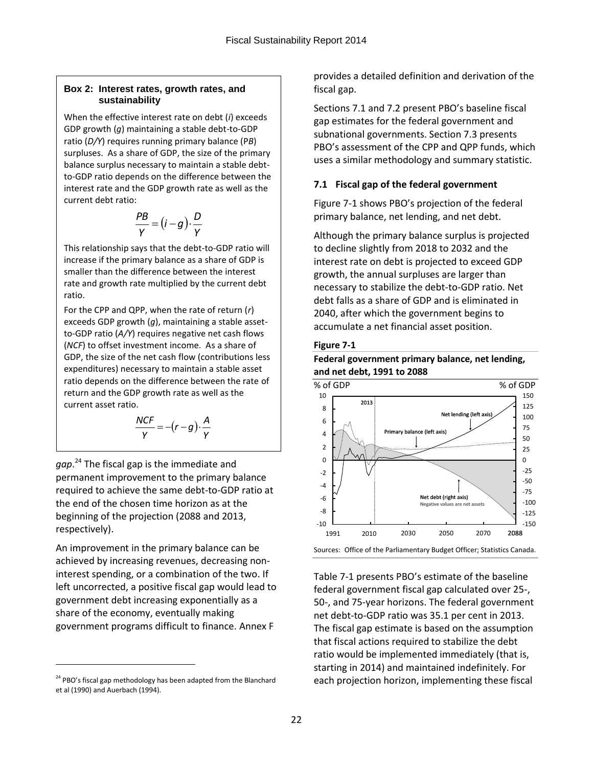**Box 2: Interest rates, growth rates, and sustainability**

When the effective interest rate on debt ($i$) exceeds GDP growth ($g$) maintaining a stable debt-to-GDP ratio ($D/Y$) requires running primary balance ($PB$) surpluses. As a share of GDP, the size of the primary balance surplus necessary to maintain a stable debt-to-GDP ratio depends on the difference between the interest rate and the GDP growth rate as well as the current debt ratio:

$$\frac{PB}{Y} = (i - g) \cdot \frac{D}{Y}$$

This relationship says that the debt-to-GDP ratio will increase if the primary balance as a share of GDP is smaller than the difference between the interest rate and growth rate multiplied by the current debt ratio.

For the CPP and QPP, when the rate of return ($r$) exceeds GDP growth ($g$), maintaining a stable asset-to-GDP ratio ($A/Y$) requires negative net cash flows ($NCF$) to offset investment income. As a share of GDP, the size of the net cash flow (contributions less expenditures) necessary to maintain a stable asset ratio depends on the difference between the rate of return and the GDP growth rate as well as the current asset ratio.

$$\frac{NCF}{Y} = -(r - g) \cdot \frac{A}{Y}$$

*gap*.[24] The fiscal gap is the immediate and permanent improvement to the primary balance required to achieve the same debt-to-GDP ratio at the end of the chosen time horizon as at the beginning of the projection (2088 and 2013, respectively).

An improvement in the primary balance can be achieved by increasing revenues, decreasing non-interest spending, or a combination of the two. If left uncorrected, a positive fiscal gap would lead to government debt increasing exponentially as a share of the economy, eventually making government programs difficult to finance. Annex F provides a detailed definition and derivation of the fiscal gap.

Sections 7.1 and 7.2 present PBO's baseline fiscal gap estimates for the federal government and subnational governments. Section 7.3 presents PBO's assessment of the CPP and QPP funds, which uses a similar methodology and summary statistic.

### 7.1 Fiscal gap of the federal government

Figure 7-1 shows PBO's projection of the federal primary balance, net lending, and net debt.

Although the primary balance surplus is projected to decline slightly from 2018 to 2032 and the interest rate on debt is projected to exceed GDP growth, the annual surpluses are larger than necessary to stabilize the debt-to-GDP ratio. Net debt falls as a share of GDP and is eliminated in 2040, after which the government begins to accumulate a net financial asset position.

**Figure 7-1**

**Federal government primary balance, net lending, and net debt, 1991 to 2088**

Sources: Office of the Parliamentary Budget Officer; Statistics Canada.

Table 7-1 presents PBO's estimate of the baseline federal government fiscal gap calculated over 25-, 50-, and 75-year horizons. The federal government net debt-to-GDP ratio was 35.1 per cent in 2013. The fiscal gap estimate is based on the assumption that fiscal actions required to stabilize the debt ratio would be implemented immediately (that is, starting in 2014) and maintained indefinitely. For each projection horizon, implementing these fiscal

[24] PBO's fiscal gap methodology has been adapted from the Blanchard et al (1990) and Auerbach (1994).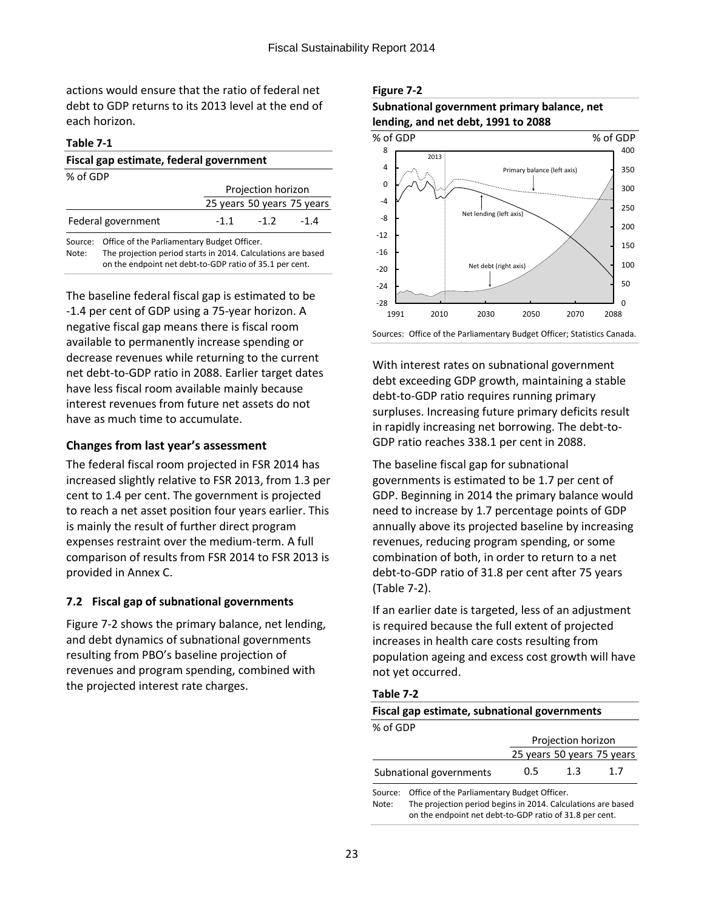actions would ensure that the ratio of federal net debt to GDP returns to its 2013 level at the end of each horizon.

**Table 7-1**

**Fiscal gap estimate, federal government**

% of GDP

| | Projection horizon | | |
|---|---|---|---|
| | 25 years | 50 years | 75 years |
| Federal government | -1.1 | -1.2 | -1.4 |

Source: Office of the Parliamentary Budget Officer.
Note: The projection period starts in 2014. Calculations are based on the endpoint net debt-to-GDP ratio of 35.1 per cent.

The baseline federal fiscal gap is estimated to be -1.4 per cent of GDP using a 75-year horizon. A negative fiscal gap means there is fiscal room available to permanently increase spending or decrease revenues while returning to the current net debt-to-GDP ratio in 2088. Earlier target dates have less fiscal room available mainly because interest revenues from future net assets do not have as much time to accumulate.

### Changes from last year's assessment

The federal fiscal room projected in FSR 2014 has increased slightly relative to FSR 2013, from 1.3 per cent to 1.4 per cent. The government is projected to reach a net asset position four years earlier. This is mainly the result of further direct program expenses restraint over the medium-term. A full comparison of results from FSR 2014 to FSR 2013 is provided in Annex C.

### 7.2 Fiscal gap of subnational governments

Figure 7-2 shows the primary balance, net lending, and debt dynamics of subnational governments resulting from PBO's baseline projection of revenues and program spending, combined with the projected interest rate charges.

**Figure 7-2**

**Subnational government primary balance, net lending, and net debt, 1991 to 2088**

% of GDP
% of GDP
2013
Primary balance (left axis)
Net lending (left axis)
Net debt (right axis)
8
4
0
-4
-8
-12
-16
-20
-24
-28
400
350
300
250
200
150
100
50
0
1991
2010
2030
2050
2070
2088

Sources: Office of the Parliamentary Budget Officer; Statistics Canada.

With interest rates on subnational government debt exceeding GDP growth, maintaining a stable debt-to-GDP ratio requires running primary surpluses. Increasing future primary deficits result in rapidly increasing net borrowing. The debt-to-GDP ratio reaches 338.1 per cent in 2088.

The baseline fiscal gap for subnational governments is estimated to be 1.7 per cent of GDP. Beginning in 2014 the primary balance would need to increase by 1.7 percentage points of GDP annually above its projected baseline by increasing revenues, reducing program spending, or some combination of both, in order to return to a net debt-to-GDP ratio of 31.8 per cent after 75 years (Table 7-2).

If an earlier date is targeted, less of an adjustment is required because the full extent of projected increases in health care costs resulting from population ageing and excess cost growth will have not yet occurred.

**Table 7-2**

**Fiscal gap estimate, subnational governments**

% of GDP

| | Projection horizon | | |
|---|---|---|---|
| | 25 years | 50 years | 75 years |
| Subnational governments | 0.5 | 1.3 | 1.7 |

Source: Office of the Parliamentary Budget Officer.
Note: The projection period begins in 2014. Calculations are based on the endpoint net debt-to-GDP ratio of 31.8 per cent.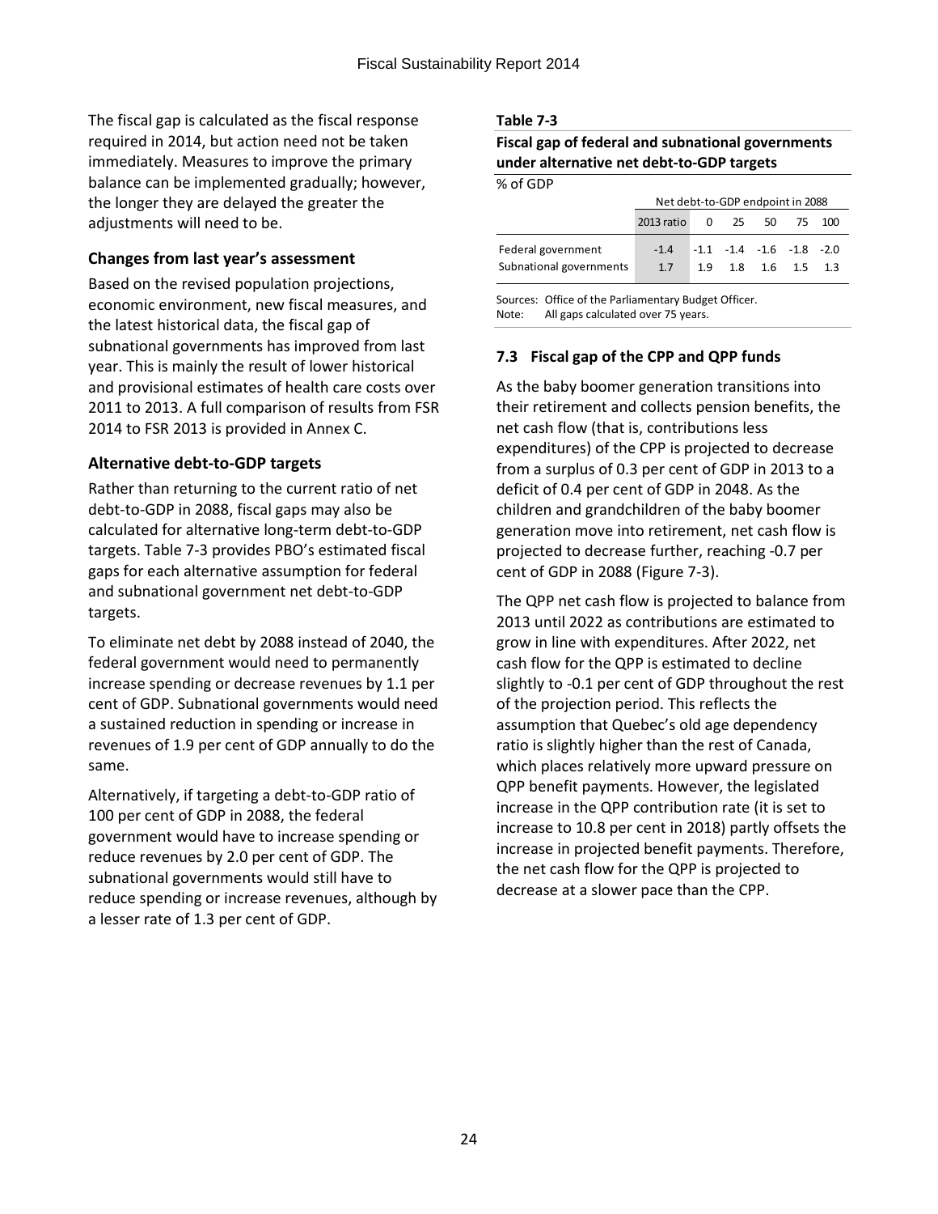The fiscal gap is calculated as the fiscal response required in 2014, but action need not be taken immediately. Measures to improve the primary balance can be implemented gradually; however, the longer they are delayed the greater the adjustments will need to be.

### Changes from last year's assessment

Based on the revised population projections, economic environment, new fiscal measures, and the latest historical data, the fiscal gap of subnational governments has improved from last year. This is mainly the result of lower historical and provisional estimates of health care costs over 2011 to 2013. A full comparison of results from FSR 2014 to FSR 2013 is provided in Annex C.

### Alternative debt-to-GDP targets

Rather than returning to the current ratio of net debt-to-GDP in 2088, fiscal gaps may also be calculated for alternative long-term debt-to-GDP targets. Table 7-3 provides PBO's estimated fiscal gaps for each alternative assumption for federal and subnational government net debt-to-GDP targets.

To eliminate net debt by 2088 instead of 2040, the federal government would need to permanently increase spending or decrease revenues by 1.1 per cent of GDP. Subnational governments would need a sustained reduction in spending or increase in revenues of 1.9 per cent of GDP annually to do the same.

Alternatively, if targeting a debt-to-GDP ratio of 100 per cent of GDP in 2088, the federal government would have to increase spending or reduce revenues by 2.0 per cent of GDP. The subnational governments would still have to reduce spending or increase revenues, although by a lesser rate of 1.3 per cent of GDP.

**Table 7-3**

**Fiscal gap of federal and subnational governments under alternative net debt-to-GDP targets**

% of GDP

| | Net debt-to-GDP endpoint in 2088 | | | | | |
|---|---|---|---|---|---|---|
| | 2013 ratio | 0 | 25 | 50 | 75 | 100 |
| Federal government | -1.4 | -1.1 | -1.4 | -1.6 | -1.8 | -2.0 |
| Subnational governments | 1.7 | 1.9 | 1.8 | 1.6 | 1.5 | 1.3 |

Sources: Office of the Parliamentary Budget Officer.
Note: All gaps calculated over 75 years.

## 7.3 Fiscal gap of the CPP and QPP funds

As the baby boomer generation transitions into their retirement and collects pension benefits, the net cash flow (that is, contributions less expenditures) of the CPP is projected to decrease from a surplus of 0.3 per cent of GDP in 2013 to a deficit of 0.4 per cent of GDP in 2048. As the children and grandchildren of the baby boomer generation move into retirement, net cash flow is projected to decrease further, reaching -0.7 per cent of GDP in 2088 (Figure 7-3).

The QPP net cash flow is projected to balance from 2013 until 2022 as contributions are estimated to grow in line with expenditures. After 2022, net cash flow for the QPP is estimated to decline slightly to -0.1 per cent of GDP throughout the rest of the projection period. This reflects the assumption that Quebec's old age dependency ratio is slightly higher than the rest of Canada, which places relatively more upward pressure on QPP benefit payments. However, the legislated increase in the QPP contribution rate (it is set to increase to 10.8 per cent in 2018) partly offsets the increase in projected benefit payments. Therefore, the net cash flow for the QPP is projected to decrease at a slower pace than the CPP.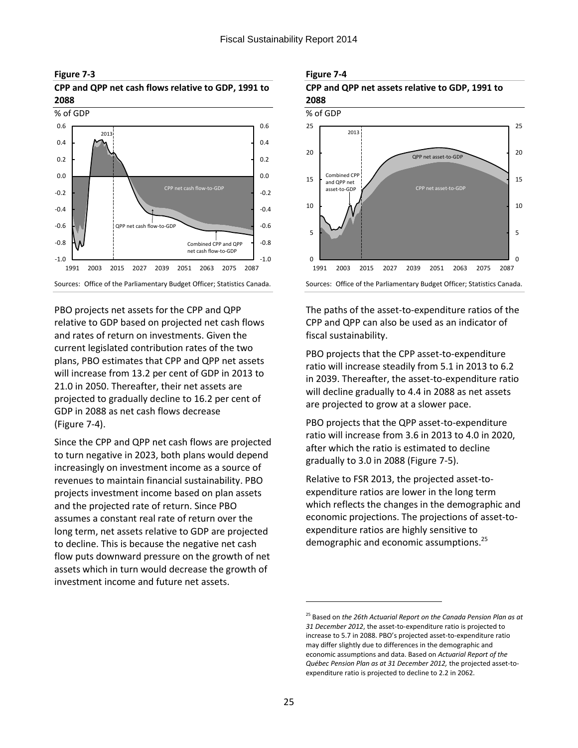**Figure 7-3**

**CPP and QPP net cash flows relative to GDP, 1991 to 2088**

% of GDP

0.6
0.4
0.2
0.0
-0.2
-0.4
-0.6
-0.8
-1.0

1991 2003 2015 2027 2039 2051 2063 2075 2087

2013

CPP net cash flow-to-GDP

QPP net cash flow-to-GDP

Combined CPP and QPP net cash flow-to-GDP

Sources: Office of the Parliamentary Budget Officer; Statistics Canada.

**Figure 7-4**

**CPP and QPP net assets relative to GDP, 1991 to 2088**

% of GDP

25
20
15
10
5
0

1991 2003 2015 2027 2039 2051 2063 2075 2087

2013

QPP net asset-to-GDP

Combined CPP and QPP net asset-to-GDP

CPP net asset-to-GDP

Sources: Office of the Parliamentary Budget Officer; Statistics Canada.

PBO projects net assets for the CPP and QPP relative to GDP based on projected net cash flows and rates of return on investments. Given the current legislated contribution rates of the two plans, PBO estimates that CPP and QPP net assets will increase from 13.2 per cent of GDP in 2013 to 21.0 in 2050. Thereafter, their net assets are projected to gradually decline to 16.2 per cent of GDP in 2088 as net cash flows decrease (Figure 7-4).

Since the CPP and QPP net cash flows are projected to turn negative in 2023, both plans would depend increasingly on investment income as a source of revenues to maintain financial sustainability. PBO projects investment income based on plan assets and the projected rate of return. Since PBO assumes a constant real rate of return over the long term, net assets relative to GDP are projected to decline. This is because the negative net cash flow puts downward pressure on the growth of net assets which in turn would decrease the growth of investment income and future net assets.

The paths of the asset-to-expenditure ratios of the CPP and QPP can also be used as an indicator of fiscal sustainability.

PBO projects that the CPP asset-to-expenditure ratio will increase steadily from 5.1 in 2013 to 6.2 in 2039. Thereafter, the asset-to-expenditure ratio will decline gradually to 4.4 in 2088 as net assets are projected to grow at a slower pace.

PBO projects that the QPP asset-to-expenditure ratio will increase from 3.6 in 2013 to 4.0 in 2020, after which the ratio is estimated to decline gradually to 3.0 in 2088 (Figure 7-5).

Relative to FSR 2013, the projected asset-to-expenditure ratios are lower in the long term which reflects the changes in the demographic and economic projections. The projections of asset-to-expenditure ratios are highly sensitive to demographic and economic assumptions.[25]

[25] Based on *the 26th Actuarial Report on the Canada Pension Plan as at 31 December 2012*, the asset-to-expenditure ratio is projected to increase to 5.7 in 2088. PBO's projected asset-to-expenditure ratio may differ slightly due to differences in the demographic and economic assumptions and data. Based on *Actuarial Report of the Québec Pension Plan as at 31 December 2012,* the projected asset-to-expenditure ratio is projected to decline to 2.2 in 2062.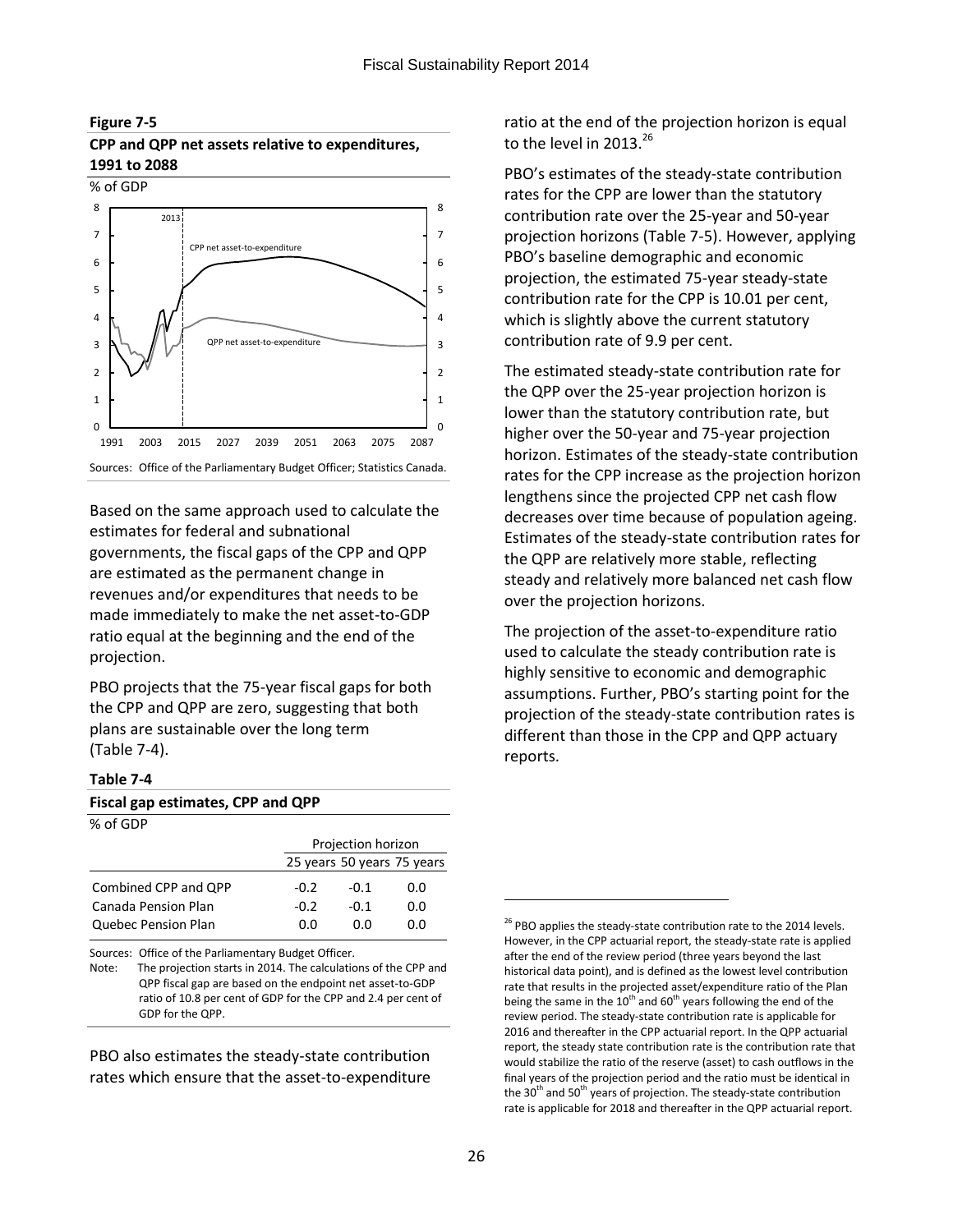**Figure 7-5**

**CPP and QPP net assets relative to expenditures, 1991 to 2088**

% of GDP

8 7 6 5 4 3 2 1 0

2013

CPP net asset-to-expenditure

QPP net asset-to-expenditure

1991 2003 2015 2027 2039 2051 2063 2075 2087

Sources: Office of the Parliamentary Budget Officer; Statistics Canada.

Based on the same approach used to calculate the estimates for federal and subnational governments, the fiscal gaps of the CPP and QPP are estimated as the permanent change in revenues and/or expenditures that needs to be made immediately to make the net asset-to-GDP ratio equal at the beginning and the end of the projection.

PBO projects that the 75-year fiscal gaps for both the CPP and QPP are zero, suggesting that both plans are sustainable over the long term (Table 7-4).

**Table 7-4**

**Fiscal gap estimates, CPP and QPP**

% of GDP

| | Projection horizon | | |
|---|---|---|---|
| | 25 years | 50 years | 75 years |
| Combined CPP and QPP | -0.2 | -0.1 | 0.0 |
| Canada Pension Plan | -0.2 | -0.1 | 0.0 |
| Quebec Pension Plan | 0.0 | 0.0 | 0.0 |

Sources: Office of the Parliamentary Budget Officer.

Note: The projection starts in 2014. The calculations of the CPP and QPP fiscal gap are based on the endpoint net asset-to-GDP ratio of 10.8 per cent of GDP for the CPP and 2.4 per cent of GDP for the QPP.

PBO also estimates the steady-state contribution rates which ensure that the asset-to-expenditure ratio at the end of the projection horizon is equal to the level in 2013.[26]

PBO's estimates of the steady-state contribution rates for the CPP are lower than the statutory contribution rate over the 25-year and 50-year projection horizons (Table 7-5). However, applying PBO's baseline demographic and economic projection, the estimated 75-year steady-state contribution rate for the CPP is 10.01 per cent, which is slightly above the current statutory contribution rate of 9.9 per cent.

The estimated steady-state contribution rate for the QPP over the 25-year projection horizon is lower than the statutory contribution rate, but higher over the 50-year and 75-year projection horizon. Estimates of the steady-state contribution rates for the CPP increase as the projection horizon lengthens since the projected CPP net cash flow decreases over time because of population ageing. Estimates of the steady-state contribution rates for the QPP are relatively more stable, reflecting steady and relatively more balanced net cash flow over the projection horizons.

The projection of the asset-to-expenditure ratio used to calculate the steady contribution rate is highly sensitive to economic and demographic assumptions. Further, PBO's starting point for the projection of the steady-state contribution rates is different than those in the CPP and QPP actuary reports.

[26] PBO applies the steady-state contribution rate to the 2014 levels. However, in the CPP actuarial report, the steady-state rate is applied after the end of the review period (three years beyond the last historical data point), and is defined as the lowest level contribution rate that results in the projected asset/expenditure ratio of the Plan being the same in the 10th and 60th years following the end of the review period. The steady-state contribution rate is applicable for 2016 and thereafter in the CPP actuarial report. In the QPP actuarial report, the steady state contribution rate is the contribution rate that would stabilize the ratio of the reserve (asset) to cash outflows in the final years of the projection period and the ratio must be identical in the 30th and 50th years of projection. The steady-state contribution rate is applicable for 2018 and thereafter in the QPP actuarial report.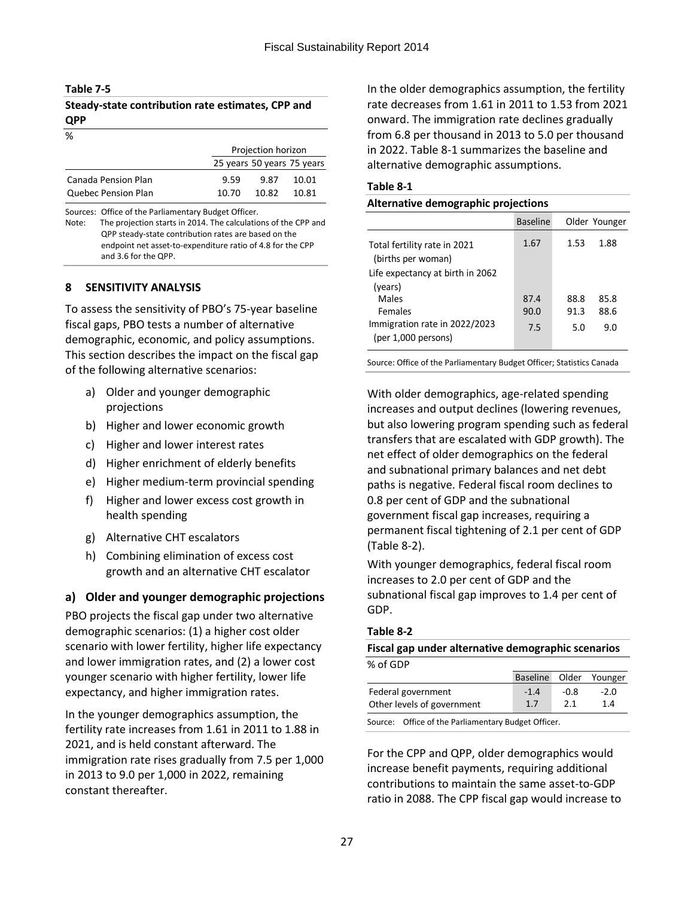**Table 7-5**

**Steady-state contribution rate estimates, CPP and QPP**

%

| | Projection horizon | | |
|---|---|---|---|
| | 25 years | 50 years | 75 years |
| Canada Pension Plan | 9.59 | 9.87 | 10.01 |
| Quebec Pension Plan | 10.70 | 10.82 | 10.81 |

Sources: Office of the Parliamentary Budget Officer.

Note: The projection starts in 2014. The calculations of the CPP and QPP steady-state contribution rates are based on the endpoint net asset-to-expenditure ratio of 4.8 for the CPP and 3.6 for the QPP.

## 8 SENSITIVITY ANALYSIS

To assess the sensitivity of PBO's 75-year baseline fiscal gaps, PBO tests a number of alternative demographic, economic, and policy assumptions. This section describes the impact on the fiscal gap of the following alternative scenarios:

a) Older and younger demographic projections
b) Higher and lower economic growth
c) Higher and lower interest rates
d) Higher enrichment of elderly benefits
e) Higher medium-term provincial spending
f) Higher and lower excess cost growth in health spending
g) Alternative CHT escalators
h) Combining elimination of excess cost growth and an alternative CHT escalator

### a) Older and younger demographic projections

PBO projects the fiscal gap under two alternative demographic scenarios: (1) a higher cost older scenario with lower fertility, higher life expectancy and lower immigration rates, and (2) a lower cost younger scenario with higher fertility, lower life expectancy, and higher immigration rates.

In the younger demographics assumption, the fertility rate increases from 1.61 in 2011 to 1.88 in 2021, and is held constant afterward. The immigration rate rises gradually from 7.5 per 1,000 in 2013 to 9.0 per 1,000 in 2022, remaining constant thereafter.

In the older demographics assumption, the fertility rate decreases from 1.61 in 2011 to 1.53 from 2021 onward. The immigration rate declines gradually from 6.8 per thousand in 2013 to 5.0 per thousand in 2022. Table 8-1 summarizes the baseline and alternative demographic assumptions.

**Table 8-1**

**Alternative demographic projections**

| | Baseline | Older | Younger |
|---|---|---|---|
| Total fertility rate in 2021 (births per woman) | 1.67 | 1.53 | 1.88 |
| Life expectancy at birth in 2062 (years) | | | |
| Males | 87.4 | 88.8 | 85.8 |
| Females | 90.0 | 91.3 | 88.6 |
| Immigration rate in 2022/2023 (per 1,000 persons) | 7.5 | 5.0 | 9.0 |

Source: Office of the Parliamentary Budget Officer; Statistics Canada

With older demographics, age-related spending increases and output declines (lowering revenues, but also lowering program spending such as federal transfers that are escalated with GDP growth). The net effect of older demographics on the federal and subnational primary balances and net debt paths is negative. Federal fiscal room declines to 0.8 per cent of GDP and the subnational government fiscal gap increases, requiring a permanent fiscal tightening of 2.1 per cent of GDP (Table 8-2).

With younger demographics, federal fiscal room increases to 2.0 per cent of GDP and the subnational fiscal gap improves to 1.4 per cent of GDP.

**Table 8-2**

**Fiscal gap under alternative demographic scenarios**

% of GDP

| | Baseline | Older | Younger |
|---|---|---|---|
| Federal government | -1.4 | -0.8 | -2.0 |
| Other levels of government | 1.7 | 2.1 | 1.4 |

Source: Office of the Parliamentary Budget Officer.

For the CPP and QPP, older demographics would increase benefit payments, requiring additional contributions to maintain the same asset-to-GDP ratio in 2088. The CPP fiscal gap would increase to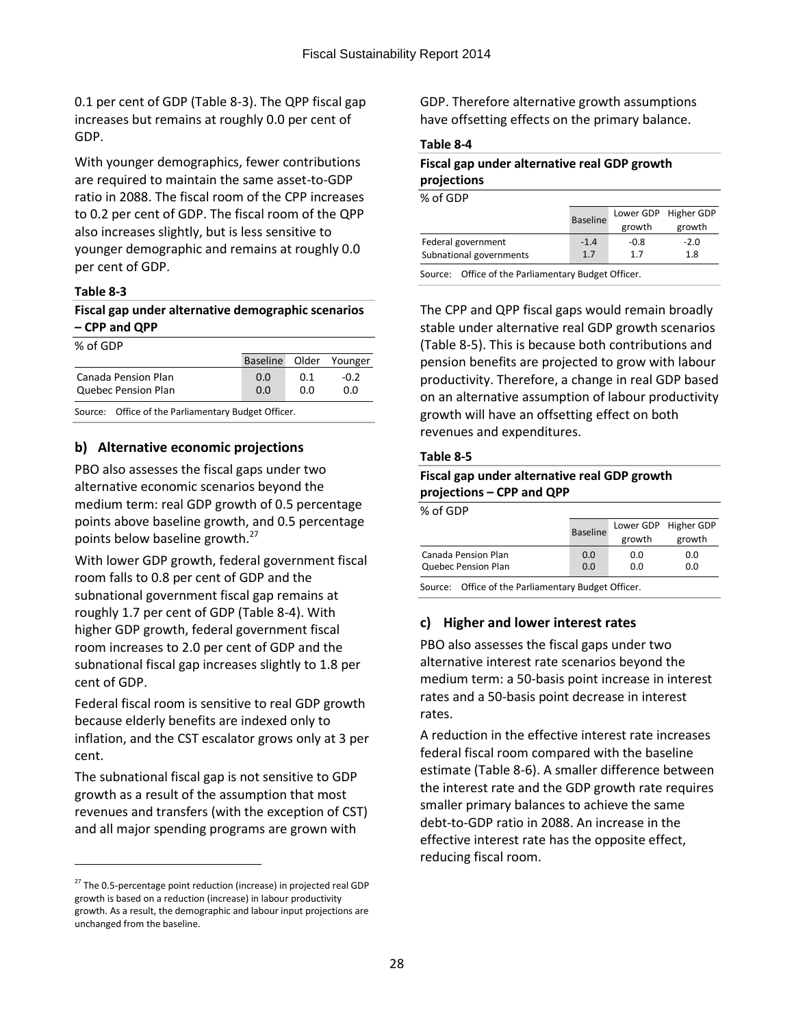0.1 per cent of GDP (Table 8-3). The QPP fiscal gap increases but remains at roughly 0.0 per cent of GDP.

With younger demographics, fewer contributions are required to maintain the same asset-to-GDP ratio in 2088. The fiscal room of the CPP increases to 0.2 per cent of GDP. The fiscal room of the QPP also increases slightly, but is less sensitive to younger demographic and remains at roughly 0.0 per cent of GDP.

**Table 8-3**

**Fiscal gap under alternative demographic scenarios – CPP and QPP**

% of GDP

| | Baseline | Older | Younger |
|---|---|---|---|
| Canada Pension Plan | 0.0 | 0.1 | -0.2 |
| Quebec Pension Plan | 0.0 | 0.0 | 0.0 |

Source: Office of the Parliamentary Budget Officer.

### b) Alternative economic projections

PBO also assesses the fiscal gaps under two alternative economic scenarios beyond the medium term: real GDP growth of 0.5 percentage points above baseline growth, and 0.5 percentage points below baseline growth.[27]

With lower GDP growth, federal government fiscal room falls to 0.8 per cent of GDP and the subnational government fiscal gap remains at roughly 1.7 per cent of GDP (Table 8-4). With higher GDP growth, federal government fiscal room increases to 2.0 per cent of GDP and the subnational fiscal gap increases slightly to 1.8 per cent of GDP.

Federal fiscal room is sensitive to real GDP growth because elderly benefits are indexed only to inflation, and the CST escalator grows only at 3 per cent.

The subnational fiscal gap is not sensitive to GDP growth as a result of the assumption that most revenues and transfers (with the exception of CST) and all major spending programs are grown with GDP. Therefore alternative growth assumptions have offsetting effects on the primary balance.

**Table 8-4**

**Fiscal gap under alternative real GDP growth projections**

% of GDP

| | Baseline | Lower GDP growth | Higher GDP growth |
|---|---|---|---|
| Federal government | -1.4 | -0.8 | -2.0 |
| Subnational governments | 1.7 | 1.7 | 1.8 |

Source: Office of the Parliamentary Budget Officer.

The CPP and QPP fiscal gaps would remain broadly stable under alternative real GDP growth scenarios (Table 8-5). This is because both contributions and pension benefits are projected to grow with labour productivity. Therefore, a change in real GDP based on an alternative assumption of labour productivity growth will have an offsetting effect on both revenues and expenditures.

**Table 8-5**

**Fiscal gap under alternative real GDP growth projections – CPP and QPP**

% of GDP

| | Baseline | Lower GDP growth | Higher GDP growth |
|---|---|---|---|
| Canada Pension Plan | 0.0 | 0.0 | 0.0 |
| Quebec Pension Plan | 0.0 | 0.0 | 0.0 |

Source: Office of the Parliamentary Budget Officer.

### c) Higher and lower interest rates

PBO also assesses the fiscal gaps under two alternative interest rate scenarios beyond the medium term: a 50-basis point increase in interest rates and a 50-basis point decrease in interest rates.

A reduction in the effective interest rate increases federal fiscal room compared with the baseline estimate (Table 8-6). A smaller difference between the interest rate and the GDP growth rate requires smaller primary balances to achieve the same debt-to-GDP ratio in 2088. An increase in the effective interest rate has the opposite effect, reducing fiscal room.

[27] The 0.5-percentage point reduction (increase) in projected real GDP growth is based on a reduction (increase) in labour productivity growth. As a result, the demographic and labour input projections are unchanged from the baseline.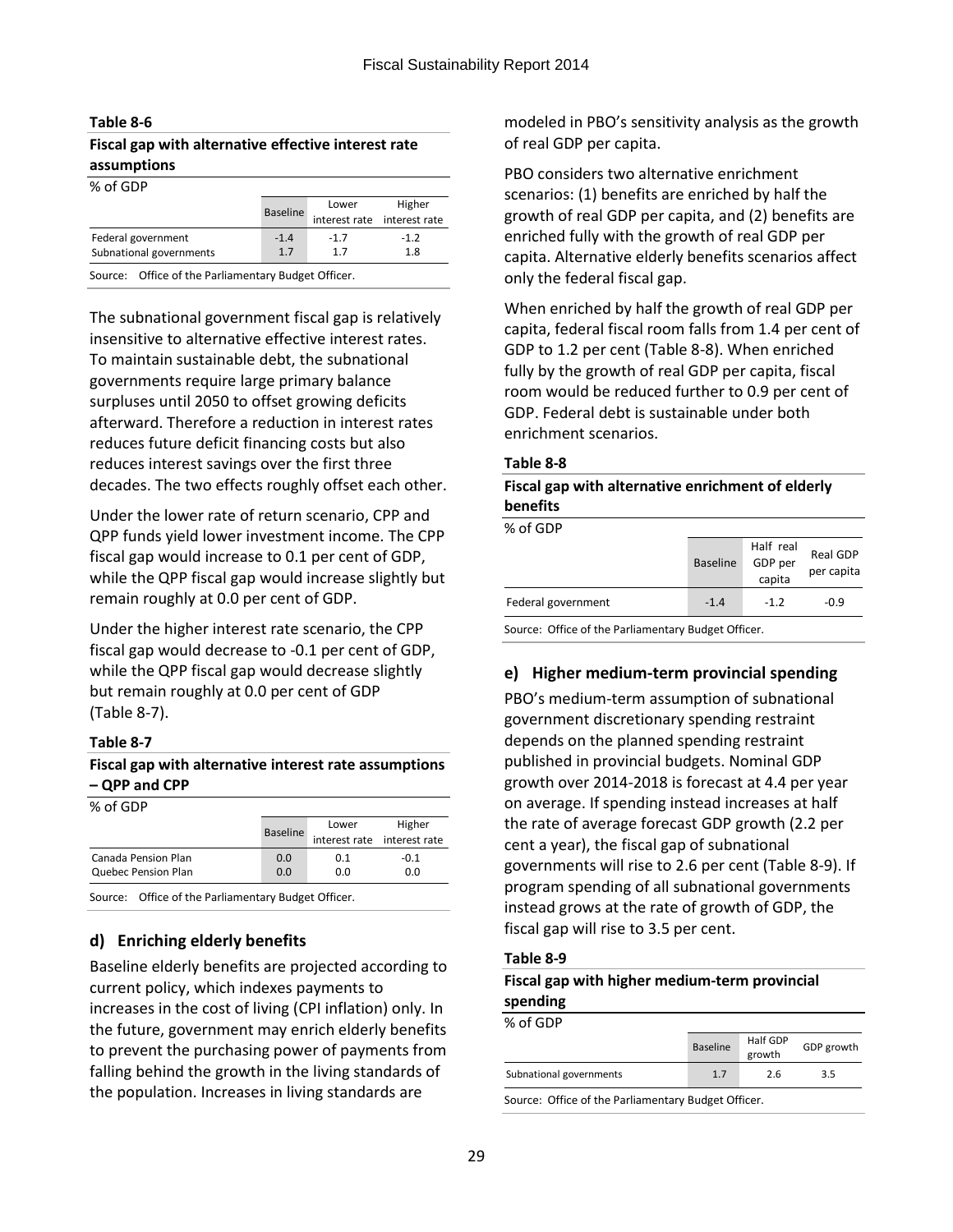**Table 8-6**

**Fiscal gap with alternative effective interest rate assumptions**

% of GDP

| | Baseline | Lower interest rate | Higher interest rate |
|---|---|---|---|
| Federal government | -1.4 | -1.7 | -1.2 |
| Subnational governments | 1.7 | 1.7 | 1.8 |

Source: Office of the Parliamentary Budget Officer.

The subnational government fiscal gap is relatively insensitive to alternative effective interest rates. To maintain sustainable debt, the subnational governments require large primary balance surpluses until 2050 to offset growing deficits afterward. Therefore a reduction in interest rates reduces future deficit financing costs but also reduces interest savings over the first three decades. The two effects roughly offset each other.

Under the lower rate of return scenario, CPP and QPP funds yield lower investment income. The CPP fiscal gap would increase to 0.1 per cent of GDP, while the QPP fiscal gap would increase slightly but remain roughly at 0.0 per cent of GDP.

Under the higher interest rate scenario, the CPP fiscal gap would decrease to -0.1 per cent of GDP, while the QPP fiscal gap would decrease slightly but remain roughly at 0.0 per cent of GDP (Table 8-7).

**Table 8-7**

**Fiscal gap with alternative interest rate assumptions – QPP and CPP**

% of GDP

| | Baseline | Lower interest rate | Higher interest rate |
|---|---|---|---|
| Canada Pension Plan | 0.0 | 0.1 | -0.1 |
| Quebec Pension Plan | 0.0 | 0.0 | 0.0 |

Source: Office of the Parliamentary Budget Officer.

### d) Enriching elderly benefits

Baseline elderly benefits are projected according to current policy, which indexes payments to increases in the cost of living (CPI inflation) only. In the future, government may enrich elderly benefits to prevent the purchasing power of payments from falling behind the growth in the living standards of the population. Increases in living standards are modeled in PBO's sensitivity analysis as the growth of real GDP per capita.

PBO considers two alternative enrichment scenarios: (1) benefits are enriched by half the growth of real GDP per capita, and (2) benefits are enriched fully with the growth of real GDP per capita. Alternative elderly benefits scenarios affect only the federal fiscal gap.

When enriched by half the growth of real GDP per capita, federal fiscal room falls from 1.4 per cent of GDP to 1.2 per cent (Table 8-8). When enriched fully by the growth of real GDP per capita, fiscal room would be reduced further to 0.9 per cent of GDP. Federal debt is sustainable under both enrichment scenarios.

**Table 8-8**

**Fiscal gap with alternative enrichment of elderly benefits**

% of GDP

| | Baseline | Half real GDP per capita | Real GDP per capita |
|---|---|---|---|
| Federal government | -1.4 | -1.2 | -0.9 |

Source: Office of the Parliamentary Budget Officer.

### e) Higher medium-term provincial spending

PBO's medium-term assumption of subnational government discretionary spending restraint depends on the planned spending restraint published in provincial budgets. Nominal GDP growth over 2014-2018 is forecast at 4.4 per year on average. If spending instead increases at half the rate of average forecast GDP growth (2.2 per cent a year), the fiscal gap of subnational governments will rise to 2.6 per cent (Table 8-9). If program spending of all subnational governments instead grows at the rate of growth of GDP, the fiscal gap will rise to 3.5 per cent.

**Table 8-9**

**Fiscal gap with higher medium-term provincial spending**

% of GDP

| | Baseline | Half GDP growth | GDP growth |
|---|---|---|---|
| Subnational governments | 1.7 | 2.6 | 3.5 |

Source: Office of the Parliamentary Budget Officer.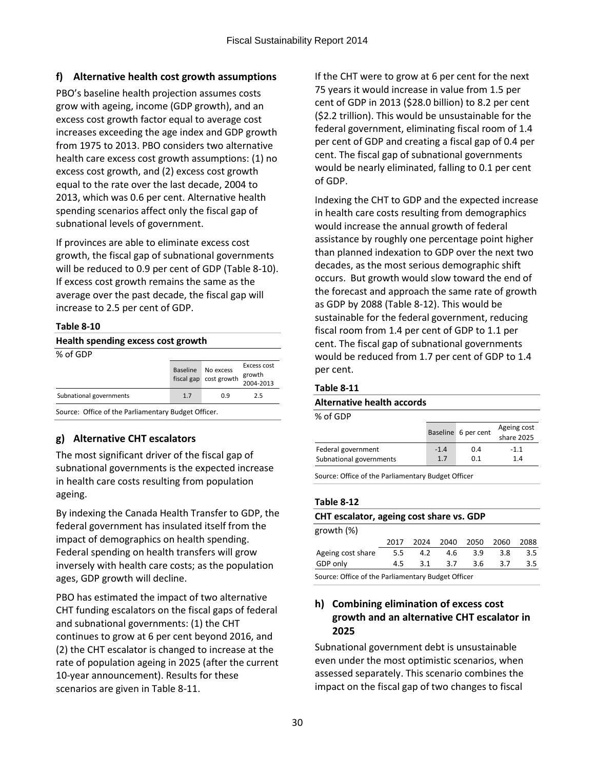### f) Alternative health cost growth assumptions

PBO's baseline health projection assumes costs grow with ageing, income (GDP growth), and an excess cost growth factor equal to average cost increases exceeding the age index and GDP growth from 1975 to 2013. PBO considers two alternative health care excess cost growth assumptions: (1) no excess cost growth, and (2) excess cost growth equal to the rate over the last decade, 2004 to 2013, which was 0.6 per cent. Alternative health spending scenarios affect only the fiscal gap of subnational levels of government.

If provinces are able to eliminate excess cost growth, the fiscal gap of subnational governments will be reduced to 0.9 per cent of GDP (Table 8-10). If excess cost growth remains the same as the average over the past decade, the fiscal gap will increase to 2.5 per cent of GDP.

**Table 8-10**

**Health spending excess cost growth**

% of GDP

| | Baseline fiscal gap | No excess cost growth | Excess cost growth 2004-2013 |
|---|---|---|---|
| Subnational governments | 1.7 | 0.9 | 2.5 |

Source: Office of the Parliamentary Budget Officer.

### g) Alternative CHT escalators

The most significant driver of the fiscal gap of subnational governments is the expected increase in health care costs resulting from population ageing.

By indexing the Canada Health Transfer to GDP, the federal government has insulated itself from the impact of demographics on health spending. Federal spending on health transfers will grow inversely with health care costs; as the population ages, GDP growth will decline.

PBO has estimated the impact of two alternative CHT funding escalators on the fiscal gaps of federal and subnational governments: (1) the CHT continues to grow at 6 per cent beyond 2016, and (2) the CHT escalator is changed to increase at the rate of population ageing in 2025 (after the current 10-year announcement). Results for these scenarios are given in Table 8-11.

If the CHT were to grow at 6 per cent for the next 75 years it would increase in value from 1.5 per cent of GDP in 2013 ($28.0 billion) to 8.2 per cent ($2.2 trillion). This would be unsustainable for the federal government, eliminating fiscal room of 1.4 per cent of GDP and creating a fiscal gap of 0.4 per cent. The fiscal gap of subnational governments would be nearly eliminated, falling to 0.1 per cent of GDP.

Indexing the CHT to GDP and the expected increase in health care costs resulting from demographics would increase the annual growth of federal assistance by roughly one percentage point higher than planned indexation to GDP over the next two decades, as the most serious demographic shift occurs. But growth would slow toward the end of the forecast and approach the same rate of growth as GDP by 2088 (Table 8-12). This would be sustainable for the federal government, reducing fiscal room from 1.4 per cent of GDP to 1.1 per cent. The fiscal gap of subnational governments would be reduced from 1.7 per cent of GDP to 1.4 per cent.

**Table 8-11**

**Alternative health accords**

% of GDP

| | Baseline | 6 per cent | Ageing cost share 2025 |
|---|---|---|---|
| Federal government | -1.4 | 0.4 | -1.1 |
| Subnational governments | 1.7 | 0.1 | 1.4 |

Source: Office of the Parliamentary Budget Officer

**Table 8-12**

**CHT escalator, ageing cost share vs. GDP**

growth (%)

| | 2017 | 2024 | 2040 | 2050 | 2060 | 2088 |
|---|---|---|---|---|---|---|
| Ageing cost share | 5.5 | 4.2 | 4.6 | 3.9 | 3.8 | 3.5 |
| GDP only | 4.5 | 3.1 | 3.7 | 3.6 | 3.7 | 3.5 |

Source: Office of the Parliamentary Budget Officer

### h) Combining elimination of excess cost growth and an alternative CHT escalator in 2025

Subnational government debt is unsustainable even under the most optimistic scenarios, when assessed separately. This scenario combines the impact on the fiscal gap of two changes to fiscal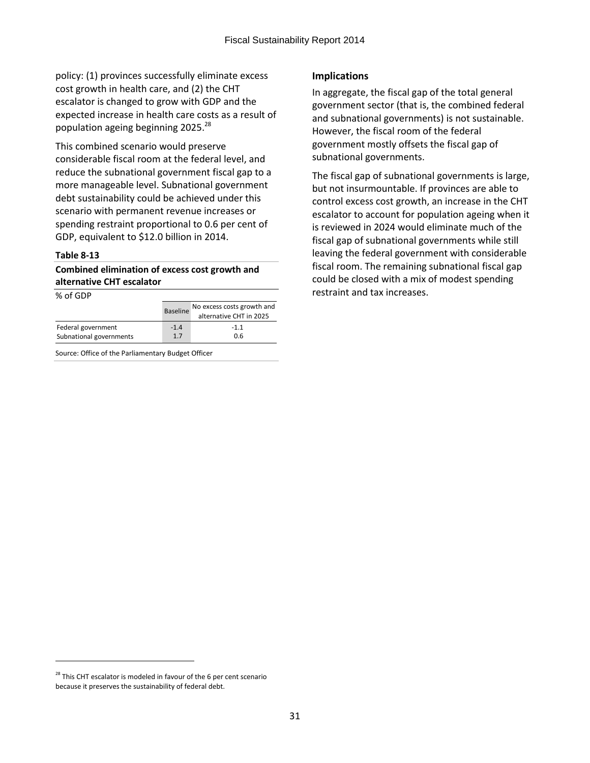policy: (1) provinces successfully eliminate excess cost growth in health care, and (2) the CHT escalator is changed to grow with GDP and the expected increase in health care costs as a result of population ageing beginning 2025.[28]

This combined scenario would preserve considerable fiscal room at the federal level, and reduce the subnational government fiscal gap to a more manageable level. Subnational government debt sustainability could be achieved under this scenario with permanent revenue increases or spending restraint proportional to 0.6 per cent of GDP, equivalent to $12.0 billion in 2014.

**Table 8-13**

**Combined elimination of excess cost growth and alternative CHT escalator**

% of GDP

| | Baseline | No excess costs growth and alternative CHT in 2025 |
|---|---|---|
| Federal government | -1.4 | -1.1 |
| Subnational governments | 1.7 | 0.6 |

Source: Office of the Parliamentary Budget Officer

### Implications

In aggregate, the fiscal gap of the total general government sector (that is, the combined federal and subnational governments) is not sustainable. However, the fiscal room of the federal government mostly offsets the fiscal gap of subnational governments.

The fiscal gap of subnational governments is large, but not insurmountable. If provinces are able to control excess cost growth, an increase in the CHT escalator to account for population ageing when it is reviewed in 2024 would eliminate much of the fiscal gap of subnational governments while still leaving the federal government with considerable fiscal room. The remaining subnational fiscal gap could be closed with a mix of modest spending restraint and tax increases.

[28] This CHT escalator is modeled in favour of the 6 per cent scenario because it preserves the sustainability of federal debt.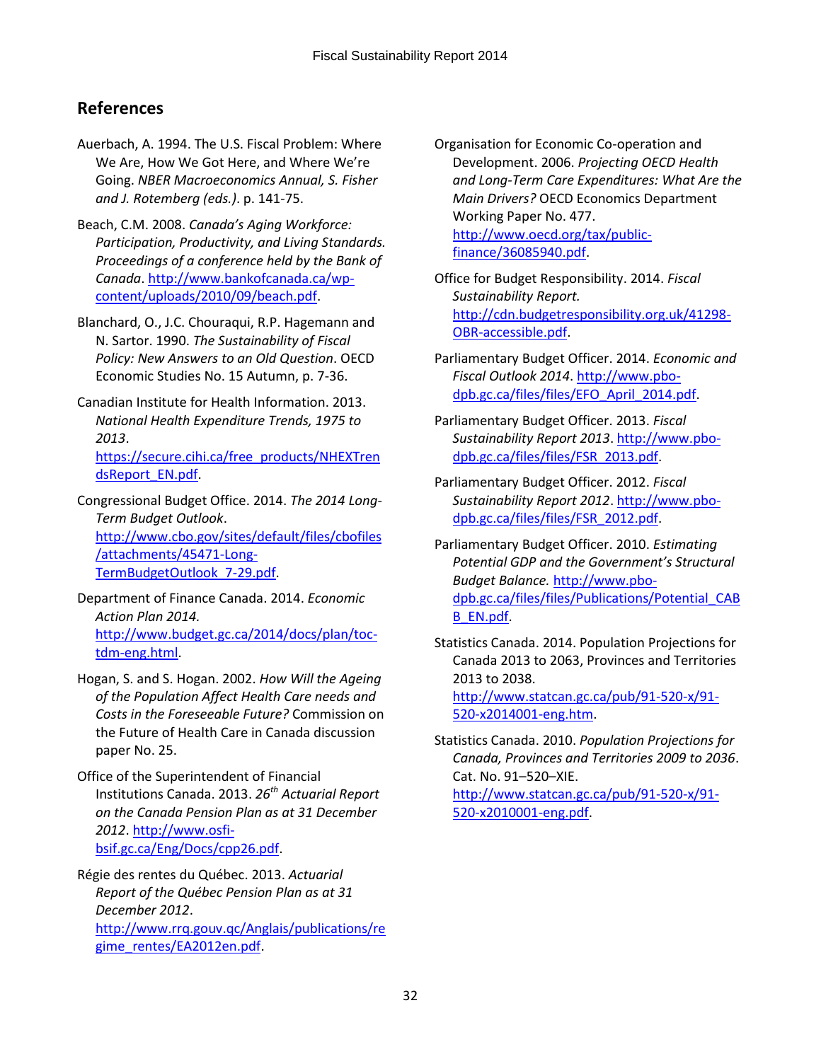## References

Auerbach, A. 1994. The U.S. Fiscal Problem: Where We Are, How We Got Here, and Where We're Going. *NBER Macroeconomics Annual, S. Fisher and J. Rotemberg (eds.)*. p. 141-75.

Beach, C.M. 2008. *Canada's Aging Workforce: Participation, Productivity, and Living Standards. Proceedings of a conference held by the Bank of Canada*. http://www.bankofcanada.ca/wp-content/uploads/2010/09/beach.pdf.

Blanchard, O., J.C. Chouraqui, R.P. Hagemann and N. Sartor. 1990. *The Sustainability of Fiscal Policy: New Answers to an Old Question*. OECD Economic Studies No. 15 Autumn, p. 7-36.

Canadian Institute for Health Information. 2013. *National Health Expenditure Trends, 1975 to 2013*. https://secure.cihi.ca/free_products/NHEXTrendsReport_EN.pdf.

Congressional Budget Office. 2014. *The 2014 Long-Term Budget Outlook*. http://www.cbo.gov/sites/default/files/cbofiles/attachments/45471-Long-TermBudgetOutlook_7-29.pdf.

Department of Finance Canada. 2014. *Economic Action Plan 2014.* http://www.budget.gc.ca/2014/docs/plan/toc-tdm-eng.html.

Hogan, S. and S. Hogan. 2002. *How Will the Ageing of the Population Affect Health Care needs and Costs in the Foreseeable Future?* Commission on the Future of Health Care in Canada discussion paper No. 25.

Office of the Superintendent of Financial Institutions Canada. 2013. *26th Actuarial Report on the Canada Pension Plan as at 31 December 2012*. http://www.osfi-bsif.gc.ca/Eng/Docs/cpp26.pdf.

Régie des rentes du Québec. 2013. *Actuarial Report of the Québec Pension Plan as at 31 December 2012*. http://www.rrq.gouv.qc/Anglais/publications/regime_rentes/EA2012en.pdf.

Organisation for Economic Co-operation and Development. 2006. *Projecting OECD Health and Long-Term Care Expenditures: What Are the Main Drivers?* OECD Economics Department Working Paper No. 477. http://www.oecd.org/tax/public-finance/36085940.pdf.

Office for Budget Responsibility. 2014. *Fiscal Sustainability Report.* http://cdn.budgetresponsibility.org.uk/41298-OBR-accessible.pdf.

Parliamentary Budget Officer. 2014. *Economic and Fiscal Outlook 2014*. http://www.pbo-dpb.gc.ca/files/files/EFO_April_2014.pdf.

Parliamentary Budget Officer. 2013. *Fiscal Sustainability Report 2013*. http://www.pbo-dpb.gc.ca/files/files/FSR_2013.pdf.

Parliamentary Budget Officer. 2012. *Fiscal Sustainability Report 2012*. http://www.pbo-dpb.gc.ca/files/files/FSR_2012.pdf.

Parliamentary Budget Officer. 2010. *Estimating Potential GDP and the Government's Structural Budget Balance.* http://www.pbo-dpb.gc.ca/files/files/Publications/Potential_CAB_EN.pdf.

Statistics Canada. 2014. Population Projections for Canada 2013 to 2063, Provinces and Territories 2013 to 2038. http://www.statcan.gc.ca/pub/91-520-x/91-520-x2014001-eng.htm.

Statistics Canada. 2010. *Population Projections for Canada, Provinces and Territories 2009 to 2036*. Cat. No. 91–520–XIE. http://www.statcan.gc.ca/pub/91-520-x/91-520-x2010001-eng.pdf.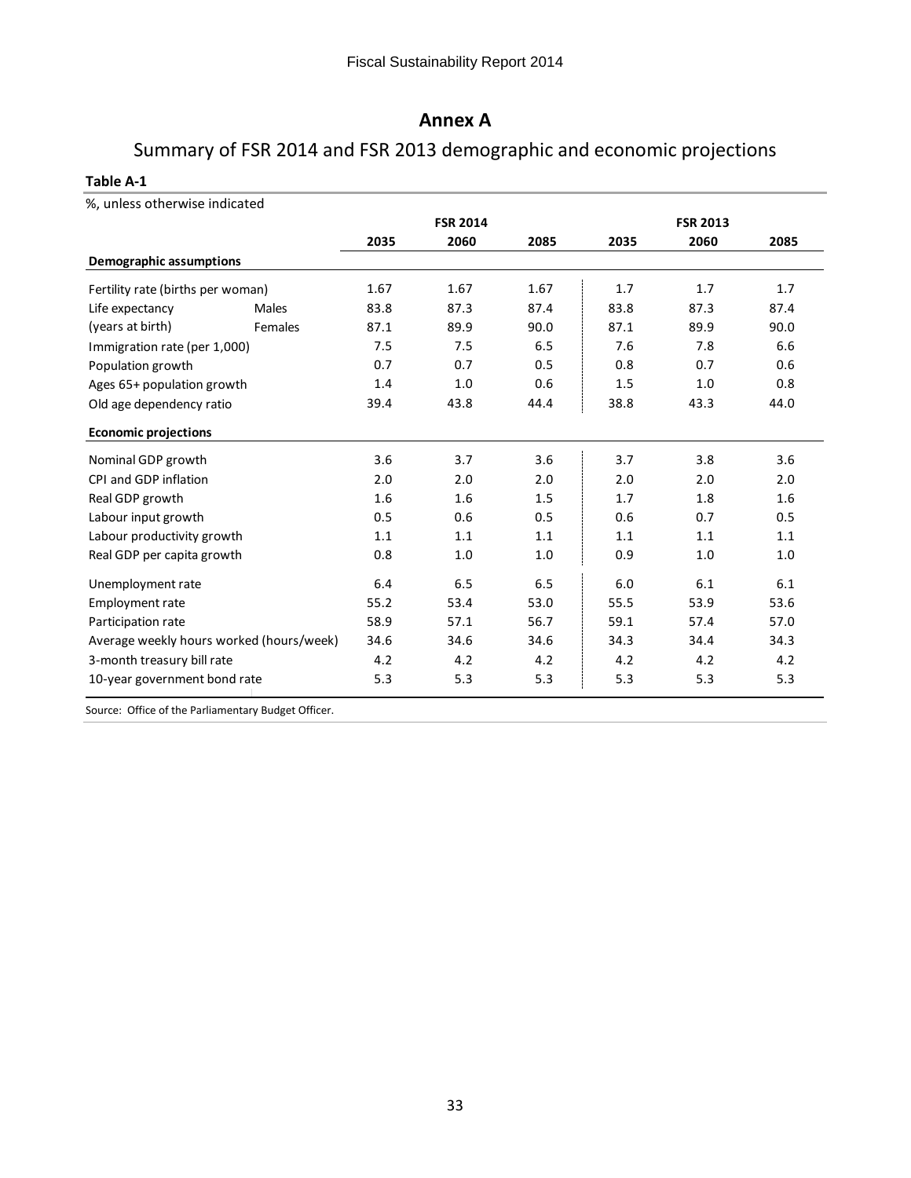# Annex A

## Summary of FSR 2014 and FSR 2013 demographic and economic projections

**Table A-1**

%, unless otherwise indicated

| | | FSR 2014 | | | FSR 2013 | | |
|---|---|---|---|---|---|---|---|
| | | 2035 | 2060 | 2085 | 2035 | 2060 | 2085 |
| **Demographic assumptions** | | | | | | | |
| Fertility rate (births per woman) | | 1.67 | 1.67 | 1.67 | 1.7 | 1.7 | 1.7 |
| Life expectancy | Males | 83.8 | 87.3 | 87.4 | 83.8 | 87.3 | 87.4 |
| (years at birth) | Females | 87.1 | 89.9 | 90.0 | 87.1 | 89.9 | 90.0 |
| Immigration rate (per 1,000) | | 7.5 | 7.5 | 6.5 | 7.6 | 7.8 | 6.6 |
| Population growth | | 0.7 | 0.7 | 0.5 | 0.8 | 0.7 | 0.6 |
| Ages 65+ population growth | | 1.4 | 1.0 | 0.6 | 1.5 | 1.0 | 0.8 |
| Old age dependency ratio | | 39.4 | 43.8 | 44.4 | 38.8 | 43.3 | 44.0 |
| **Economic projections** | | | | | | | |
| Nominal GDP growth | | 3.6 | 3.7 | 3.6 | 3.7 | 3.8 | 3.6 |
| CPI and GDP inflation | | 2.0 | 2.0 | 2.0 | 2.0 | 2.0 | 2.0 |
| Real GDP growth | | 1.6 | 1.6 | 1.5 | 1.7 | 1.8 | 1.6 |
| Labour input growth | | 0.5 | 0.6 | 0.5 | 0.6 | 0.7 | 0.5 |
| Labour productivity growth | | 1.1 | 1.1 | 1.1 | 1.1 | 1.1 | 1.1 |
| Real GDP per capita growth | | 0.8 | 1.0 | 1.0 | 0.9 | 1.0 | 1.0 |
| Unemployment rate | | 6.4 | 6.5 | 6.5 | 6.0 | 6.1 | 6.1 |
| Employment rate | | 55.2 | 53.4 | 53.0 | 55.5 | 53.9 | 53.6 |
| Participation rate | | 58.9 | 57.1 | 56.7 | 59.1 | 57.4 | 57.0 |
| Average weekly hours worked (hours/week) | | 34.6 | 34.6 | 34.6 | 34.3 | 34.4 | 34.3 |
| 3-month treasury bill rate | | 4.2 | 4.2 | 4.2 | 4.2 | 4.2 | 4.2 |
| 10-year government bond rate | | 5.3 | 5.3 | 5.3 | 5.3 | 5.3 | 5.3 |

Source: Office of the Parliamentary Budget Officer.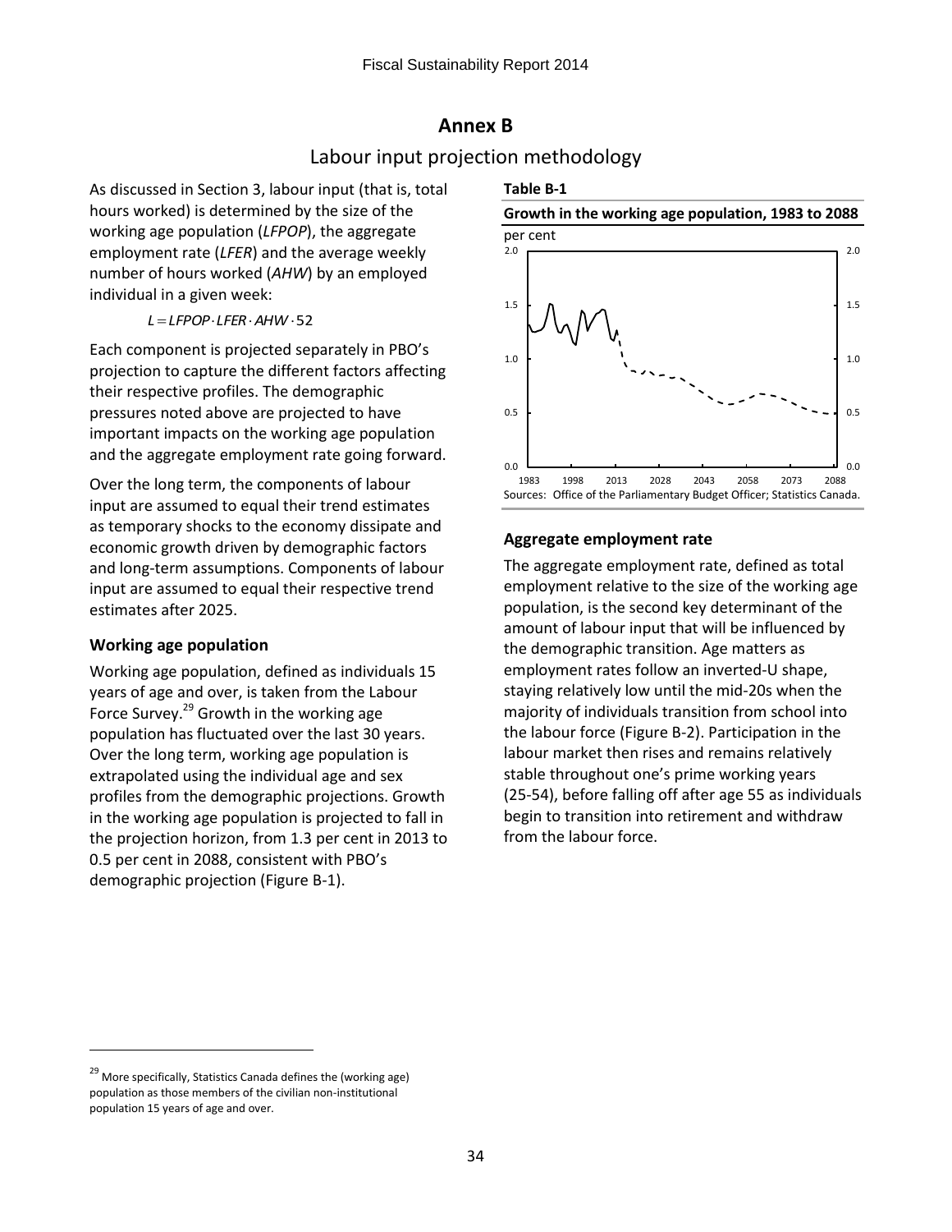# Annex B

## Labour input projection methodology

As discussed in Section 3, labour input (that is, total hours worked) is determined by the size of the working age population (*LFPOP*), the aggregate employment rate (*LFER*) and the average weekly number of hours worked (*AHW*) by an employed individual in a given week:

$$L = LFPOP \cdot LFER \cdot AHW \cdot 52$$

Each component is projected separately in PBO's projection to capture the different factors affecting their respective profiles. The demographic pressures noted above are projected to have important impacts on the working age population and the aggregate employment rate going forward.

Over the long term, the components of labour input are assumed to equal their trend estimates as temporary shocks to the economy dissipate and economic growth driven by demographic factors and long-term assumptions. Components of labour input are assumed to equal their respective trend estimates after 2025.

### Working age population

Working age population, defined as individuals 15 years of age and over, is taken from the Labour Force Survey.[29] Growth in the working age population has fluctuated over the last 30 years. Over the long term, working age population is extrapolated using the individual age and sex profiles from the demographic projections. Growth in the working age population is projected to fall in the projection horizon, from 1.3 per cent in 2013 to 0.5 per cent in 2088, consistent with PBO's demographic projection (Figure B-1).

**Table B-1**

**Growth in the working age population, 1983 to 2088**

per cent

2.0
1.5
1.0
0.5
0.0

1983 1998 2013 2028 2043 2058 2073 2088

Sources: Office of the Parliamentary Budget Officer; Statistics Canada.

### Aggregate employment rate

The aggregate employment rate, defined as total employment relative to the size of the working age population, is the second key determinant of the amount of labour input that will be influenced by the demographic transition. Age matters as employment rates follow an inverted-U shape, staying relatively low until the mid-20s when the majority of individuals transition from school into the labour force (Figure B-2). Participation in the labour market then rises and remains relatively stable throughout one's prime working years (25-54), before falling off after age 55 as individuals begin to transition into retirement and withdraw from the labour force.

[29] More specifically, Statistics Canada defines the (working age) population as those members of the civilian non-institutional population 15 years of age and over.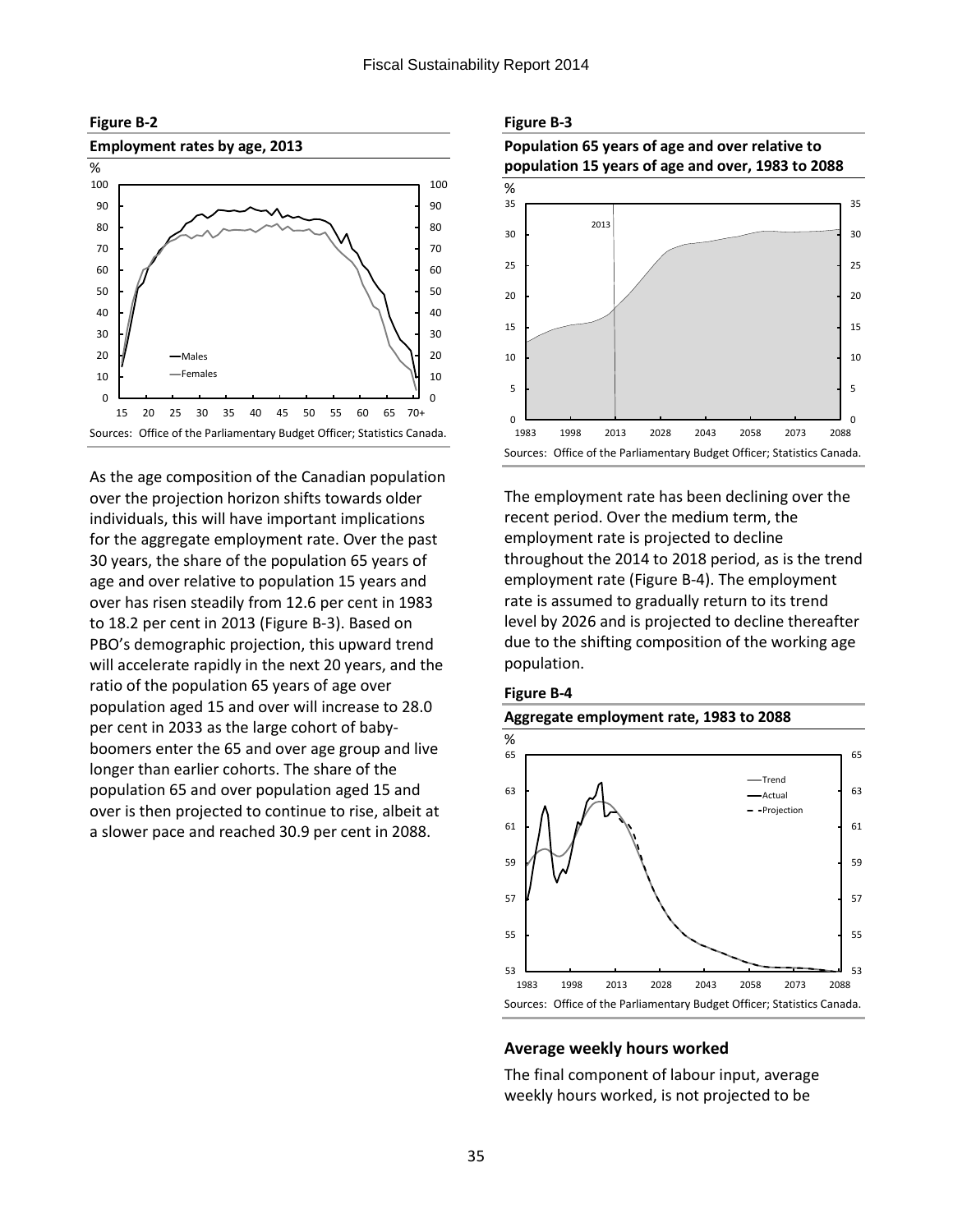**Figure B-2**

**Employment rates by age, 2013**

%

100 90 80 70 60 50 40 30 20 10 0

15 20 25 30 35 40 45 50 55 60 65 70+

Males

Females

Sources: Office of the Parliamentary Budget Officer; Statistics Canada.

As the age composition of the Canadian population over the projection horizon shifts towards older individuals, this will have important implications for the aggregate employment rate. Over the past 30 years, the share of the population 65 years of age and over relative to population 15 years and over has risen steadily from 12.6 per cent in 1983 to 18.2 per cent in 2013 (Figure B-3). Based on PBO's demographic projection, this upward trend will accelerate rapidly in the next 20 years, and the ratio of the population 65 years of age over population aged 15 and over will increase to 28.0 per cent in 2033 as the large cohort of baby-boomers enter the 65 and over age group and live longer than earlier cohorts. The share of the population 65 and over population aged 15 and over is then projected to continue to rise, albeit at a slower pace and reached 30.9 per cent in 2088.

**Figure B-3**

**Population 65 years of age and over relative to population 15 years of age and over, 1983 to 2088**

%

35 30 25 20 15 10 5 0

2013

1983 1998 2013 2028 2043 2058 2073 2088

Sources: Office of the Parliamentary Budget Officer; Statistics Canada.

The employment rate has been declining over the recent period. Over the medium term, the employment rate is projected to decline throughout the 2014 to 2018 period, as is the trend employment rate (Figure B-4). The employment rate is assumed to gradually return to its trend level by 2026 and is projected to decline thereafter due to the shifting composition of the working age population.

**Figure B-4**

**Aggregate employment rate, 1983 to 2088**

%

65 63 61 59 57 55 53

Trend

Actual

Projection

1983 1998 2013 2028 2043 2058 2073 2088

Sources: Office of the Parliamentary Budget Officer; Statistics Canada.

### Average weekly hours worked

The final component of labour input, average weekly hours worked, is not projected to be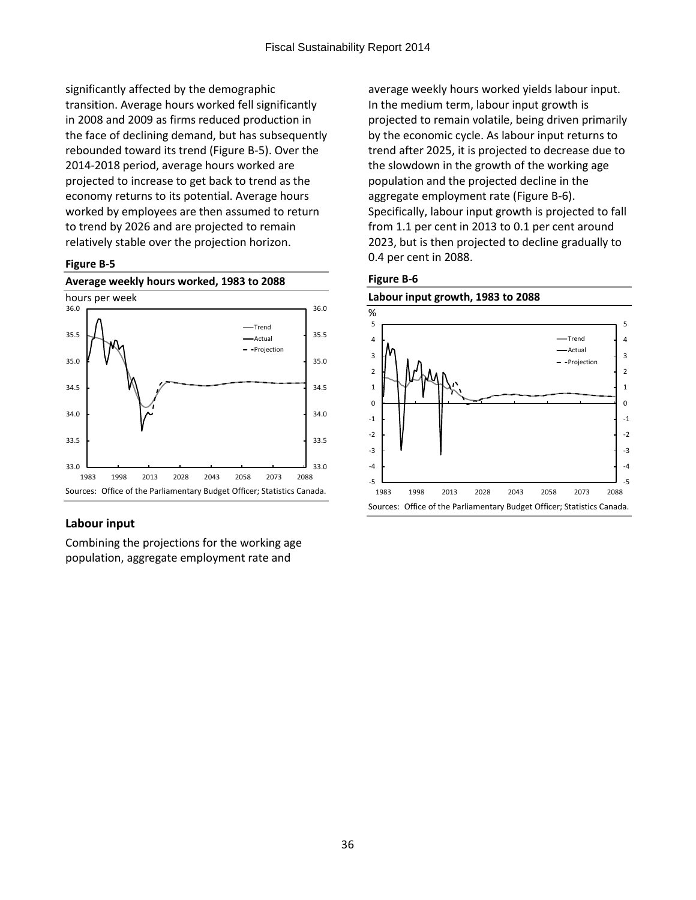significantly affected by the demographic transition. Average hours worked fell significantly in 2008 and 2009 as firms reduced production in the face of declining demand, but has subsequently rebounded toward its trend (Figure B-5). Over the 2014-2018 period, average hours worked are projected to increase to get back to trend as the economy returns to its potential. Average hours worked by employees are then assumed to return to trend by 2026 and are projected to remain relatively stable over the projection horizon.

**Figure B-5**

**Average weekly hours worked, 1983 to 2088**

hours per week

36.0
35.5
35.0
34.5
34.0
33.5
33.0

1983 1998 2013 2028 2043 2058 2073 2088

Trend
Actual
Projection

Sources: Office of the Parliamentary Budget Officer; Statistics Canada.

## Labour input

Combining the projections for the working age population, aggregate employment rate and average weekly hours worked yields labour input. In the medium term, labour input growth is projected to remain volatile, being driven primarily by the economic cycle. As labour input returns to trend after 2025, it is projected to decrease due to the slowdown in the growth of the working age population and the projected decline in the aggregate employment rate (Figure B-6). Specifically, labour input growth is projected to fall from 1.1 per cent in 2013 to 0.1 per cent around 2023, but is then projected to decline gradually to 0.4 per cent in 2088.

**Figure B-6**

**Labour input growth, 1983 to 2088**

%

5
4
3
2
1
0
-1
-2
-3
-4
-5

1983 1998 2013 2028 2043 2058 2073 2088

Trend
Actual
Projection

Sources: Office of the Parliamentary Budget Officer; Statistics Canada.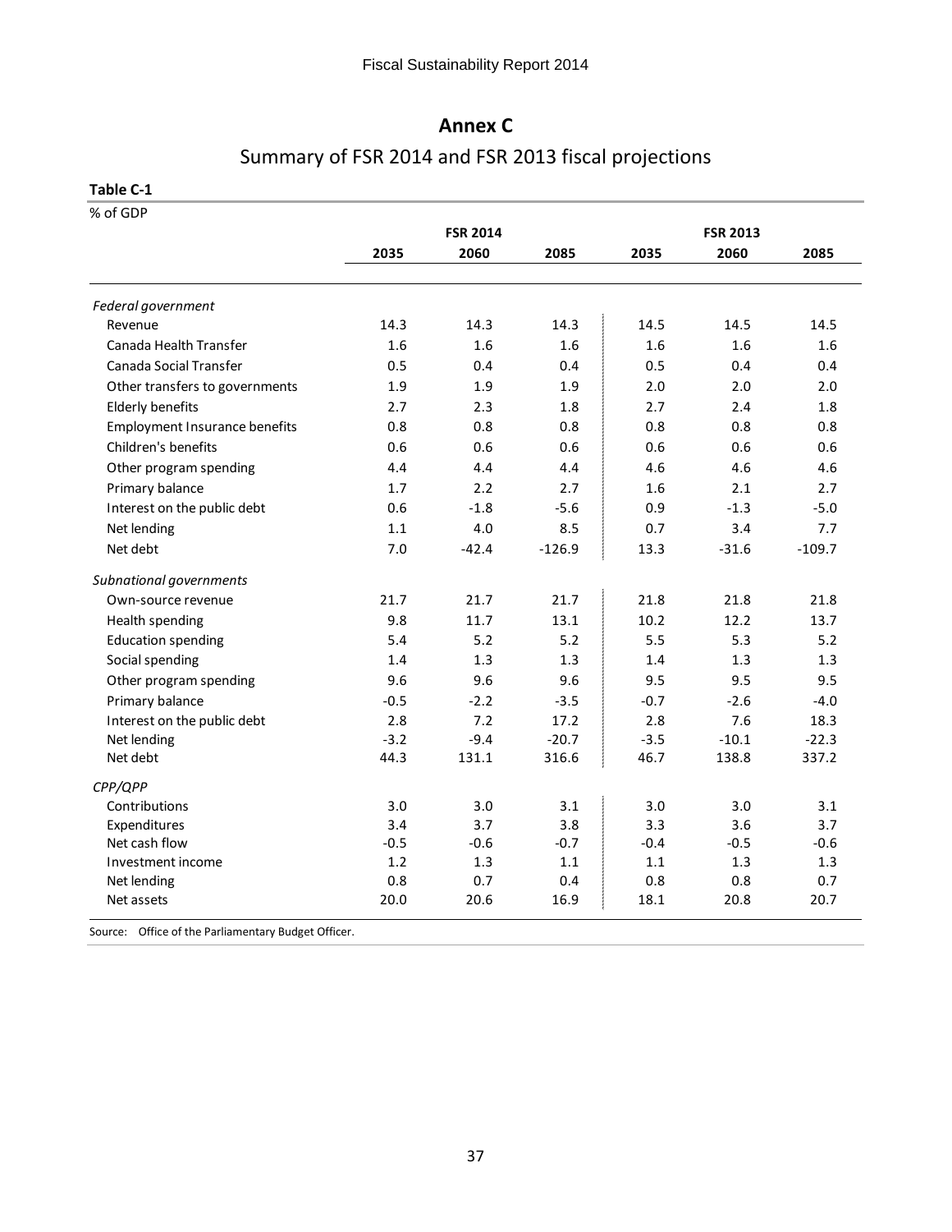# Annex C

## Summary of FSR 2014 and FSR 2013 fiscal projections

**Table C-1**

% of GDP

| | FSR 2014 | | | FSR 2013 | | |
|---|---|---|---|---|---|---|
| | 2035 | 2060 | 2085 | 2035 | 2060 | 2085 |
| *Federal government* | | | | | | |
| Revenue | 14.3 | 14.3 | 14.3 | 14.5 | 14.5 | 14.5 |
| Canada Health Transfer | 1.6 | 1.6 | 1.6 | 1.6 | 1.6 | 1.6 |
| Canada Social Transfer | 0.5 | 0.4 | 0.4 | 0.5 | 0.4 | 0.4 |
| Other transfers to governments | 1.9 | 1.9 | 1.9 | 2.0 | 2.0 | 2.0 |
| Elderly benefits | 2.7 | 2.3 | 1.8 | 2.7 | 2.4 | 1.8 |
| Employment Insurance benefits | 0.8 | 0.8 | 0.8 | 0.8 | 0.8 | 0.8 |
| Children's benefits | 0.6 | 0.6 | 0.6 | 0.6 | 0.6 | 0.6 |
| Other program spending | 4.4 | 4.4 | 4.4 | 4.6 | 4.6 | 4.6 |
| Primary balance | 1.7 | 2.2 | 2.7 | 1.6 | 2.1 | 2.7 |
| Interest on the public debt | 0.6 | -1.8 | -5.6 | 0.9 | -1.3 | -5.0 |
| Net lending | 1.1 | 4.0 | 8.5 | 0.7 | 3.4 | 7.7 |
| Net debt | 7.0 | -42.4 | -126.9 | 13.3 | -31.6 | -109.7 |
| *Subnational governments* | | | | | | |
| Own-source revenue | 21.7 | 21.7 | 21.7 | 21.8 | 21.8 | 21.8 |
| Health spending | 9.8 | 11.7 | 13.1 | 10.2 | 12.2 | 13.7 |
| Education spending | 5.4 | 5.2 | 5.2 | 5.5 | 5.3 | 5.2 |
| Social spending | 1.4 | 1.3 | 1.3 | 1.4 | 1.3 | 1.3 |
| Other program spending | 9.6 | 9.6 | 9.6 | 9.5 | 9.5 | 9.5 |
| Primary balance | -0.5 | -2.2 | -3.5 | -0.7 | -2.6 | -4.0 |
| Interest on the public debt | 2.8 | 7.2 | 17.2 | 2.8 | 7.6 | 18.3 |
| Net lending | -3.2 | -9.4 | -20.7 | -3.5 | -10.1 | -22.3 |
| Net debt | 44.3 | 131.1 | 316.6 | 46.7 | 138.8 | 337.2 |
| *CPP/QPP* | | | | | | |
| Contributions | 3.0 | 3.0 | 3.1 | 3.0 | 3.0 | 3.1 |
| Expenditures | 3.4 | 3.7 | 3.8 | 3.3 | 3.6 | 3.7 |
| Net cash flow | -0.5 | -0.6 | -0.7 | -0.4 | -0.5 | -0.6 |
| Investment income | 1.2 | 1.3 | 1.1 | 1.1 | 1.3 | 1.3 |
| Net lending | 0.8 | 0.7 | 0.4 | 0.8 | 0.8 | 0.7 |
| Net assets | 20.0 | 20.6 | 16.9 | 18.1 | 20.8 | 20.7 |

Source: Office of the Parliamentary Budget Officer.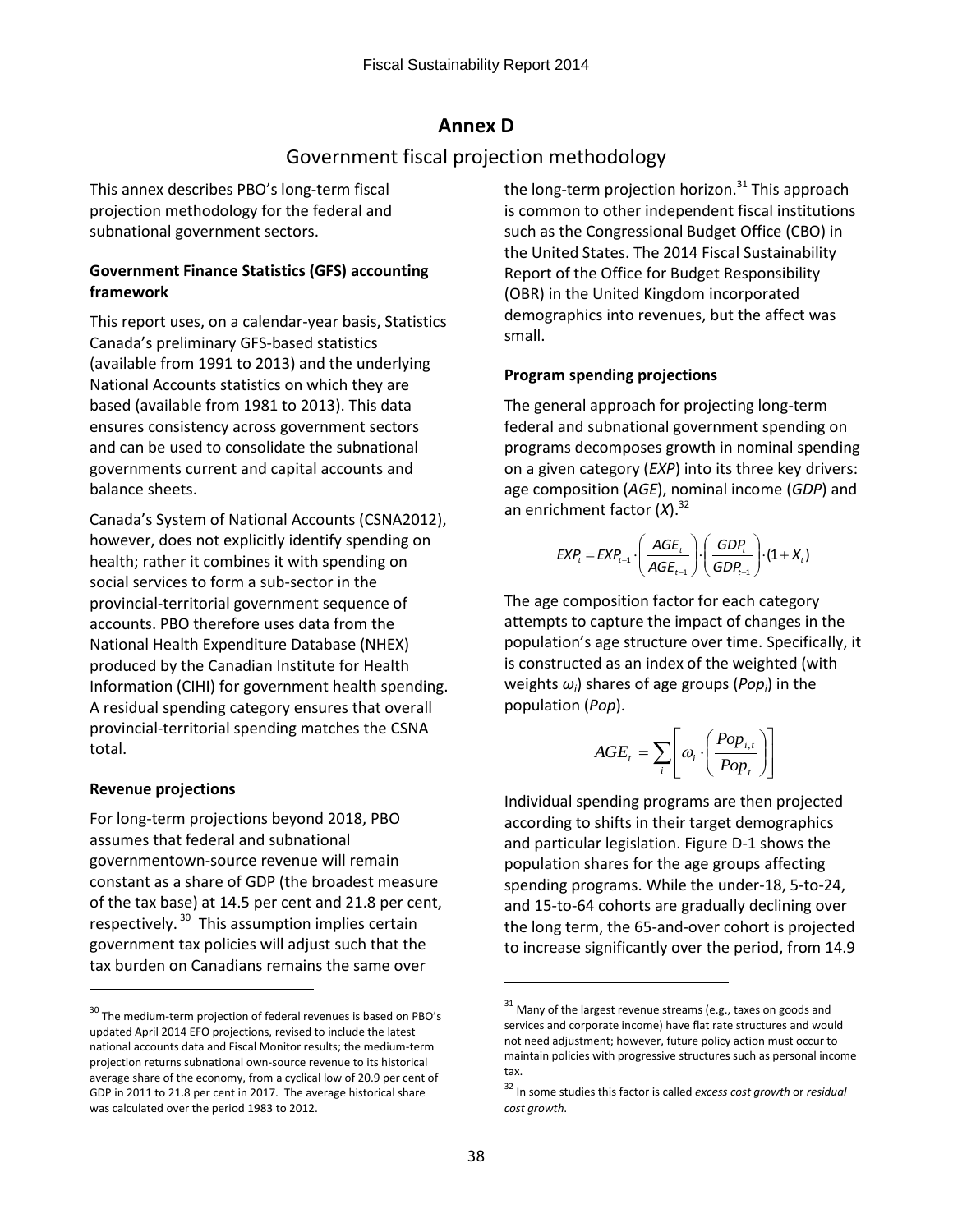# Annex D

## Government fiscal projection methodology

This annex describes PBO's long-term fiscal projection methodology for the federal and subnational government sectors.

**Government Finance Statistics (GFS) accounting framework**

This report uses, on a calendar-year basis, Statistics Canada's preliminary GFS-based statistics (available from 1991 to 2013) and the underlying National Accounts statistics on which they are based (available from 1981 to 2013). This data ensures consistency across government sectors and can be used to consolidate the subnational governments current and capital accounts and balance sheets.

Canada's System of National Accounts (CSNA2012), however, does not explicitly identify spending on health; rather it combines it with spending on social services to form a sub-sector in the provincial-territorial government sequence of accounts. PBO therefore uses data from the National Health Expenditure Database (NHEX) produced by the Canadian Institute for Health Information (CIHI) for government health spending. A residual spending category ensures that overall provincial-territorial spending matches the CSNA total.

**Revenue projections**

For long-term projections beyond 2018, PBO assumes that federal and subnational governmentown-source revenue will remain constant as a share of GDP (the broadest measure of the tax base) at 14.5 per cent and 21.8 per cent, respectively.[30] This assumption implies certain government tax policies will adjust such that the tax burden on Canadians remains the same over the long-term projection horizon.[31] This approach is common to other independent fiscal institutions such as the Congressional Budget Office (CBO) in the United States. The 2014 Fiscal Sustainability Report of the Office for Budget Responsibility (OBR) in the United Kingdom incorporated demographics into revenues, but the affect was small.

**Program spending projections**

The general approach for projecting long-term federal and subnational government spending on programs decomposes growth in nominal spending on a given category (*EXP*) into its three key drivers: age composition (*AGE*), nominal income (*GDP*) and an enrichment factor (*X*).[32]

$$EXP_t = EXP_{t-1} \cdot \left( \frac{AGE_t}{AGE_{t-1}} \right) \cdot \left( \frac{GDP_t}{GDP_{t-1}} \right) \cdot (1 + X_t)$$

The age composition factor for each category attempts to capture the impact of changes in the population's age structure over time. Specifically, it is constructed as an index of the weighted (with weights $\omega_i$) shares of age groups ($Pop_i$) in the population ($Pop$).

$$AGE_t = \sum_i \left[ \omega_i \cdot \left( \frac{Pop_{i,t}}{Pop_t} \right) \right]$$

Individual spending programs are then projected according to shifts in their target demographics and particular legislation. Figure D-1 shows the population shares for the age groups affecting spending programs. While the under-18, 5-to-24, and 15-to-64 cohorts are gradually declining over the long term, the 65-and-over cohort is projected to increase significantly over the period, from 14.9

---

[30] The medium-term projection of federal revenues is based on PBO's updated April 2014 EFO projections, revised to include the latest national accounts data and Fiscal Monitor results; the medium-term projection returns subnational own-source revenue to its historical average share of the economy, from a cyclical low of 20.9 per cent of GDP in 2011 to 21.8 per cent in 2017. The average historical share was calculated over the period 1983 to 2012.

[31] Many of the largest revenue streams (e.g., taxes on goods and services and corporate income) have flat rate structures and would not need adjustment; however, future policy action must occur to maintain policies with progressive structures such as personal income tax.

[32] In some studies this factor is called *excess cost growth* or *residual cost growth*.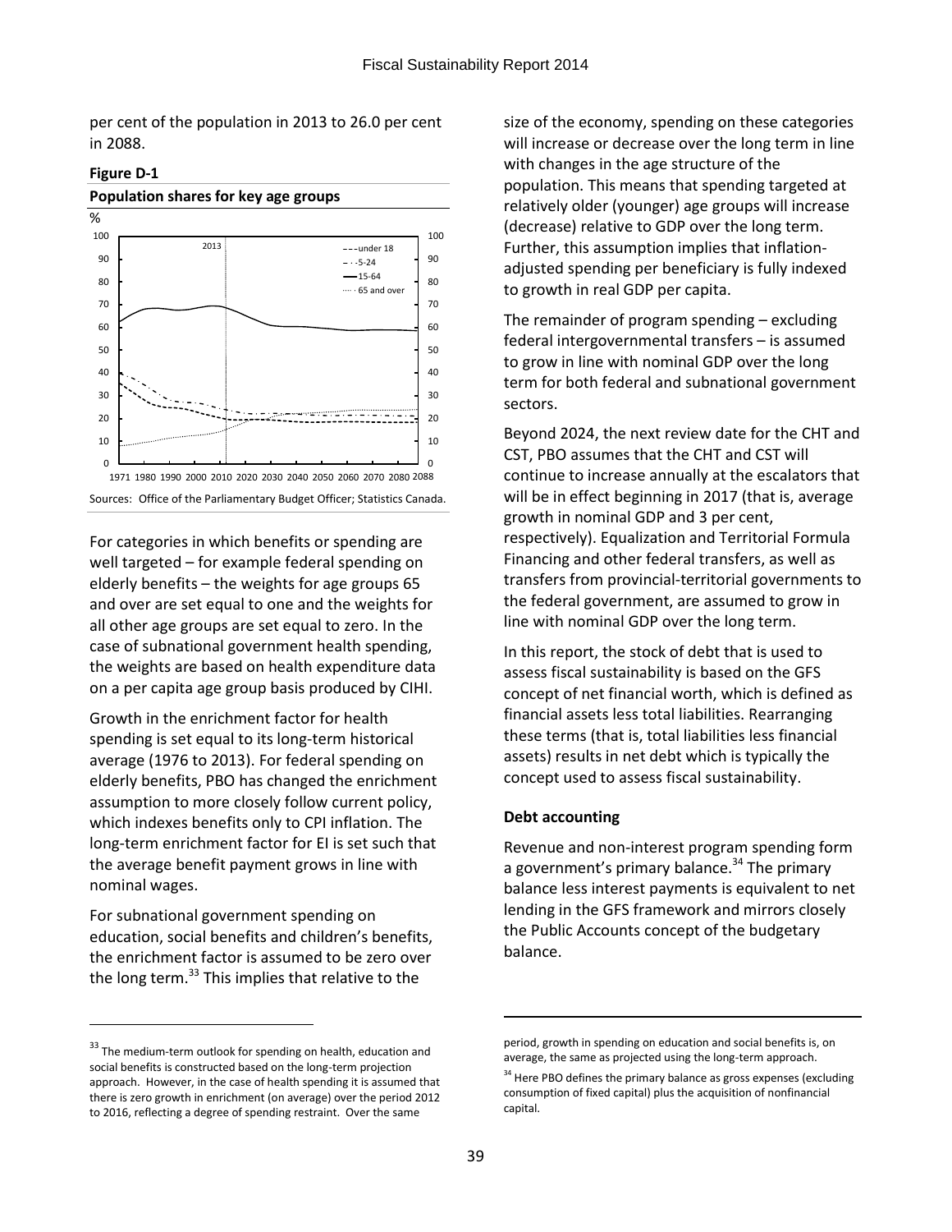per cent of the population in 2013 to 26.0 per cent in 2088.

**Figure D-1**

**Population shares for key age groups**

%

100 90 80 70 60 50 40 30 20 10 0

2013

under 18
5-24
15-64
65 and over

1971 1980 1990 2000 2010 2020 2030 2040 2050 2060 2070 2080 2088

Sources: Office of the Parliamentary Budget Officer; Statistics Canada.

For categories in which benefits or spending are well targeted – for example federal spending on elderly benefits – the weights for age groups 65 and over are set equal to one and the weights for all other age groups are set equal to zero. In the case of subnational government health spending, the weights are based on health expenditure data on a per capita age group basis produced by CIHI.

Growth in the enrichment factor for health spending is set equal to its long-term historical average (1976 to 2013). For federal spending on elderly benefits, PBO has changed the enrichment assumption to more closely follow current policy, which indexes benefits only to CPI inflation. The long-term enrichment factor for EI is set such that the average benefit payment grows in line with nominal wages.

For subnational government spending on education, social benefits and children's benefits, the enrichment factor is assumed to be zero over the long term.[33] This implies that relative to the size of the economy, spending on these categories will increase or decrease over the long term in line with changes in the age structure of the population. This means that spending targeted at relatively older (younger) age groups will increase (decrease) relative to GDP over the long term. Further, this assumption implies that inflation-adjusted spending per beneficiary is fully indexed to growth in real GDP per capita.

The remainder of program spending – excluding federal intergovernmental transfers – is assumed to grow in line with nominal GDP over the long term for both federal and subnational government sectors.

Beyond 2024, the next review date for the CHT and CST, PBO assumes that the CHT and CST will continue to increase annually at the escalators that will be in effect beginning in 2017 (that is, average growth in nominal GDP and 3 per cent, respectively). Equalization and Territorial Formula Financing and other federal transfers, as well as transfers from provincial-territorial governments to the federal government, are assumed to grow in line with nominal GDP over the long term.

In this report, the stock of debt that is used to assess fiscal sustainability is based on the GFS concept of net financial worth, which is defined as financial assets less total liabilities. Rearranging these terms (that is, total liabilities less financial assets) results in net debt which is typically the concept used to assess fiscal sustainability.

**Debt accounting**

Revenue and non-interest program spending form a government's primary balance.[34] The primary balance less interest payments is equivalent to net lending in the GFS framework and mirrors closely the Public Accounts concept of the budgetary balance.

---

[33] The medium-term outlook for spending on health, education and social benefits is constructed based on the long-term projection approach. However, in the case of health spending it is assumed that there is zero growth in enrichment (on average) over the period 2012 to 2016, reflecting a degree of spending restraint. Over the same period, growth in spending on education and social benefits is, on average, the same as projected using the long-term approach.

[34] Here PBO defines the primary balance as gross expenses (excluding consumption of fixed capital) plus the acquisition of nonfinancial capital.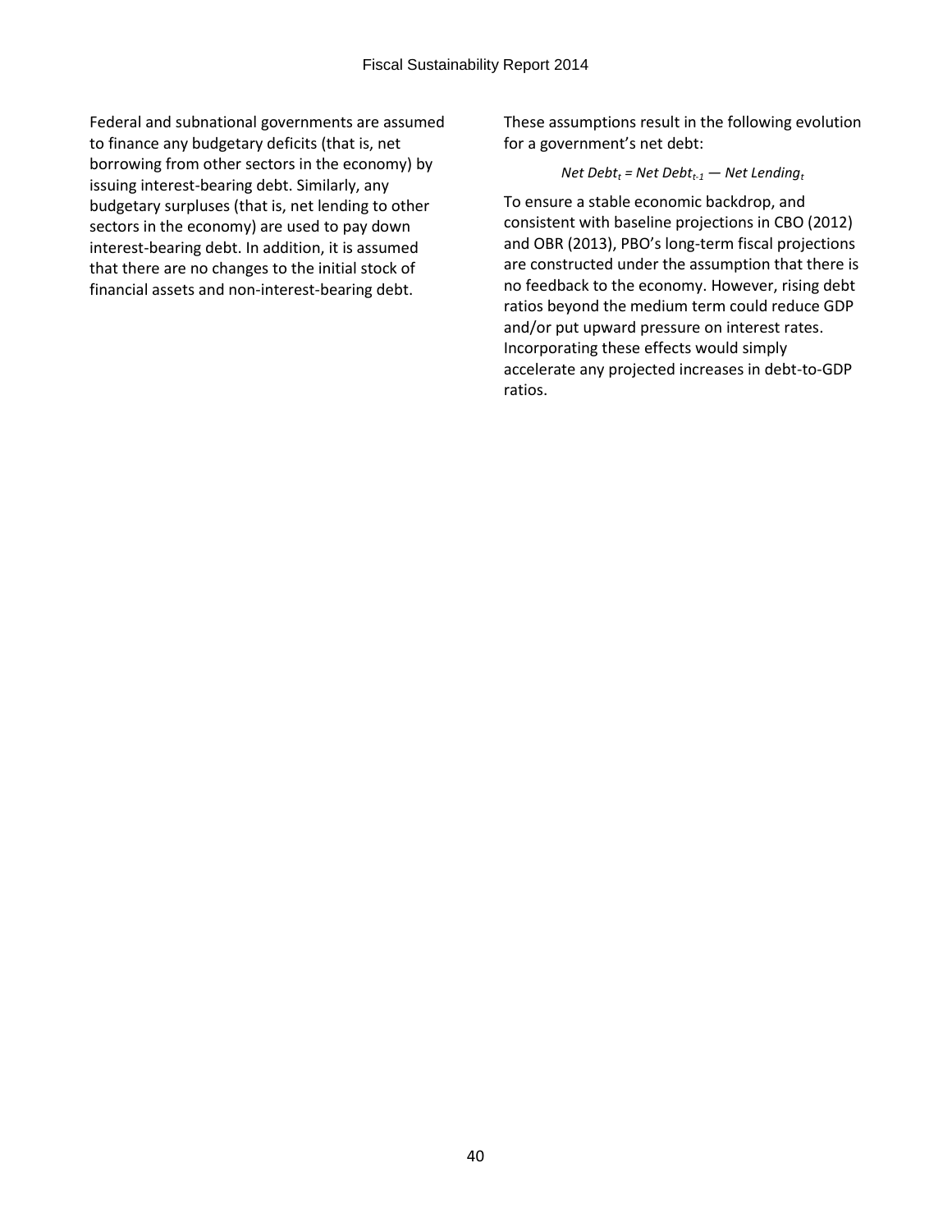Federal and subnational governments are assumed to finance any budgetary deficits (that is, net borrowing from other sectors in the economy) by issuing interest-bearing debt. Similarly, any budgetary surpluses (that is, net lending to other sectors in the economy) are used to pay down interest-bearing debt. In addition, it is assumed that there are no changes to the initial stock of financial assets and non-interest-bearing debt.

These assumptions result in the following evolution for a government's net debt:

$$\textit{Net Debt}_t = \textit{Net Debt}_{t-1} - \textit{Net Lending}_t$$

To ensure a stable economic backdrop, and consistent with baseline projections in CBO (2012) and OBR (2013), PBO's long-term fiscal projections are constructed under the assumption that there is no feedback to the economy. However, rising debt ratios beyond the medium term could reduce GDP and/or put upward pressure on interest rates. Incorporating these effects would simply accelerate any projected increases in debt-to-GDP ratios.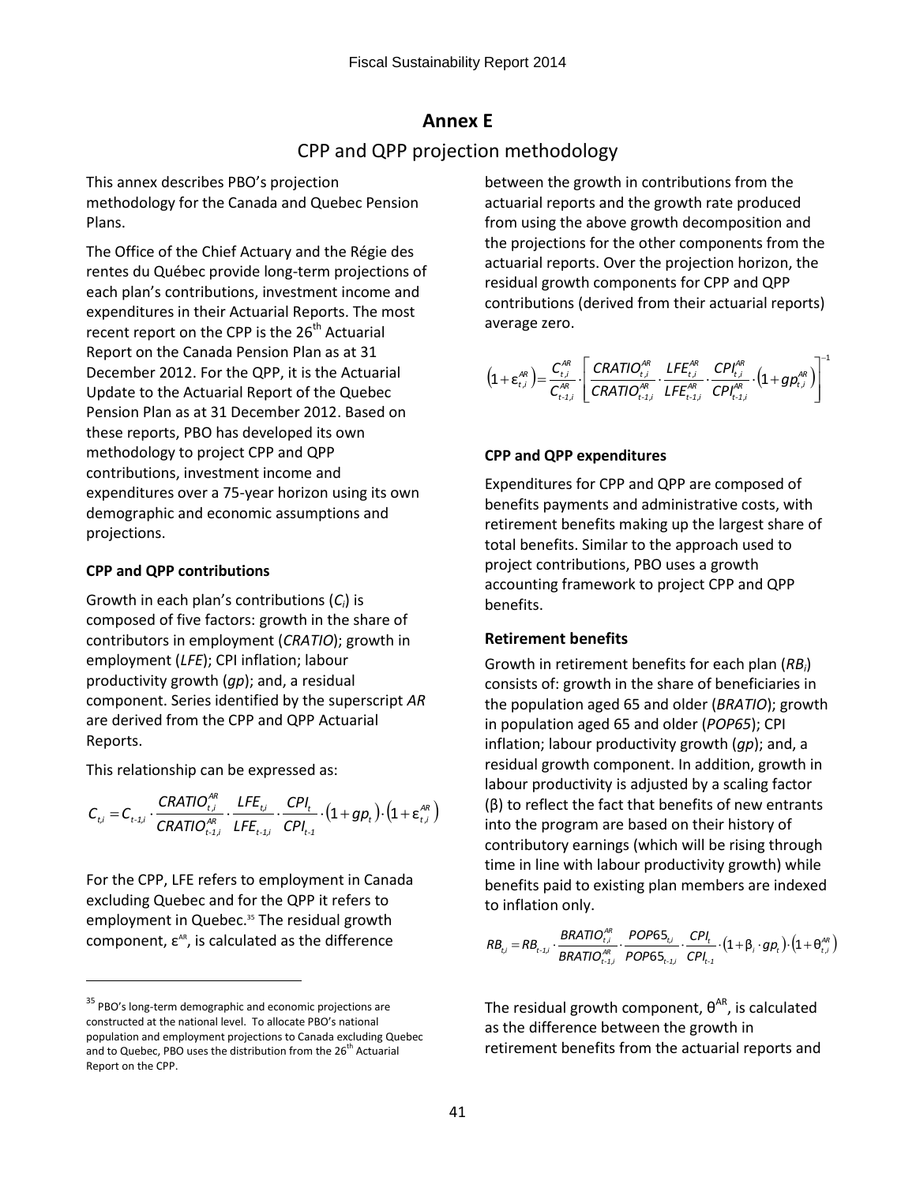# Annex E

## CPP and QPP projection methodology

This annex describes PBO's projection methodology for the Canada and Quebec Pension Plans.

The Office of the Chief Actuary and the Régie des rentes du Québec provide long-term projections of each plan's contributions, investment income and expenditures in their Actuarial Reports. The most recent report on the CPP is the 26th Actuarial Report on the Canada Pension Plan as at 31 December 2012. For the QPP, it is the Actuarial Update to the Actuarial Report of the Quebec Pension Plan as at 31 December 2012. Based on these reports, PBO has developed its own methodology to project CPP and QPP contributions, investment income and expenditures over a 75-year horizon using its own demographic and economic assumptions and projections.

### CPP and QPP contributions

Growth in each plan's contributions ($C_i$) is composed of five factors: growth in the share of contributors in employment (*CRATIO*); growth in employment (*LFE*); CPI inflation; labour productivity growth (*gp*); and, a residual component. Series identified by the superscript *AR* are derived from the CPP and QPP Actuarial Reports.

This relationship can be expressed as:

$$C_{t,i} = C_{t-1,i} \cdot \frac{CRATIO_{t,i}^{AR}}{CRATIO_{t-1,i}^{AR}} \cdot \frac{LFE_{t,i}}{LFE_{t-1,i}} \cdot \frac{CPI_t}{CPI_{t-1}} \cdot \left(1+gp_t\right) \cdot \left(1+\varepsilon_{t,i}^{AR}\right)$$

For the CPP, LFE refers to employment in Canada excluding Quebec and for the QPP it refers to employment in Quebec.[35] The residual growth component, $\varepsilon^{AR}$, is calculated as the difference between the growth in contributions from the actuarial reports and the growth rate produced from using the above growth decomposition and the projections for the other components from the actuarial reports. Over the projection horizon, the residual growth components for CPP and QPP contributions (derived from their actuarial reports) average zero.

$$\left(1+\varepsilon_{t,i}^{AR}\right) = \frac{C_{t,i}^{AR}}{C_{t-1,i}^{AR}} \cdot \left[ \frac{CRATIO_{t,i}^{AR}}{CRATIO_{t-1,i}^{AR}} \cdot \frac{LFE_{t,i}^{AR}}{LFE_{t-1,i}^{AR}} \cdot \frac{CPI_{t,i}^{AR}}{CPI_{t-1,i}^{AR}} \cdot \left(1+gp_{t,i}^{AR}\right) \right]^{-1}$$

### CPP and QPP expenditures

Expenditures for CPP and QPP are composed of benefits payments and administrative costs, with retirement benefits making up the largest share of total benefits. Similar to the approach used to project contributions, PBO uses a growth accounting framework to project CPP and QPP benefits.

### Retirement benefits

Growth in retirement benefits for each plan ($RB_i$) consists of: growth in the share of beneficiaries in the population aged 65 and older (*BRATIO*); growth in population aged 65 and older (*POP65*); CPI inflation; labour productivity growth (*gp*); and, a residual growth component. In addition, growth in labour productivity is adjusted by a scaling factor (β) to reflect the fact that benefits of new entrants into the program are based on their history of contributory earnings (which will be rising through time in line with labour productivity growth) while benefits paid to existing plan members are indexed to inflation only.

$$RB_{t,i} = RB_{t-1,i} \cdot \frac{BRATIO_{t,i}^{AR}}{BRATIO_{t-1,i}^{AR}} \cdot \frac{POP65_{t,i}}{POP65_{t-1,i}} \cdot \frac{CPI_t}{CPI_{t-1}} \cdot \left(1+\beta_i \cdot gp_t\right) \cdot \left(1+\theta_{t,i}^{AR}\right)$$

The residual growth component, $\theta^{AR}$, is calculated as the difference between the growth in retirement benefits from the actuarial reports and

[35] PBO's long-term demographic and economic projections are constructed at the national level. To allocate PBO's national population and employment projections to Canada excluding Quebec and to Quebec, PBO uses the distribution from the 26th Actuarial Report on the CPP.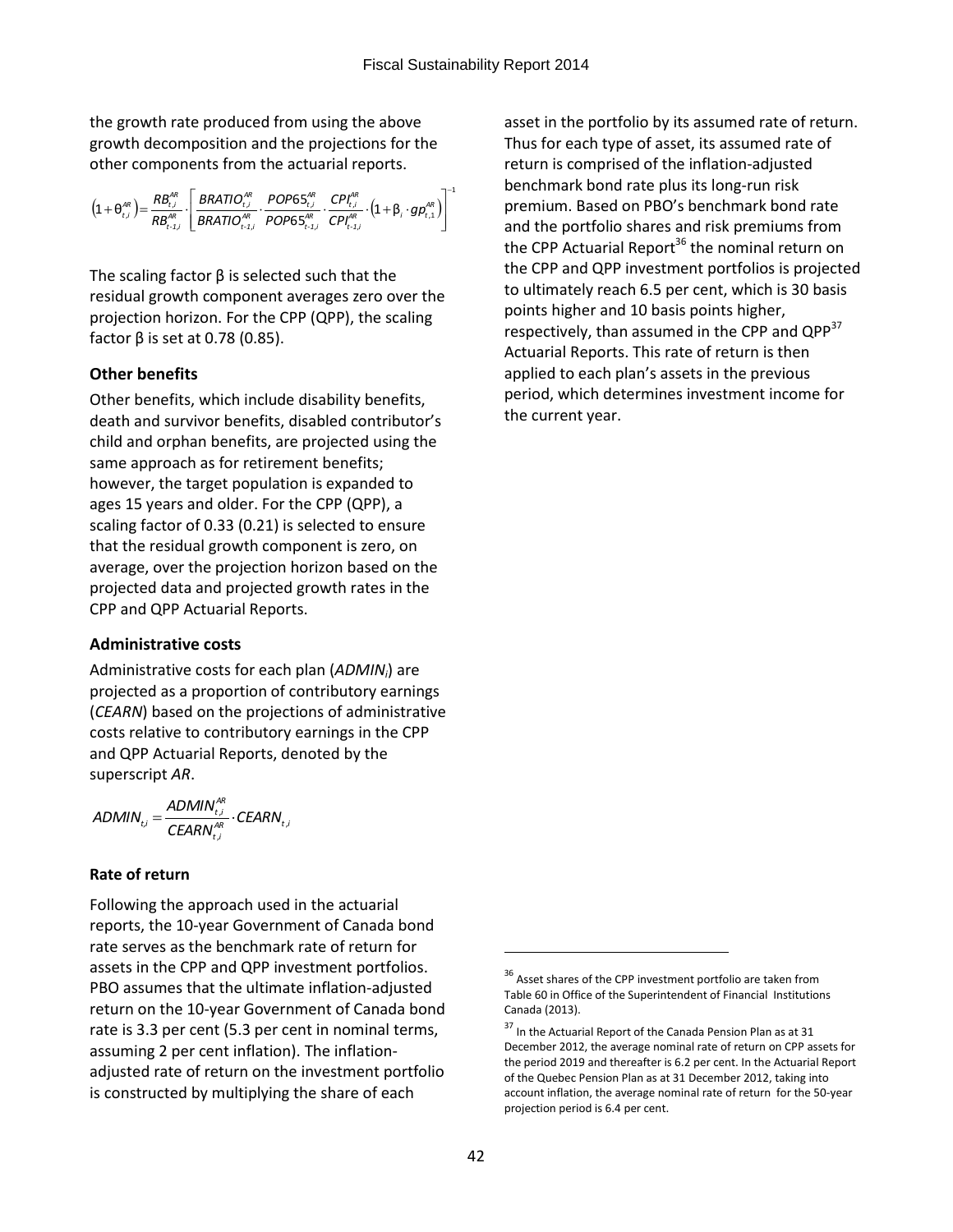the growth rate produced from using the above growth decomposition and the projections for the other components from the actuarial reports.

$$\left(1+\theta_{t,i}^{AR}\right)=\frac{RB_{t,i}^{AR}}{RB_{t-1,i}^{AR}}\cdot\left[\frac{BRATIO_{t,i}^{AR}}{BRATIO_{t-1,i}^{AR}}\cdot\frac{POP65_{t,i}^{AR}}{POP65_{t-1,i}^{AR}}\cdot\frac{CPI_{t,i}^{AR}}{CPI_{t-1,i}^{AR}}\cdot\left(1+\beta_i\cdot gp_{t,1}^{AR}\right)\right]^{-1}$$

The scaling factor β is selected such that the residual growth component averages zero over the projection horizon. For the CPP (QPP), the scaling factor β is set at 0.78 (0.85).

### Other benefits

Other benefits, which include disability benefits, death and survivor benefits, disabled contributor's child and orphan benefits, are projected using the same approach as for retirement benefits; however, the target population is expanded to ages 15 years and older. For the CPP (QPP), a scaling factor of 0.33 (0.21) is selected to ensure that the residual growth component is zero, on average, over the projection horizon based on the projected data and projected growth rates in the CPP and QPP Actuarial Reports.

### Administrative costs

Administrative costs for each plan ($ADMIN_i$) are projected as a proportion of contributory earnings (*CEARN*) based on the projections of administrative costs relative to contributory earnings in the CPP and QPP Actuarial Reports, denoted by the superscript *AR*.

$$ADMIN_{t,i}=\frac{ADMIN_{t,i}^{AR}}{CEARN_{t,i}^{AR}}\cdot CEARN_{t,i}$$

### Rate of return

Following the approach used in the actuarial reports, the 10-year Government of Canada bond rate serves as the benchmark rate of return for assets in the CPP and QPP investment portfolios. PBO assumes that the ultimate inflation-adjusted return on the 10-year Government of Canada bond rate is 3.3 per cent (5.3 per cent in nominal terms, assuming 2 per cent inflation). The inflation-adjusted rate of return on the investment portfolio is constructed by multiplying the share of each asset in the portfolio by its assumed rate of return. Thus for each type of asset, its assumed rate of return is comprised of the inflation-adjusted benchmark bond rate plus its long-run risk premium. Based on PBO's benchmark bond rate and the portfolio shares and risk premiums from the CPP Actuarial Report[36] the nominal return on the CPP and QPP investment portfolios is projected to ultimately reach 6.5 per cent, which is 30 basis points higher and 10 basis points higher, respectively, than assumed in the CPP and QPP[37] Actuarial Reports. This rate of return is then applied to each plan's assets in the previous period, which determines investment income for the current year.

---

[36] Asset shares of the CPP investment portfolio are taken from Table 60 in Office of the Superintendent of Financial Institutions Canada (2013).

[37] In the Actuarial Report of the Canada Pension Plan as at 31 December 2012, the average nominal rate of return on CPP assets for the period 2019 and thereafter is 6.2 per cent. In the Actuarial Report of the Quebec Pension Plan as at 31 December 2012, taking into account inflation, the average nominal rate of return for the 50-year projection period is 6.4 per cent.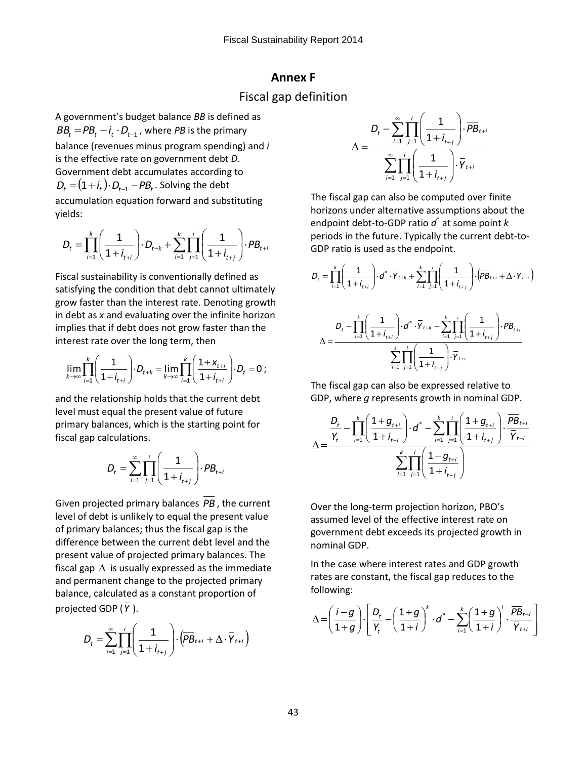## Annex F

### Fiscal gap definition

A government's budget balance *BB* is defined as $BB_t = PB_t - i_t \cdot D_{t-1}$, where *PB* is the primary balance (revenues minus program spending) and *i* is the effective rate on government debt *D*. Government debt accumulates according to $D_t = (1 + i_t) \cdot D_{t-1} - PB_t$. Solving the debt accumulation equation forward and substituting yields:

$$D_t = \prod_{i=1}^{k} \left( \frac{1}{1 + i_{t+i}} \right) \cdot D_{t+k} + \sum_{i=1}^{k} \prod_{j=1}^{i} \left( \frac{1}{1 + i_{t+j}} \right) \cdot PB_{t+i}$$

Fiscal sustainability is conventionally defined as satisfying the condition that debt cannot ultimately grow faster than the interest rate. Denoting growth in debt as *x* and evaluating over the infinite horizon implies that if debt does not grow faster than the interest rate over the long term, then

$$\lim_{k \to \infty} \prod_{i=1}^{k} \left( \frac{1}{1 + i_{t+i}} \right) \cdot D_{t+k} = \lim_{k \to \infty} \prod_{i=1}^{k} \left( \frac{1 + x_{t+i}}{1 + i_{t+i}} \right) \cdot D_t = 0 \, ;$$

and the relationship holds that the current debt level must equal the present value of future primary balances, which is the starting point for fiscal gap calculations.

$$D_t = \sum_{i=1}^{\infty} \prod_{j=1}^{i} \left( \frac{1}{1 + i_{t+j}} \right) \cdot PB_{t+i}$$

Given projected primary balances $\overline{PB}$, the current level of debt is unlikely to equal the present value of primary balances; thus the fiscal gap is the difference between the current debt level and the present value of projected primary balances. The fiscal gap $\Delta$ is usually expressed as the immediate and permanent change to the projected primary balance, calculated as a constant proportion of projected GDP ($\overline{Y}$).

$$D_t = \sum_{i=1}^{\infty} \prod_{j=1}^{i} \left( \frac{1}{1 + i_{t+j}} \right) \cdot \left( \overline{PB}_{t+i} + \Delta \cdot \overline{Y}_{t+i} \right)$$

$$\Delta = \frac{D_t - \sum_{i=1}^{\infty} \prod_{j=1}^{i} \left( \frac{1}{1 + i_{t+j}} \right) \cdot \overline{PB}_{t+i}}{\sum_{i=1}^{\infty} \prod_{j=1}^{i} \left( \frac{1}{1 + i_{t+j}} \right) \cdot \overline{Y}_{t+i}}$$

The fiscal gap can also be computed over finite horizons under alternative assumptions about the endpoint debt-to-GDP ratio $d^*$ at some point *k* periods in the future. Typically the current debt-to-GDP ratio is used as the endpoint.

$$D_t = \prod_{i=1}^{k} \left( \frac{1}{1 + i_{t+i}} \right) \cdot d^* \cdot \overline{Y}_{t+k} + \sum_{i=1}^{k} \prod_{j=1}^{i} \left( \frac{1}{1 + i_{t+j}} \right) \cdot \left( \overline{PB}_{t+i} + \Delta \cdot \overline{Y}_{t+i} \right)$$

$$\Delta = \frac{D_t - \prod_{i=1}^{k} \left( \frac{1}{1 + i_{t+i}} \right) \cdot d^* \cdot \overline{Y}_{t+k} - \sum_{i=1}^{k} \prod_{j=1}^{i} \left( \frac{1}{1 + i_{t+j}} \right) \cdot PB_{t+i}}{\sum_{i=1}^{k} \prod_{j=1}^{i} \left( \frac{1}{1 + i_{t+j}} \right) \cdot \overline{Y}_{t+i}}$$

The fiscal gap can also be expressed relative to GDP, where *g* represents growth in nominal GDP.

$$\Delta = \frac{\frac{D_t}{Y_t} - \prod_{i=1}^{k} \left( \frac{1 + g_{t+i}}{1 + i_{t+i}} \right) \cdot d^* - \sum_{i=1}^{k} \prod_{j=1}^{i} \left( \frac{1 + g_{t+i}}{1 + i_{t+j}} \right) \cdot \frac{\overline{PB}_{t+i}}{\overline{Y}_{t+i}}}{\sum_{i=1}^{k} \prod_{j=1}^{i} \left( \frac{1 + g_{t+i}}{1 + i_{t+j}} \right)}$$

Over the long-term projection horizon, PBO's assumed level of the effective interest rate on government debt exceeds its projected growth in nominal GDP.

In the case where interest rates and GDP growth rates are constant, the fiscal gap reduces to the following:

$$\Delta = \left( \frac{i - g}{1 + g} \right) \cdot \left[ \frac{D_t}{Y_t} - \left( \frac{1 + g}{1 + i} \right)^k \cdot d^* - \sum_{i=1}^{k} \left( \frac{1 + g}{1 + i} \right)^i \cdot \frac{\overline{PB}_{t+i}}{\overline{Y}_{t+i}} \right]$$